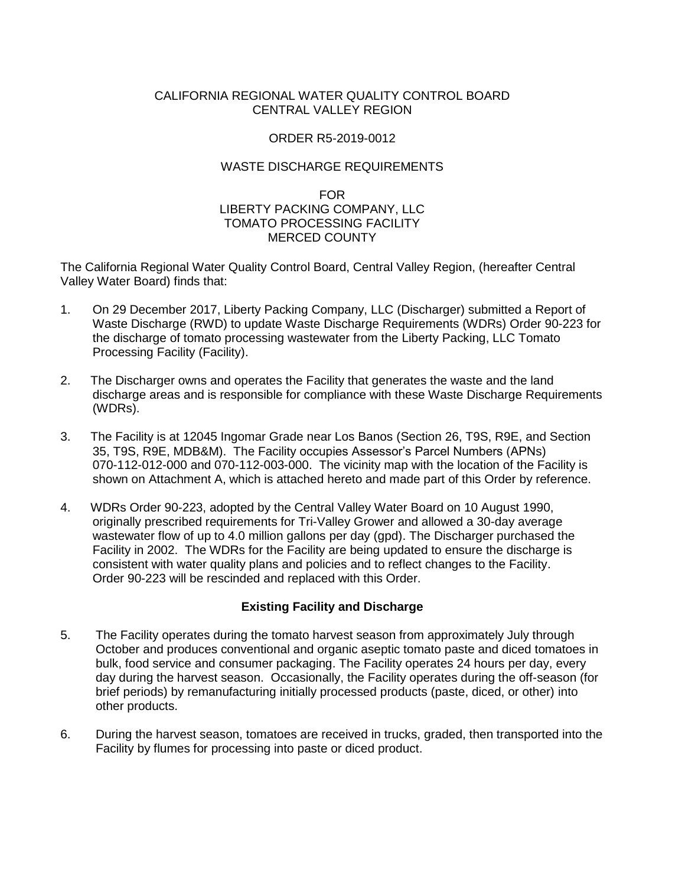CALIFORNIA REGIONAL WATER QUALITY CONTROL BOARD
CENTRAL VALLEY REGION

ORDER R5-2019-0012

WASTE DISCHARGE REQUIREMENTS

FOR
LIBERTY PACKING COMPANY, LLC
TOMATO PROCESSING FACILITY
MERCED COUNTY

The California Regional Water Quality Control Board, Central Valley Region, (hereafter Central Valley Water Board) finds that:

1. On 29 December 2017, Liberty Packing Company, LLC (Discharger) submitted a Report of Waste Discharge (RWD) to update Waste Discharge Requirements (WDRs) Order 90-223 for the discharge of tomato processing wastewater from the Liberty Packing, LLC Tomato Processing Facility (Facility).

2. The Discharger owns and operates the Facility that generates the waste and the land discharge areas and is responsible for compliance with these Waste Discharge Requirements (WDRs).

3. The Facility is at 12045 Ingomar Grade near Los Banos (Section 26, T9S, R9E, and Section 35, T9S, R9E, MDB&M). The Facility occupies Assessor's Parcel Numbers (APNs) 070-112-012-000 and 070-112-003-000. The vicinity map with the location of the Facility is shown on Attachment A, which is attached hereto and made part of this Order by reference.

4. WDRs Order 90-223, adopted by the Central Valley Water Board on 10 August 1990, originally prescribed requirements for Tri-Valley Grower and allowed a 30-day average wastewater flow of up to 4.0 million gallons per day (gpd). The Discharger purchased the Facility in 2002. The WDRs for the Facility are being updated to ensure the discharge is consistent with water quality plans and policies and to reflect changes to the Facility. Order 90-223 will be rescinded and replaced with this Order.

## Existing Facility and Discharge

5. The Facility operates during the tomato harvest season from approximately July through October and produces conventional and organic aseptic tomato paste and diced tomatoes in bulk, food service and consumer packaging. The Facility operates 24 hours per day, every day during the harvest season. Occasionally, the Facility operates during the off-season (for brief periods) by remanufacturing initially processed products (paste, diced, or other) into other products.

6. During the harvest season, tomatoes are received in trucks, graded, then transported into the Facility by flumes for processing into paste or diced product.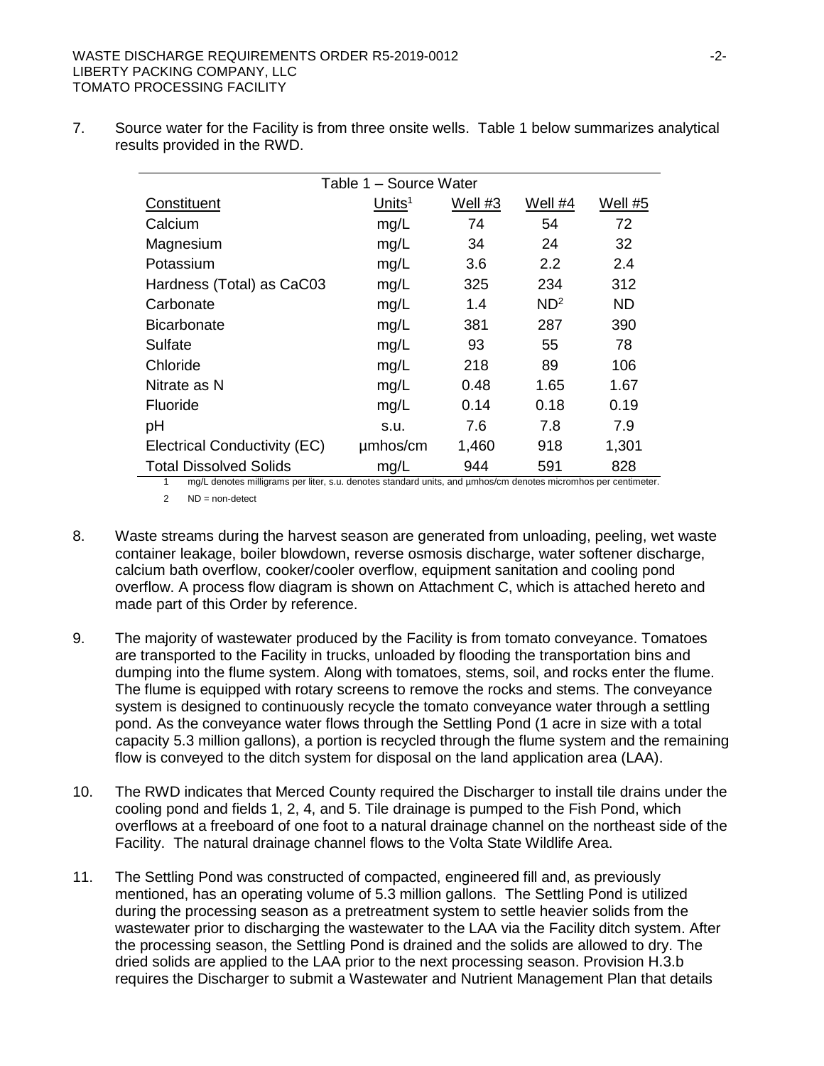7. Source water for the Facility is from three onsite wells. Table 1 below summarizes analytical results provided in the RWD.

| Table 1 – Source Water | | | | |
|---|---|---|---|---|
| Constituent | Units[1] | Well #3 | Well #4 | Well #5 |
| Calcium | mg/L | 74 | 54 | 72 |
| Magnesium | mg/L | 34 | 24 | 32 |
| Potassium | mg/L | 3.6 | 2.2 | 2.4 |
| Hardness (Total) as CaC03 | mg/L | 325 | 234 | 312 |
| Carbonate | mg/L | 1.4 | ND[2] | ND |
| Bicarbonate | mg/L | 381 | 287 | 390 |
| Sulfate | mg/L | 93 | 55 | 78 |
| Chloride | mg/L | 218 | 89 | 106 |
| Nitrate as N | mg/L | 0.48 | 1.65 | 1.67 |
| Fluoride | mg/L | 0.14 | 0.18 | 0.19 |
| pH | s.u. | 7.6 | 7.8 | 7.9 |
| Electrical Conductivity (EC) | µmhos/cm | 1,460 | 918 | 1,301 |
| Total Dissolved Solids | mg/L | 944 | 591 | 828 |

1 mg/L denotes milligrams per liter, s.u. denotes standard units, and µmhos/cm denotes micromhos per centimeter.

2 ND = non-detect

8. Waste streams during the harvest season are generated from unloading, peeling, wet waste container leakage, boiler blowdown, reverse osmosis discharge, water softener discharge, calcium bath overflow, cooker/cooler overflow, equipment sanitation and cooling pond overflow. A process flow diagram is shown on Attachment C, which is attached hereto and made part of this Order by reference.

9. The majority of wastewater produced by the Facility is from tomato conveyance. Tomatoes are transported to the Facility in trucks, unloaded by flooding the transportation bins and dumping into the flume system. Along with tomatoes, stems, soil, and rocks enter the flume. The flume is equipped with rotary screens to remove the rocks and stems. The conveyance system is designed to continuously recycle the tomato conveyance water through a settling pond. As the conveyance water flows through the Settling Pond (1 acre in size with a total capacity 5.3 million gallons), a portion is recycled through the flume system and the remaining flow is conveyed to the ditch system for disposal on the land application area (LAA).

10. The RWD indicates that Merced County required the Discharger to install tile drains under the cooling pond and fields 1, 2, 4, and 5. Tile drainage is pumped to the Fish Pond, which overflows at a freeboard of one foot to a natural drainage channel on the northeast side of the Facility. The natural drainage channel flows to the Volta State Wildlife Area.

11. The Settling Pond was constructed of compacted, engineered fill and, as previously mentioned, has an operating volume of 5.3 million gallons. The Settling Pond is utilized during the processing season as a pretreatment system to settle heavier solids from the wastewater prior to discharging the wastewater to the LAA via the Facility ditch system. After the processing season, the Settling Pond is drained and the solids are allowed to dry. The dried solids are applied to the LAA prior to the next processing season. Provision H.3.b requires the Discharger to submit a Wastewater and Nutrient Management Plan that details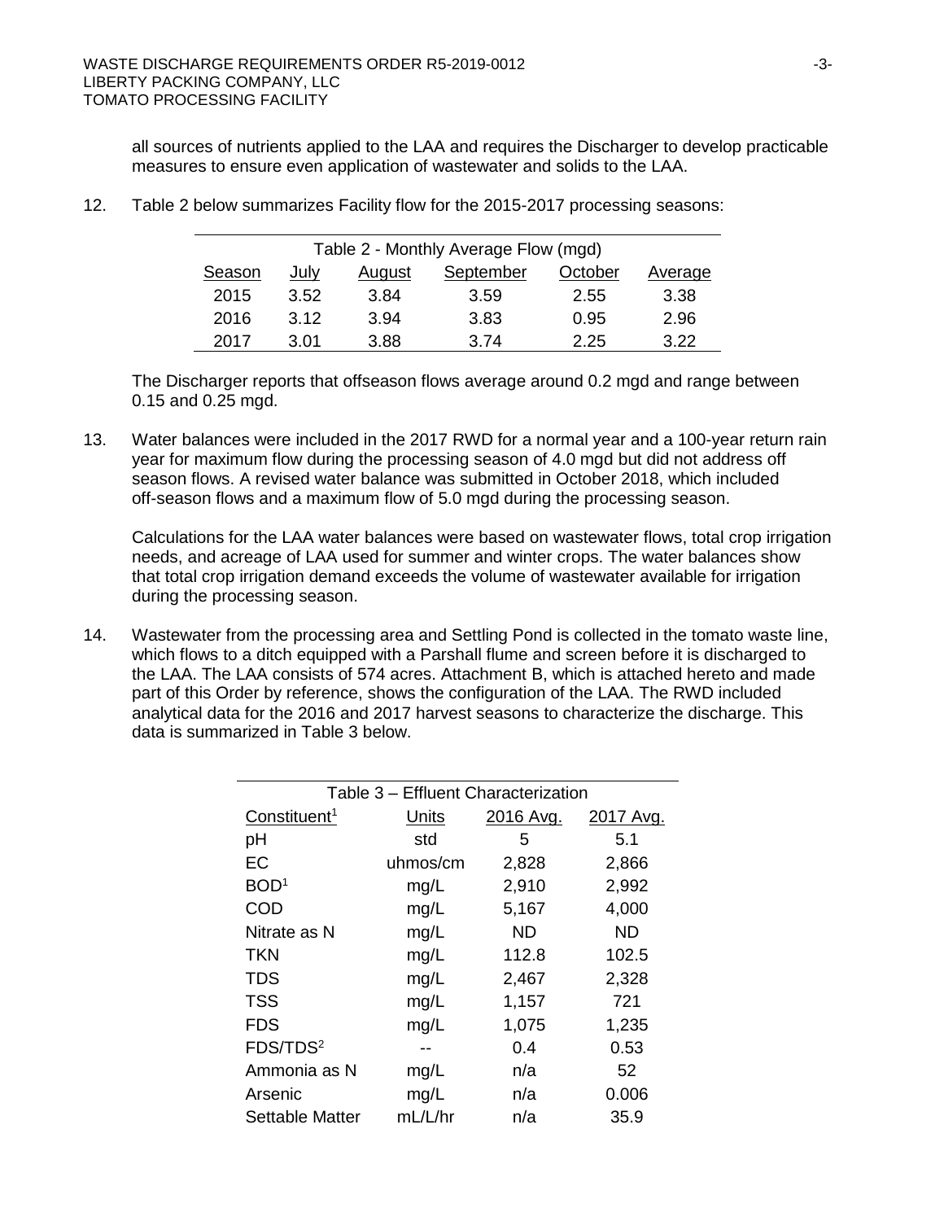all sources of nutrients applied to the LAA and requires the Discharger to develop practicable measures to ensure even application of wastewater and solids to the LAA.

12. Table 2 below summarizes Facility flow for the 2015-2017 processing seasons:

| Table 2 - Monthly Average Flow (mgd) | | | | | |
|---|---|---|---|---|---|
| Season | July | August | September | October | Average |
| 2015 | 3.52 | 3.84 | 3.59 | 2.55 | 3.38 |
| 2016 | 3.12 | 3.94 | 3.83 | 0.95 | 2.96 |
| 2017 | 3.01 | 3.88 | 3.74 | 2.25 | 3.22 |

The Discharger reports that offseason flows average around 0.2 mgd and range between 0.15 and 0.25 mgd.

13. Water balances were included in the 2017 RWD for a normal year and a 100-year return rain year for maximum flow during the processing season of 4.0 mgd but did not address off season flows. A revised water balance was submitted in October 2018, which included off-season flows and a maximum flow of 5.0 mgd during the processing season.

Calculations for the LAA water balances were based on wastewater flows, total crop irrigation needs, and acreage of LAA used for summer and winter crops. The water balances show that total crop irrigation demand exceeds the volume of wastewater available for irrigation during the processing season.

14. Wastewater from the processing area and Settling Pond is collected in the tomato waste line, which flows to a ditch equipped with a Parshall flume and screen before it is discharged to the LAA. The LAA consists of 574 acres. Attachment B, which is attached hereto and made part of this Order by reference, shows the configuration of the LAA. The RWD included analytical data for the 2016 and 2017 harvest seasons to characterize the discharge. This data is summarized in Table 3 below.

| Table 3 – Effluent Characterization | | | |
|---|---|---|---|
| Constituent[1] | Units | 2016 Avg. | 2017 Avg. |
| pH | std | 5 | 5.1 |
| EC | uhmos/cm | 2,828 | 2,866 |
| BOD[1] | mg/L | 2,910 | 2,992 |
| COD | mg/L | 5,167 | 4,000 |
| Nitrate as N | mg/L | ND | ND |
| TKN | mg/L | 112.8 | 102.5 |
| TDS | mg/L | 2,467 | 2,328 |
| TSS | mg/L | 1,157 | 721 |
| FDS | mg/L | 1,075 | 1,235 |
| FDS/TDS[2] | -- | 0.4 | 0.53 |
| Ammonia as N | mg/L | n/a | 52 |
| Arsenic | mg/L | n/a | 0.006 |
| Settable Matter | mL/L/hr | n/a | 35.9 |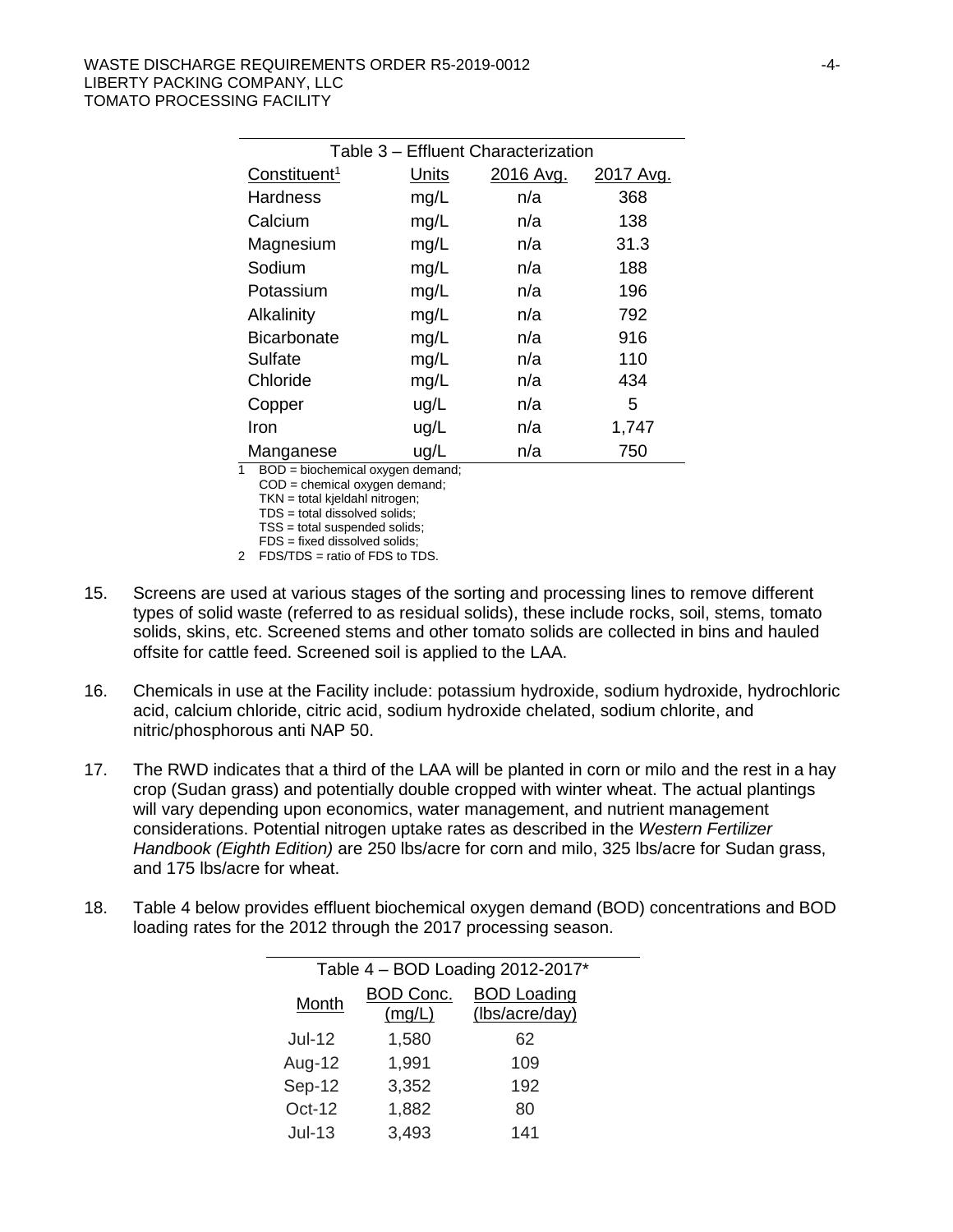Table 3 – Effluent Characterization

| Constituent[1] | Units | 2016 Avg. | 2017 Avg. |
|---|---|---|---|
| Hardness | mg/L | n/a | 368 |
| Calcium | mg/L | n/a | 138 |
| Magnesium | mg/L | n/a | 31.3 |
| Sodium | mg/L | n/a | 188 |
| Potassium | mg/L | n/a | 196 |
| Alkalinity | mg/L | n/a | 792 |
| Bicarbonate | mg/L | n/a | 916 |
| Sulfate | mg/L | n/a | 110 |
| Chloride | mg/L | n/a | 434 |
| Copper | ug/L | n/a | 5 |
| Iron | ug/L | n/a | 1,747 |
| Manganese | ug/L | n/a | 750 |

1 BOD = biochemical oxygen demand;
COD = chemical oxygen demand;
TKN = total kjeldahl nitrogen;
TDS = total dissolved solids;
TSS = total suspended solids;
FDS = fixed dissolved solids;

2 FDS/TDS = ratio of FDS to TDS.

15. Screens are used at various stages of the sorting and processing lines to remove different types of solid waste (referred to as residual solids), these include rocks, soil, stems, tomato solids, skins, etc. Screened stems and other tomato solids are collected in bins and hauled offsite for cattle feed. Screened soil is applied to the LAA.

16. Chemicals in use at the Facility include: potassium hydroxide, sodium hydroxide, hydrochloric acid, calcium chloride, citric acid, sodium hydroxide chelated, sodium chlorite, and nitric/phosphorous anti NAP 50.

17. The RWD indicates that a third of the LAA will be planted in corn or milo and the rest in a hay crop (Sudan grass) and potentially double cropped with winter wheat. The actual plantings will vary depending upon economics, water management, and nutrient management considerations. Potential nitrogen uptake rates as described in the *Western Fertilizer Handbook (Eighth Edition)* are 250 lbs/acre for corn and milo, 325 lbs/acre for Sudan grass, and 175 lbs/acre for wheat.

18. Table 4 below provides effluent biochemical oxygen demand (BOD) concentrations and BOD loading rates for the 2012 through the 2017 processing season.

Table 4 – BOD Loading 2012-2017*

| Month | BOD Conc. (mg/L) | BOD Loading (lbs/acre/day) |
|---|---|---|
| Jul-12 | 1,580 | 62 |
| Aug-12 | 1,991 | 109 |
| Sep-12 | 3,352 | 192 |
| Oct-12 | 1,882 | 80 |
| Jul-13 | 3,493 | 141 |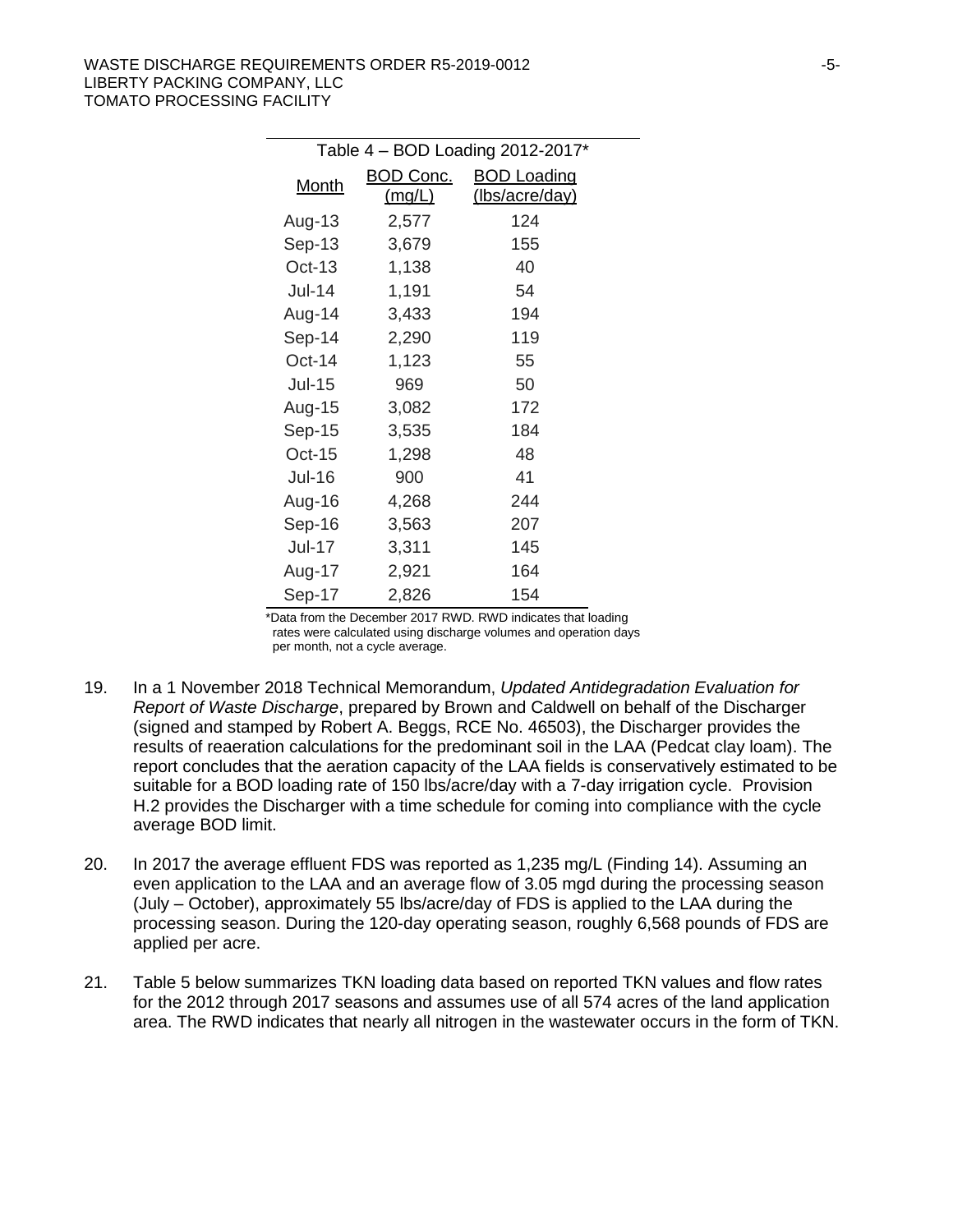Table 4 – BOD Loading 2012-2017*

| Month | BOD Conc. (mg/L) | BOD Loading (lbs/acre/day) |
|---|---|---|
| Aug-13 | 2,577 | 124 |
| Sep-13 | 3,679 | 155 |
| Oct-13 | 1,138 | 40 |
| Jul-14 | 1,191 | 54 |
| Aug-14 | 3,433 | 194 |
| Sep-14 | 2,290 | 119 |
| Oct-14 | 1,123 | 55 |
| Jul-15 | 969 | 50 |
| Aug-15 | 3,082 | 172 |
| Sep-15 | 3,535 | 184 |
| Oct-15 | 1,298 | 48 |
| Jul-16 | 900 | 41 |
| Aug-16 | 4,268 | 244 |
| Sep-16 | 3,563 | 207 |
| Jul-17 | 3,311 | 145 |
| Aug-17 | 2,921 | 164 |
| Sep-17 | 2,826 | 154 |

*Data from the December 2017 RWD. RWD indicates that loading rates were calculated using discharge volumes and operation days per month, not a cycle average.

19. In a 1 November 2018 Technical Memorandum, *Updated Antidegradation Evaluation for Report of Waste Discharge*, prepared by Brown and Caldwell on behalf of the Discharger (signed and stamped by Robert A. Beggs, RCE No. 46503), the Discharger provides the results of reaeration calculations for the predominant soil in the LAA (Pedcat clay loam). The report concludes that the aeration capacity of the LAA fields is conservatively estimated to be suitable for a BOD loading rate of 150 lbs/acre/day with a 7-day irrigation cycle. Provision H.2 provides the Discharger with a time schedule for coming into compliance with the cycle average BOD limit.

20. In 2017 the average effluent FDS was reported as 1,235 mg/L (Finding 14). Assuming an even application to the LAA and an average flow of 3.05 mgd during the processing season (July – October), approximately 55 lbs/acre/day of FDS is applied to the LAA during the processing season. During the 120-day operating season, roughly 6,568 pounds of FDS are applied per acre.

21. Table 5 below summarizes TKN loading data based on reported TKN values and flow rates for the 2012 through 2017 seasons and assumes use of all 574 acres of the land application area. The RWD indicates that nearly all nitrogen in the wastewater occurs in the form of TKN.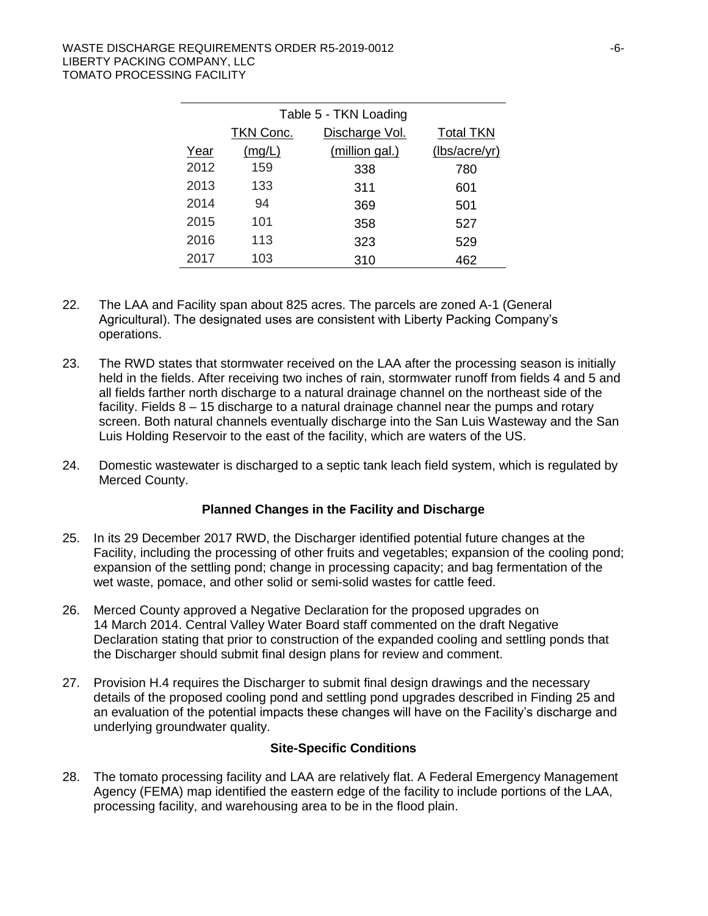Table 5 - TKN Loading

| Year | TKN Conc. (mg/L) | Discharge Vol. (million gal.) | Total TKN (lbs/acre/yr) |
|---|---|---|---|
| 2012 | 159 | 338 | 780 |
| 2013 | 133 | 311 | 601 |
| 2014 | 94 | 369 | 501 |
| 2015 | 101 | 358 | 527 |
| 2016 | 113 | 323 | 529 |
| 2017 | 103 | 310 | 462 |

22. The LAA and Facility span about 825 acres. The parcels are zoned A-1 (General Agricultural). The designated uses are consistent with Liberty Packing Company's operations.

23. The RWD states that stormwater received on the LAA after the processing season is initially held in the fields. After receiving two inches of rain, stormwater runoff from fields 4 and 5 and all fields farther north discharge to a natural drainage channel on the northeast side of the facility. Fields 8 – 15 discharge to a natural drainage channel near the pumps and rotary screen. Both natural channels eventually discharge into the San Luis Wasteway and the San Luis Holding Reservoir to the east of the facility, which are waters of the US.

24. Domestic wastewater is discharged to a septic tank leach field system, which is regulated by Merced County.

### Planned Changes in the Facility and Discharge

25. In its 29 December 2017 RWD, the Discharger identified potential future changes at the Facility, including the processing of other fruits and vegetables; expansion of the cooling pond; expansion of the settling pond; change in processing capacity; and bag fermentation of the wet waste, pomace, and other solid or semi-solid wastes for cattle feed.

26. Merced County approved a Negative Declaration for the proposed upgrades on 14 March 2014. Central Valley Water Board staff commented on the draft Negative Declaration stating that prior to construction of the expanded cooling and settling ponds that the Discharger should submit final design plans for review and comment.

27. Provision H.4 requires the Discharger to submit final design drawings and the necessary details of the proposed cooling pond and settling pond upgrades described in Finding 25 and an evaluation of the potential impacts these changes will have on the Facility's discharge and underlying groundwater quality.

### Site-Specific Conditions

28. The tomato processing facility and LAA are relatively flat. A Federal Emergency Management Agency (FEMA) map identified the eastern edge of the facility to include portions of the LAA, processing facility, and warehousing area to be in the flood plain.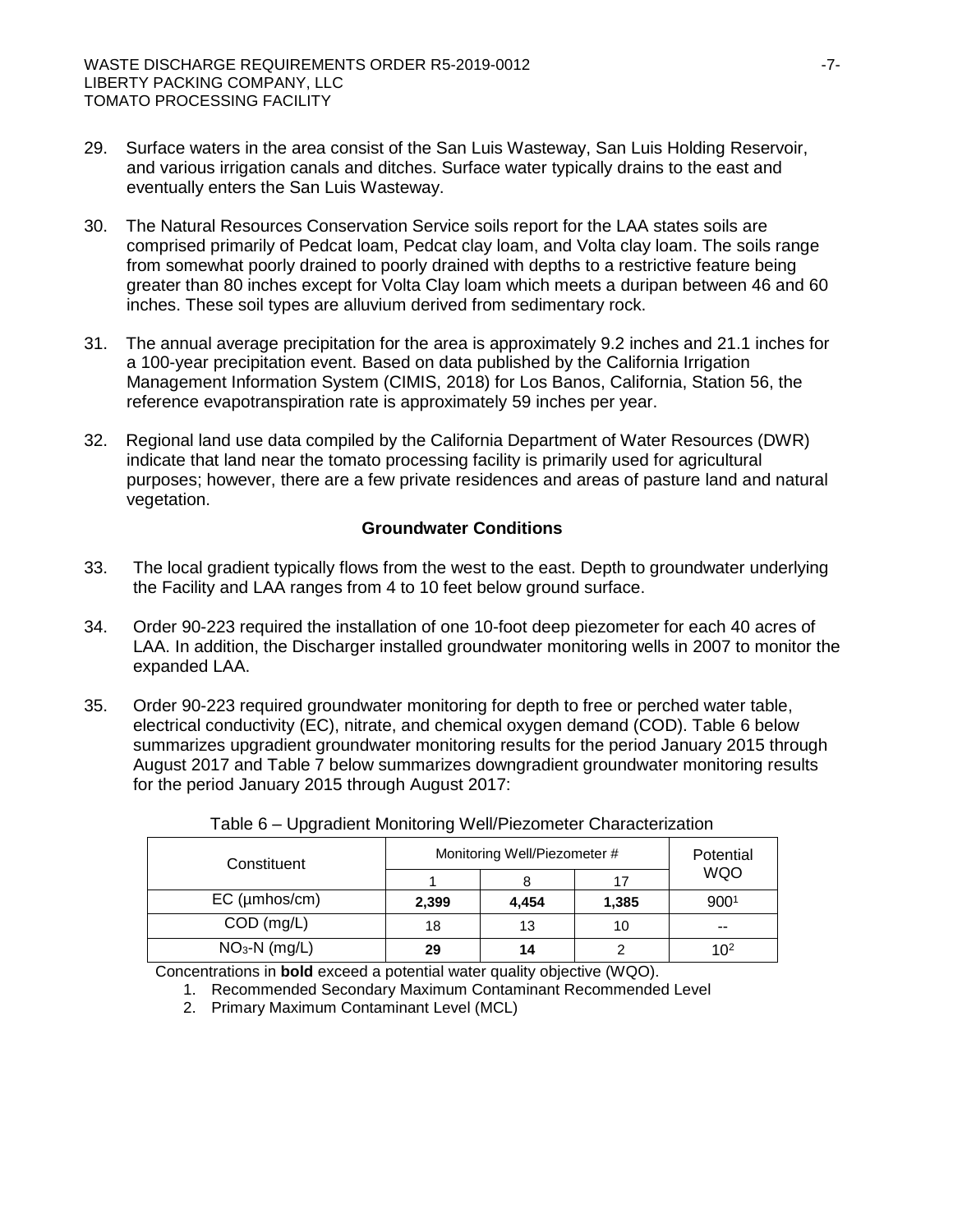29. Surface waters in the area consist of the San Luis Wasteway, San Luis Holding Reservoir, and various irrigation canals and ditches. Surface water typically drains to the east and eventually enters the San Luis Wasteway.

30. The Natural Resources Conservation Service soils report for the LAA states soils are comprised primarily of Pedcat loam, Pedcat clay loam, and Volta clay loam. The soils range from somewhat poorly drained to poorly drained with depths to a restrictive feature being greater than 80 inches except for Volta Clay loam which meets a duripan between 46 and 60 inches. These soil types are alluvium derived from sedimentary rock.

31. The annual average precipitation for the area is approximately 9.2 inches and 21.1 inches for a 100-year precipitation event. Based on data published by the California Irrigation Management Information System (CIMIS, 2018) for Los Banos, California, Station 56, the reference evapotranspiration rate is approximately 59 inches per year.

32. Regional land use data compiled by the California Department of Water Resources (DWR) indicate that land near the tomato processing facility is primarily used for agricultural purposes; however, there are a few private residences and areas of pasture land and natural vegetation.

## Groundwater Conditions

33. The local gradient typically flows from the west to the east. Depth to groundwater underlying the Facility and LAA ranges from 4 to 10 feet below ground surface.

34. Order 90-223 required the installation of one 10-foot deep piezometer for each 40 acres of LAA. In addition, the Discharger installed groundwater monitoring wells in 2007 to monitor the expanded LAA.

35. Order 90-223 required groundwater monitoring for depth to free or perched water table, electrical conductivity (EC), nitrate, and chemical oxygen demand (COD). Table 6 below summarizes upgradient groundwater monitoring results for the period January 2015 through August 2017 and Table 7 below summarizes downgradient groundwater monitoring results for the period January 2015 through August 2017:

Table 6 – Upgradient Monitoring Well/Piezometer Characterization

| Constituent | Monitoring Well/Piezometer # | | | Potential WQO |
|---|---|---|---|---|
| | 1 | 8 | 17 | |
| EC (µmhos/cm) | **2,399** | **4,454** | **1,385** | 900[1] |
| COD (mg/L) | 18 | 13 | 10 | -- |
| $NO_3$-N (mg/L) | **29** | **14** | 2 | 10[2] |

Concentrations in **bold** exceed a potential water quality objective (WQO).

1. Recommended Secondary Maximum Contaminant Recommended Level
2. Primary Maximum Contaminant Level (MCL)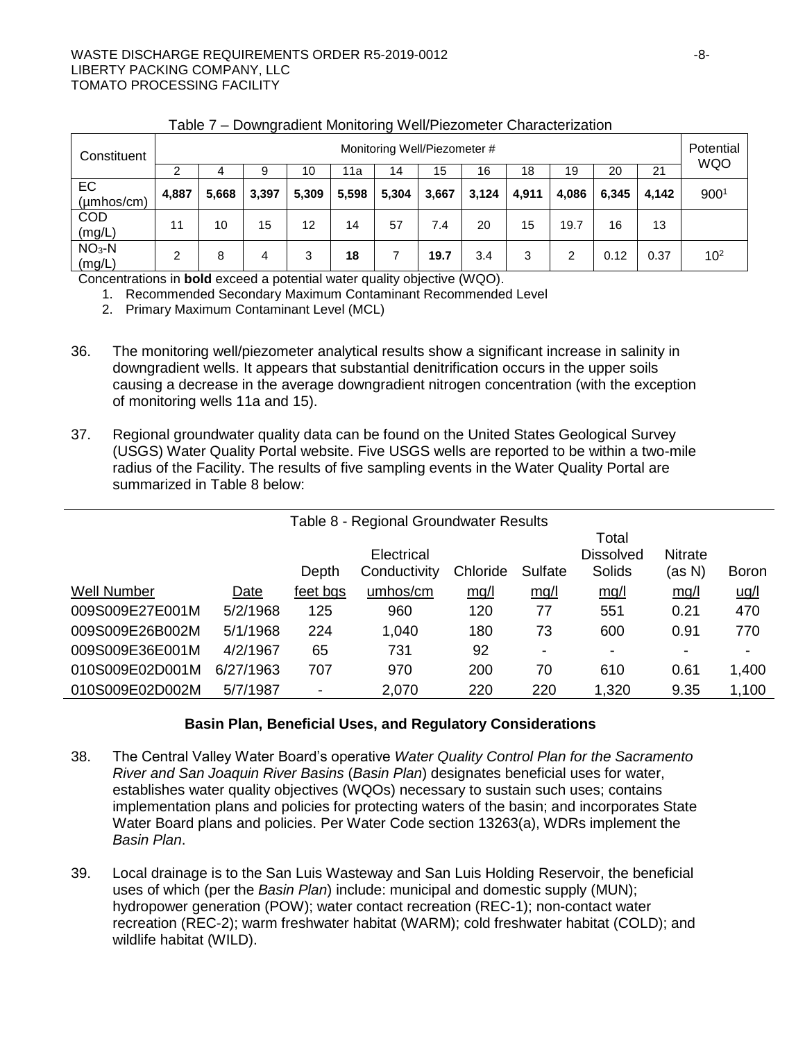Table 7 – Downgradient Monitoring Well/Piezometer Characterization

| Constituent | Monitoring Well/Piezometer # | | | | | | | | | | | | Potential WQO |
|---|---|---|---|---|---|---|---|---|---|---|---|---|---|
| | 2 | 4 | 9 | 10 | 11a | 14 | 15 | 16 | 18 | 19 | 20 | 21 | |
| EC (µmhos/cm) | **4,887** | **5,668** | **3,397** | **5,309** | **5,598** | **5,304** | **3,667** | **3,124** | **4,911** | **4,086** | **6,345** | **4,142** | 900[1] |
| COD (mg/L) | 11 | 10 | 15 | 12 | 14 | 57 | 7.4 | 20 | 15 | 19.7 | 16 | 13 | |
| $NO_3$-N (mg/L) | 2 | 8 | 4 | 3 | **18** | 7 | **19.7** | 3.4 | 3 | 2 | 0.12 | 0.37 | 10[2] |

Concentrations in **bold** exceed a potential water quality objective (WQO).

1. Recommended Secondary Maximum Contaminant Recommended Level
2. Primary Maximum Contaminant Level (MCL)

36. The monitoring well/piezometer analytical results show a significant increase in salinity in downgradient wells. It appears that substantial denitrification occurs in the upper soils causing a decrease in the average downgradient nitrogen concentration (with the exception of monitoring wells 11a and 15).

37. Regional groundwater quality data can be found on the United States Geological Survey (USGS) Water Quality Portal website. Five USGS wells are reported to be within a two-mile radius of the Facility. The results of five sampling events in the Water Quality Portal are summarized in Table 8 below:

Table 8 - Regional Groundwater Results

| Well Number | Date | Depth feet bgs | Electrical Conductivity umhos/cm | Chloride mg/l | Sulfate mg/l | Total Dissolved Solids mg/l | Nitrate (as N) mg/l | Boron ug/l |
|---|---|---|---|---|---|---|---|---|
| 009S009E27E001M | 5/2/1968 | 125 | 960 | 120 | 77 | 551 | 0.21 | 470 |
| 009S009E26B002M | 5/1/1968 | 224 | 1,040 | 180 | 73 | 600 | 0.91 | 770 |
| 009S009E36E001M | 4/2/1967 | 65 | 731 | 92 | - | - | - | - |
| 010S009E02D001M | 6/27/1963 | 707 | 970 | 200 | 70 | 610 | 0.61 | 1,400 |
| 010S009E02D002M | 5/7/1987 | - | 2,070 | 220 | 220 | 1,320 | 9.35 | 1,100 |

## Basin Plan, Beneficial Uses, and Regulatory Considerations

38. The Central Valley Water Board's operative *Water Quality Control Plan for the Sacramento River and San Joaquin River Basins* (*Basin Plan*) designates beneficial uses for water, establishes water quality objectives (WQOs) necessary to sustain such uses; contains implementation plans and policies for protecting waters of the basin; and incorporates State Water Board plans and policies. Per Water Code section 13263(a), WDRs implement the *Basin Plan*.

39. Local drainage is to the San Luis Wasteway and San Luis Holding Reservoir, the beneficial uses of which (per the *Basin Plan*) include: municipal and domestic supply (MUN); hydropower generation (POW); water contact recreation (REC-1); non-contact water recreation (REC-2); warm freshwater habitat (WARM); cold freshwater habitat (COLD); and wildlife habitat (WILD).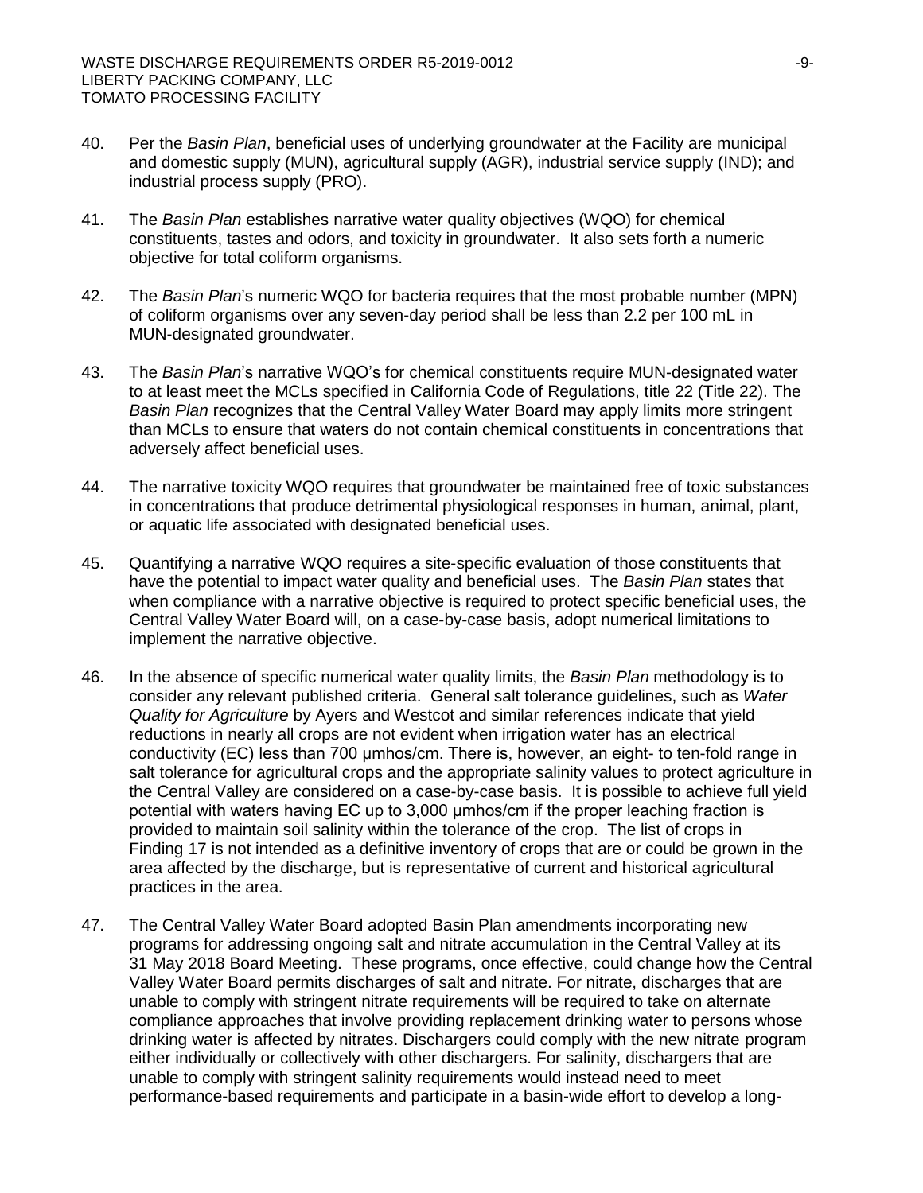40. Per the *Basin Plan*, beneficial uses of underlying groundwater at the Facility are municipal and domestic supply (MUN), agricultural supply (AGR), industrial service supply (IND); and industrial process supply (PRO).

41. The *Basin Plan* establishes narrative water quality objectives (WQO) for chemical constituents, tastes and odors, and toxicity in groundwater. It also sets forth a numeric objective for total coliform organisms.

42. The *Basin Plan*'s numeric WQO for bacteria requires that the most probable number (MPN) of coliform organisms over any seven-day period shall be less than 2.2 per 100 mL in MUN-designated groundwater.

43. The *Basin Plan*'s narrative WQO's for chemical constituents require MUN-designated water to at least meet the MCLs specified in California Code of Regulations, title 22 (Title 22). The *Basin Plan* recognizes that the Central Valley Water Board may apply limits more stringent than MCLs to ensure that waters do not contain chemical constituents in concentrations that adversely affect beneficial uses.

44. The narrative toxicity WQO requires that groundwater be maintained free of toxic substances in concentrations that produce detrimental physiological responses in human, animal, plant, or aquatic life associated with designated beneficial uses.

45. Quantifying a narrative WQO requires a site-specific evaluation of those constituents that have the potential to impact water quality and beneficial uses. The *Basin Plan* states that when compliance with a narrative objective is required to protect specific beneficial uses, the Central Valley Water Board will, on a case-by-case basis, adopt numerical limitations to implement the narrative objective.

46. In the absence of specific numerical water quality limits, the *Basin Plan* methodology is to consider any relevant published criteria. General salt tolerance guidelines, such as *Water Quality for Agriculture* by Ayers and Westcot and similar references indicate that yield reductions in nearly all crops are not evident when irrigation water has an electrical conductivity (EC) less than 700 µmhos/cm. There is, however, an eight- to ten-fold range in salt tolerance for agricultural crops and the appropriate salinity values to protect agriculture in the Central Valley are considered on a case-by-case basis. It is possible to achieve full yield potential with waters having EC up to 3,000 µmhos/cm if the proper leaching fraction is provided to maintain soil salinity within the tolerance of the crop. The list of crops in Finding 17 is not intended as a definitive inventory of crops that are or could be grown in the area affected by the discharge, but is representative of current and historical agricultural practices in the area.

47. The Central Valley Water Board adopted Basin Plan amendments incorporating new programs for addressing ongoing salt and nitrate accumulation in the Central Valley at its 31 May 2018 Board Meeting. These programs, once effective, could change how the Central Valley Water Board permits discharges of salt and nitrate. For nitrate, discharges that are unable to comply with stringent nitrate requirements will be required to take on alternate compliance approaches that involve providing replacement drinking water to persons whose drinking water is affected by nitrates. Dischargers could comply with the new nitrate program either individually or collectively with other dischargers. For salinity, dischargers that are unable to comply with stringent salinity requirements would instead need to meet performance-based requirements and participate in a basin-wide effort to develop a long-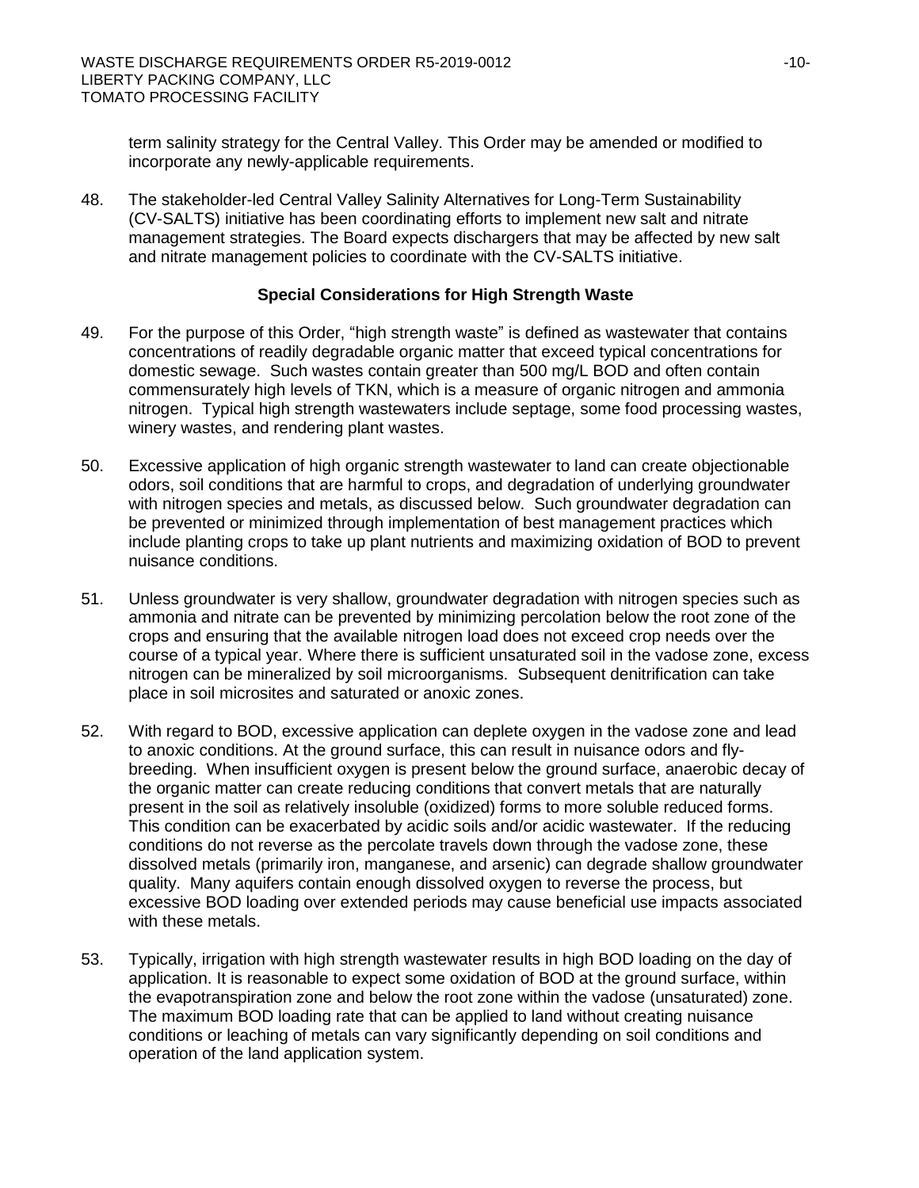term salinity strategy for the Central Valley. This Order may be amended or modified to incorporate any newly-applicable requirements.

48. The stakeholder-led Central Valley Salinity Alternatives for Long-Term Sustainability (CV-SALTS) initiative has been coordinating efforts to implement new salt and nitrate management strategies. The Board expects dischargers that may be affected by new salt and nitrate management policies to coordinate with the CV-SALTS initiative.

### Special Considerations for High Strength Waste

49. For the purpose of this Order, "high strength waste" is defined as wastewater that contains concentrations of readily degradable organic matter that exceed typical concentrations for domestic sewage. Such wastes contain greater than 500 mg/L BOD and often contain commensurately high levels of TKN, which is a measure of organic nitrogen and ammonia nitrogen. Typical high strength wastewaters include septage, some food processing wastes, winery wastes, and rendering plant wastes.

50. Excessive application of high organic strength wastewater to land can create objectionable odors, soil conditions that are harmful to crops, and degradation of underlying groundwater with nitrogen species and metals, as discussed below. Such groundwater degradation can be prevented or minimized through implementation of best management practices which include planting crops to take up plant nutrients and maximizing oxidation of BOD to prevent nuisance conditions.

51. Unless groundwater is very shallow, groundwater degradation with nitrogen species such as ammonia and nitrate can be prevented by minimizing percolation below the root zone of the crops and ensuring that the available nitrogen load does not exceed crop needs over the course of a typical year. Where there is sufficient unsaturated soil in the vadose zone, excess nitrogen can be mineralized by soil microorganisms. Subsequent denitrification can take place in soil microsites and saturated or anoxic zones.

52. With regard to BOD, excessive application can deplete oxygen in the vadose zone and lead to anoxic conditions. At the ground surface, this can result in nuisance odors and fly-breeding. When insufficient oxygen is present below the ground surface, anaerobic decay of the organic matter can create reducing conditions that convert metals that are naturally present in the soil as relatively insoluble (oxidized) forms to more soluble reduced forms. This condition can be exacerbated by acidic soils and/or acidic wastewater. If the reducing conditions do not reverse as the percolate travels down through the vadose zone, these dissolved metals (primarily iron, manganese, and arsenic) can degrade shallow groundwater quality. Many aquifers contain enough dissolved oxygen to reverse the process, but excessive BOD loading over extended periods may cause beneficial use impacts associated with these metals.

53. Typically, irrigation with high strength wastewater results in high BOD loading on the day of application. It is reasonable to expect some oxidation of BOD at the ground surface, within the evapotranspiration zone and below the root zone within the vadose (unsaturated) zone. The maximum BOD loading rate that can be applied to land without creating nuisance conditions or leaching of metals can vary significantly depending on soil conditions and operation of the land application system.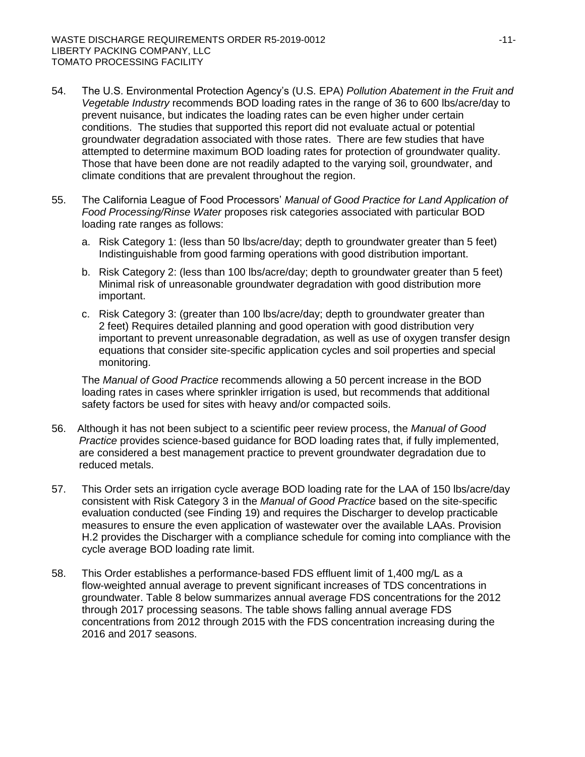54. The U.S. Environmental Protection Agency's (U.S. EPA) *Pollution Abatement in the Fruit and Vegetable Industry* recommends BOD loading rates in the range of 36 to 600 lbs/acre/day to prevent nuisance, but indicates the loading rates can be even higher under certain conditions. The studies that supported this report did not evaluate actual or potential groundwater degradation associated with those rates. There are few studies that have attempted to determine maximum BOD loading rates for protection of groundwater quality. Those that have been done are not readily adapted to the varying soil, groundwater, and climate conditions that are prevalent throughout the region.

55. The California League of Food Processors' *Manual of Good Practice for Land Application of Food Processing/Rinse Water* proposes risk categories associated with particular BOD loading rate ranges as follows:

    a. Risk Category 1: (less than 50 lbs/acre/day; depth to groundwater greater than 5 feet) Indistinguishable from good farming operations with good distribution important.

    b. Risk Category 2: (less than 100 lbs/acre/day; depth to groundwater greater than 5 feet) Minimal risk of unreasonable groundwater degradation with good distribution more important.

    c. Risk Category 3: (greater than 100 lbs/acre/day; depth to groundwater greater than 2 feet) Requires detailed planning and good operation with good distribution very important to prevent unreasonable degradation, as well as use of oxygen transfer design equations that consider site-specific application cycles and soil properties and special monitoring.

    The *Manual of Good Practice* recommends allowing a 50 percent increase in the BOD loading rates in cases where sprinkler irrigation is used, but recommends that additional safety factors be used for sites with heavy and/or compacted soils.

56. Although it has not been subject to a scientific peer review process, the *Manual of Good Practice* provides science-based guidance for BOD loading rates that, if fully implemented, are considered a best management practice to prevent groundwater degradation due to reduced metals.

57. This Order sets an irrigation cycle average BOD loading rate for the LAA of 150 lbs/acre/day consistent with Risk Category 3 in the *Manual of Good Practice* based on the site-specific evaluation conducted (see Finding 19) and requires the Discharger to develop practicable measures to ensure the even application of wastewater over the available LAAs. Provision H.2 provides the Discharger with a compliance schedule for coming into compliance with the cycle average BOD loading rate limit.

58. This Order establishes a performance-based FDS effluent limit of 1,400 mg/L as a flow-weighted annual average to prevent significant increases of TDS concentrations in groundwater. Table 8 below summarizes annual average FDS concentrations for the 2012 through 2017 processing seasons. The table shows falling annual average FDS concentrations from 2012 through 2015 with the FDS concentration increasing during the 2016 and 2017 seasons.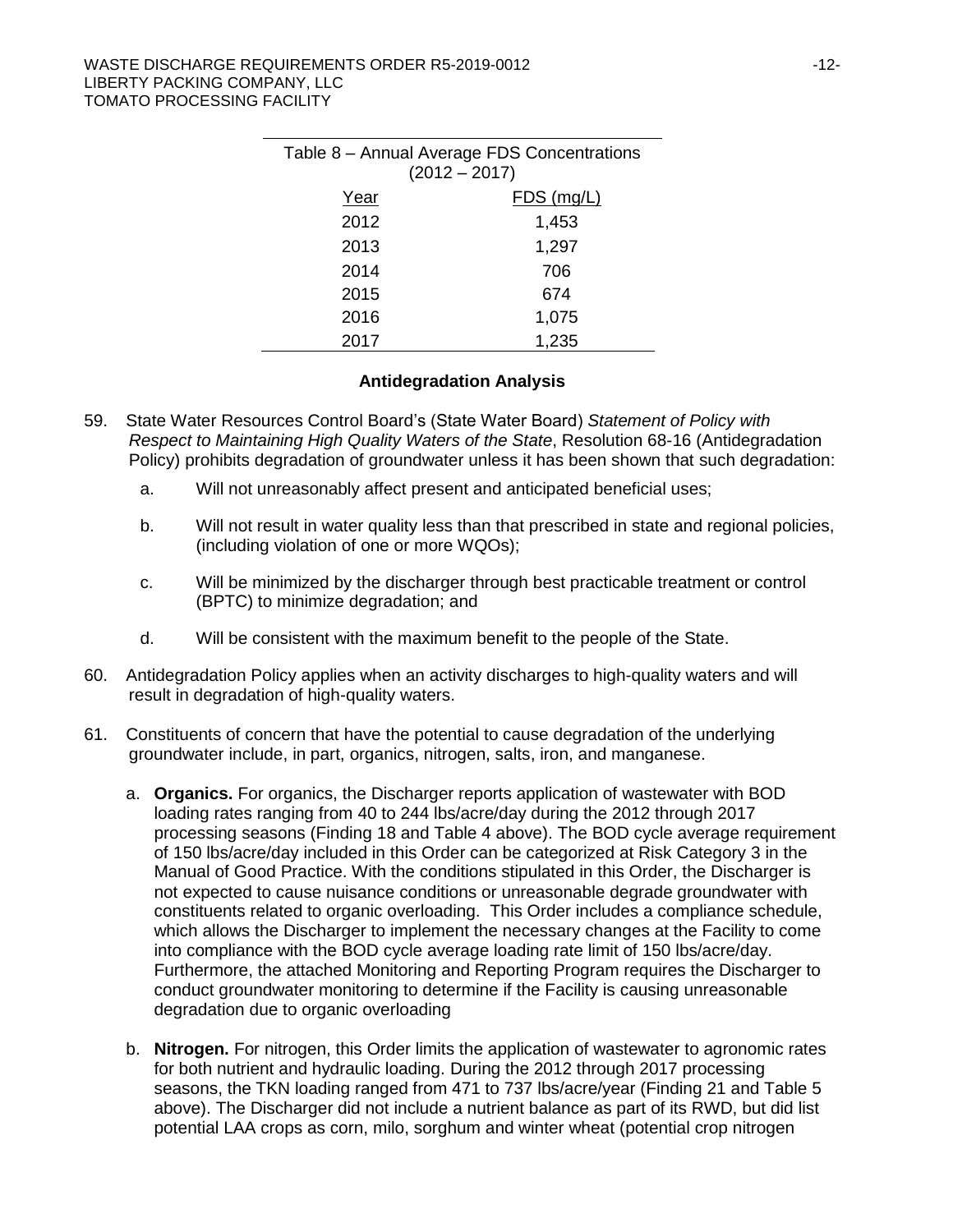Table 8 – Annual Average FDS Concentrations (2012 – 2017)

| Year | FDS (mg/L) |
|---|---|
| 2012 | 1,453 |
| 2013 | 1,297 |
| 2014 | 706 |
| 2015 | 674 |
| 2016 | 1,075 |
| 2017 | 1,235 |

### Antidegradation Analysis

59. State Water Resources Control Board's (State Water Board) *Statement of Policy with Respect to Maintaining High Quality Waters of the State*, Resolution 68-16 (Antidegradation Policy) prohibits degradation of groundwater unless it has been shown that such degradation:

    a. Will not unreasonably affect present and anticipated beneficial uses;

    b. Will not result in water quality less than that prescribed in state and regional policies, (including violation of one or more WQOs);

    c. Will be minimized by the discharger through best practicable treatment or control (BPTC) to minimize degradation; and

    d. Will be consistent with the maximum benefit to the people of the State.

60. Antidegradation Policy applies when an activity discharges to high-quality waters and will result in degradation of high-quality waters.

61. Constituents of concern that have the potential to cause degradation of the underlying groundwater include, in part, organics, nitrogen, salts, iron, and manganese.

    a. **Organics.** For organics, the Discharger reports application of wastewater with BOD loading rates ranging from 40 to 244 lbs/acre/day during the 2012 through 2017 processing seasons (Finding 18 and Table 4 above). The BOD cycle average requirement of 150 lbs/acre/day included in this Order can be categorized at Risk Category 3 in the Manual of Good Practice. With the conditions stipulated in this Order, the Discharger is not expected to cause nuisance conditions or unreasonable degrade groundwater with constituents related to organic overloading. This Order includes a compliance schedule, which allows the Discharger to implement the necessary changes at the Facility to come into compliance with the BOD cycle average loading rate limit of 150 lbs/acre/day. Furthermore, the attached Monitoring and Reporting Program requires the Discharger to conduct groundwater monitoring to determine if the Facility is causing unreasonable degradation due to organic overloading

    b. **Nitrogen.** For nitrogen, this Order limits the application of wastewater to agronomic rates for both nutrient and hydraulic loading. During the 2012 through 2017 processing seasons, the TKN loading ranged from 471 to 737 lbs/acre/year (Finding 21 and Table 5 above). The Discharger did not include a nutrient balance as part of its RWD, but did list potential LAA crops as corn, milo, sorghum and winter wheat (potential crop nitrogen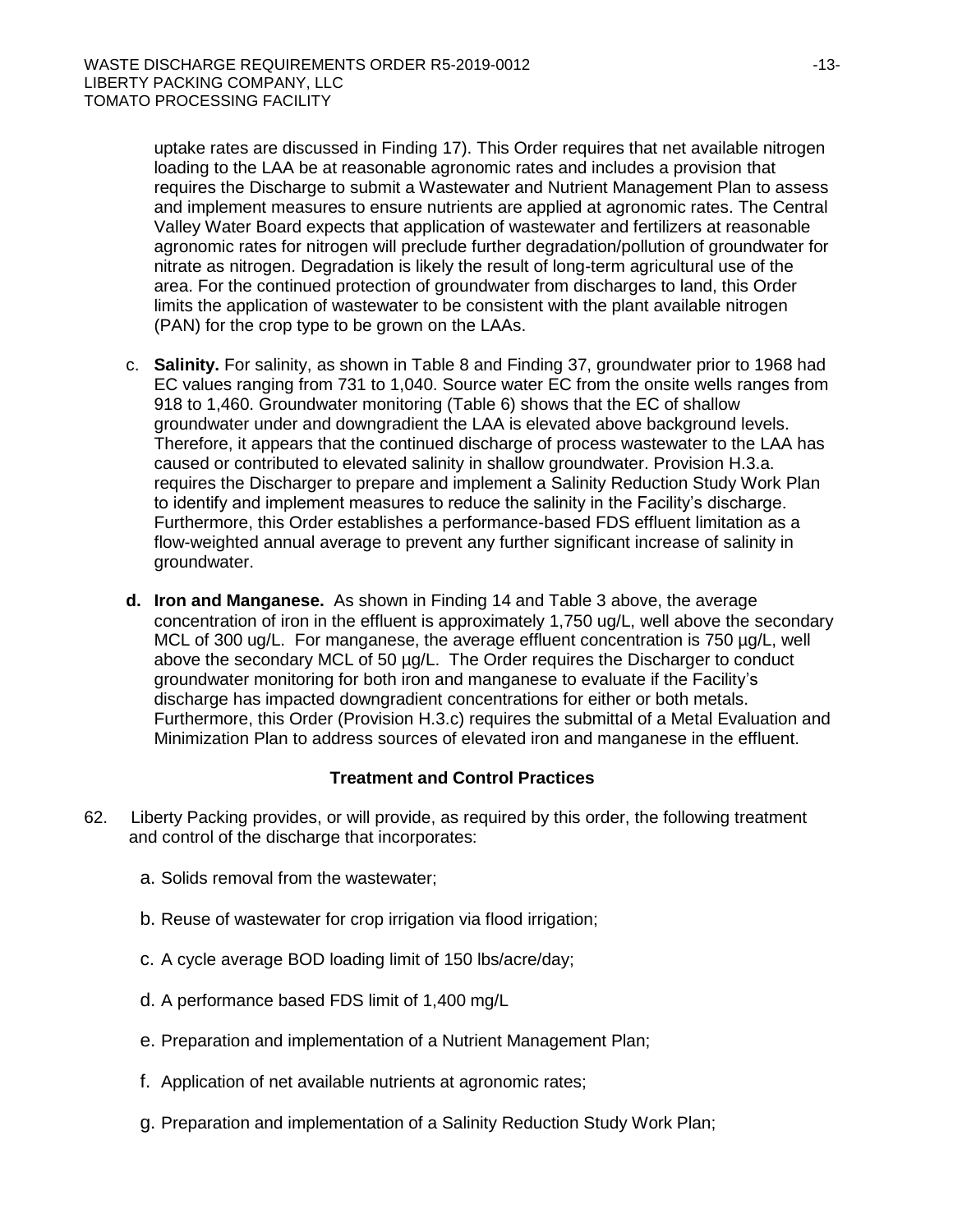uptake rates are discussed in Finding 17). This Order requires that net available nitrogen loading to the LAA be at reasonable agronomic rates and includes a provision that requires the Discharge to submit a Wastewater and Nutrient Management Plan to assess and implement measures to ensure nutrients are applied at agronomic rates. The Central Valley Water Board expects that application of wastewater and fertilizers at reasonable agronomic rates for nitrogen will preclude further degradation/pollution of groundwater for nitrate as nitrogen. Degradation is likely the result of long-term agricultural use of the area. For the continued protection of groundwater from discharges to land, this Order limits the application of wastewater to be consistent with the plant available nitrogen (PAN) for the crop type to be grown on the LAAs.

c. **Salinity.** For salinity, as shown in Table 8 and Finding 37, groundwater prior to 1968 had EC values ranging from 731 to 1,040. Source water EC from the onsite wells ranges from 918 to 1,460. Groundwater monitoring (Table 6) shows that the EC of shallow groundwater under and downgradient the LAA is elevated above background levels. Therefore, it appears that the continued discharge of process wastewater to the LAA has caused or contributed to elevated salinity in shallow groundwater. Provision H.3.a. requires the Discharger to prepare and implement a Salinity Reduction Study Work Plan to identify and implement measures to reduce the salinity in the Facility's discharge. Furthermore, this Order establishes a performance-based FDS effluent limitation as a flow-weighted annual average to prevent any further significant increase of salinity in groundwater.

**d. Iron and Manganese.** As shown in Finding 14 and Table 3 above, the average concentration of iron in the effluent is approximately 1,750 ug/L, well above the secondary MCL of 300 ug/L. For manganese, the average effluent concentration is 750 µg/L, well above the secondary MCL of 50 µg/L. The Order requires the Discharger to conduct groundwater monitoring for both iron and manganese to evaluate if the Facility's discharge has impacted downgradient concentrations for either or both metals. Furthermore, this Order (Provision H.3.c) requires the submittal of a Metal Evaluation and Minimization Plan to address sources of elevated iron and manganese in the effluent.

### Treatment and Control Practices

62. Liberty Packing provides, or will provide, as required by this order, the following treatment and control of the discharge that incorporates:

   a. Solids removal from the wastewater;

   b. Reuse of wastewater for crop irrigation via flood irrigation;

   c. A cycle average BOD loading limit of 150 lbs/acre/day;

   d. A performance based FDS limit of 1,400 mg/L

   e. Preparation and implementation of a Nutrient Management Plan;

   f. Application of net available nutrients at agronomic rates;

   g. Preparation and implementation of a Salinity Reduction Study Work Plan;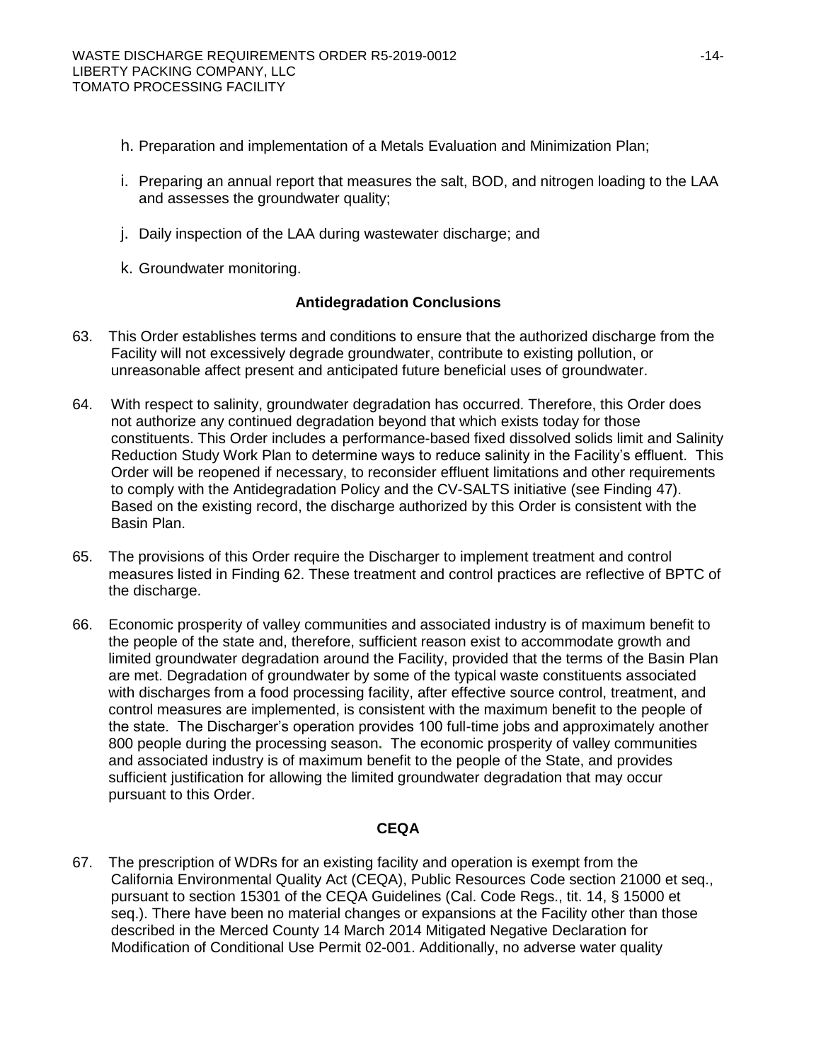h. Preparation and implementation of a Metals Evaluation and Minimization Plan;

i. Preparing an annual report that measures the salt, BOD, and nitrogen loading to the LAA and assesses the groundwater quality;

j. Daily inspection of the LAA during wastewater discharge; and

k. Groundwater monitoring.

**Antidegradation Conclusions**

63. This Order establishes terms and conditions to ensure that the authorized discharge from the Facility will not excessively degrade groundwater, contribute to existing pollution, or unreasonable affect present and anticipated future beneficial uses of groundwater.

64. With respect to salinity, groundwater degradation has occurred. Therefore, this Order does not authorize any continued degradation beyond that which exists today for those constituents. This Order includes a performance-based fixed dissolved solids limit and Salinity Reduction Study Work Plan to determine ways to reduce salinity in the Facility's effluent. This Order will be reopened if necessary, to reconsider effluent limitations and other requirements to comply with the Antidegradation Policy and the CV-SALTS initiative (see Finding 47). Based on the existing record, the discharge authorized by this Order is consistent with the Basin Plan.

65. The provisions of this Order require the Discharger to implement treatment and control measures listed in Finding 62. These treatment and control practices are reflective of BPTC of the discharge.

66. Economic prosperity of valley communities and associated industry is of maximum benefit to the people of the state and, therefore, sufficient reason exist to accommodate growth and limited groundwater degradation around the Facility, provided that the terms of the Basin Plan are met. Degradation of groundwater by some of the typical waste constituents associated with discharges from a food processing facility, after effective source control, treatment, and control measures are implemented, is consistent with the maximum benefit to the people of the state. The Discharger's operation provides 100 full-time jobs and approximately another 800 people during the processing season. The economic prosperity of valley communities and associated industry is of maximum benefit to the people of the State, and provides sufficient justification for allowing the limited groundwater degradation that may occur pursuant to this Order.

**CEQA**

67. The prescription of WDRs for an existing facility and operation is exempt from the California Environmental Quality Act (CEQA), Public Resources Code section 21000 et seq., pursuant to section 15301 of the CEQA Guidelines (Cal. Code Regs., tit. 14, § 15000 et seq.). There have been no material changes or expansions at the Facility other than those described in the Merced County 14 March 2014 Mitigated Negative Declaration for Modification of Conditional Use Permit 02-001. Additionally, no adverse water quality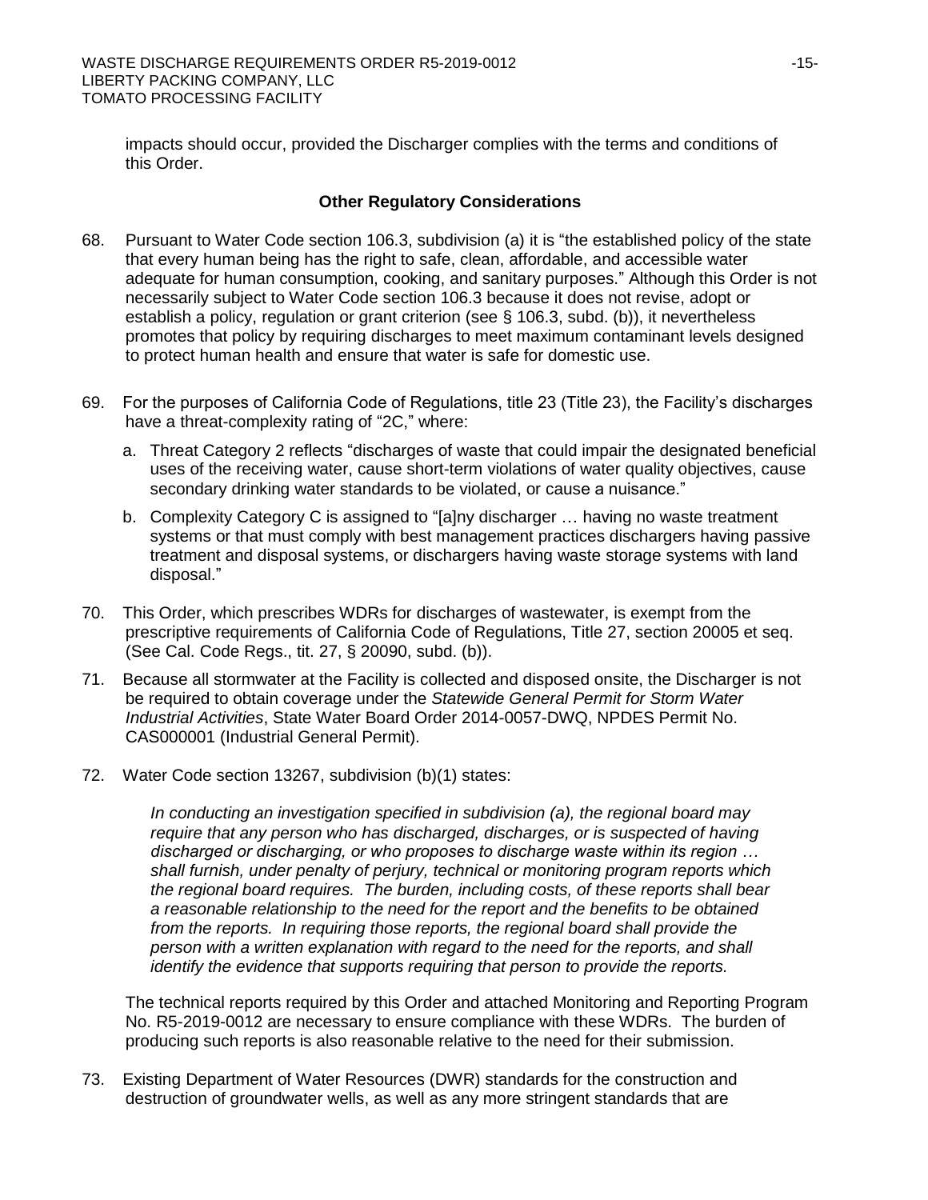impacts should occur, provided the Discharger complies with the terms and conditions of this Order.

**Other Regulatory Considerations**

68. Pursuant to Water Code section 106.3, subdivision (a) it is "the established policy of the state that every human being has the right to safe, clean, affordable, and accessible water adequate for human consumption, cooking, and sanitary purposes." Although this Order is not necessarily subject to Water Code section 106.3 because it does not revise, adopt or establish a policy, regulation or grant criterion (see § 106.3, subd. (b)), it nevertheless promotes that policy by requiring discharges to meet maximum contaminant levels designed to protect human health and ensure that water is safe for domestic use.

69. For the purposes of California Code of Regulations, title 23 (Title 23), the Facility's discharges have a threat-complexity rating of "2C," where:

    a. Threat Category 2 reflects "discharges of waste that could impair the designated beneficial uses of the receiving water, cause short-term violations of water quality objectives, cause secondary drinking water standards to be violated, or cause a nuisance."

    b. Complexity Category C is assigned to "[a]ny discharger … having no waste treatment systems or that must comply with best management practices dischargers having passive treatment and disposal systems, or dischargers having waste storage systems with land disposal."

70. This Order, which prescribes WDRs for discharges of wastewater, is exempt from the prescriptive requirements of California Code of Regulations, Title 27, section 20005 et seq. (See Cal. Code Regs., tit. 27, § 20090, subd. (b)).

71. Because all stormwater at the Facility is collected and disposed onsite, the Discharger is not be required to obtain coverage under the *Statewide General Permit for Storm Water Industrial Activities*, State Water Board Order 2014-0057-DWQ, NPDES Permit No. CAS000001 (Industrial General Permit).

72. Water Code section 13267, subdivision (b)(1) states:

    *In conducting an investigation specified in subdivision (a), the regional board may require that any person who has discharged, discharges, or is suspected of having discharged or discharging, or who proposes to discharge waste within its region … shall furnish, under penalty of perjury, technical or monitoring program reports which the regional board requires. The burden, including costs, of these reports shall bear a reasonable relationship to the need for the report and the benefits to be obtained from the reports. In requiring those reports, the regional board shall provide the person with a written explanation with regard to the need for the reports, and shall identify the evidence that supports requiring that person to provide the reports.*

    The technical reports required by this Order and attached Monitoring and Reporting Program No. R5-2019-0012 are necessary to ensure compliance with these WDRs. The burden of producing such reports is also reasonable relative to the need for their submission.

73. Existing Department of Water Resources (DWR) standards for the construction and destruction of groundwater wells, as well as any more stringent standards that are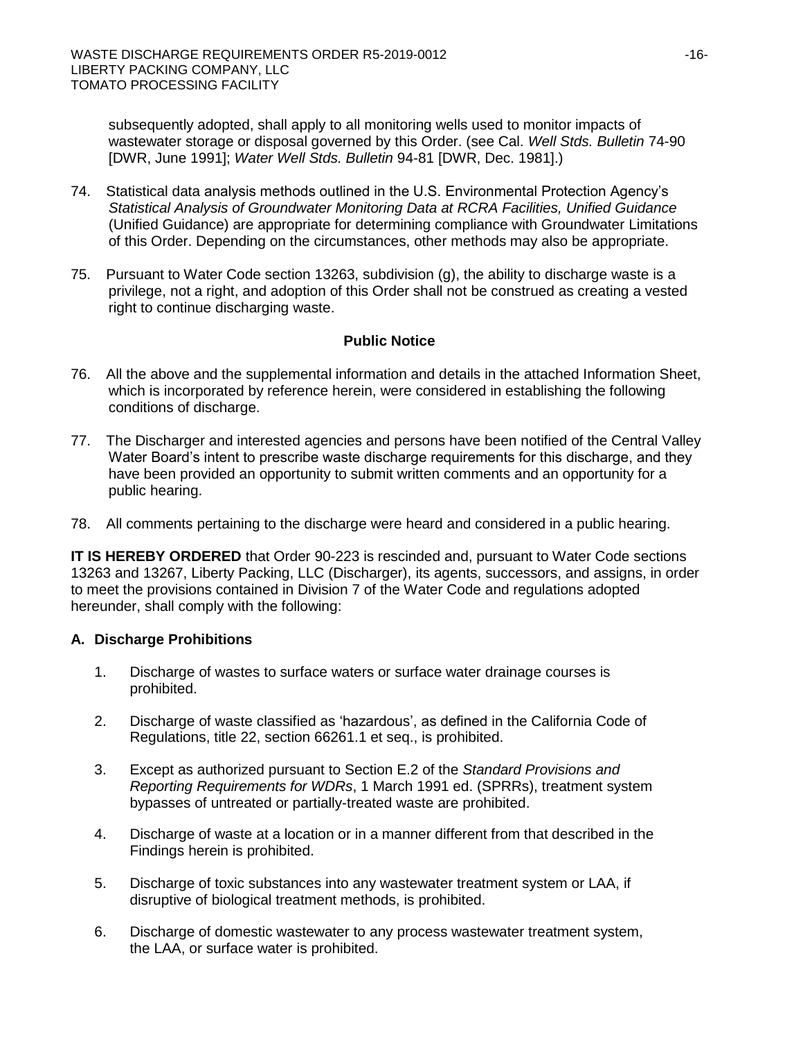subsequently adopted, shall apply to all monitoring wells used to monitor impacts of wastewater storage or disposal governed by this Order. (see Cal. *Well Stds. Bulletin* 74-90 [DWR, June 1991]; *Water Well Stds. Bulletin* 94-81 [DWR, Dec. 1981].)

74. Statistical data analysis methods outlined in the U.S. Environmental Protection Agency's *Statistical Analysis of Groundwater Monitoring Data at RCRA Facilities, Unified Guidance* (Unified Guidance) are appropriate for determining compliance with Groundwater Limitations of this Order. Depending on the circumstances, other methods may also be appropriate.

75. Pursuant to Water Code section 13263, subdivision (g), the ability to discharge waste is a privilege, not a right, and adoption of this Order shall not be construed as creating a vested right to continue discharging waste.

**Public Notice**

76. All the above and the supplemental information and details in the attached Information Sheet, which is incorporated by reference herein, were considered in establishing the following conditions of discharge.

77. The Discharger and interested agencies and persons have been notified of the Central Valley Water Board's intent to prescribe waste discharge requirements for this discharge, and they have been provided an opportunity to submit written comments and an opportunity for a public hearing.

78. All comments pertaining to the discharge were heard and considered in a public hearing.

**IT IS HEREBY ORDERED** that Order 90-223 is rescinded and, pursuant to Water Code sections 13263 and 13267, Liberty Packing, LLC (Discharger), its agents, successors, and assigns, in order to meet the provisions contained in Division 7 of the Water Code and regulations adopted hereunder, shall comply with the following:

## A. Discharge Prohibitions

1. Discharge of wastes to surface waters or surface water drainage courses is prohibited.

2. Discharge of waste classified as 'hazardous', as defined in the California Code of Regulations, title 22, section 66261.1 et seq., is prohibited.

3. Except as authorized pursuant to Section E.2 of the *Standard Provisions and Reporting Requirements for WDRs*, 1 March 1991 ed. (SPRRs), treatment system bypasses of untreated or partially-treated waste are prohibited.

4. Discharge of waste at a location or in a manner different from that described in the Findings herein is prohibited.

5. Discharge of toxic substances into any wastewater treatment system or LAA, if disruptive of biological treatment methods, is prohibited.

6. Discharge of domestic wastewater to any process wastewater treatment system, the LAA, or surface water is prohibited.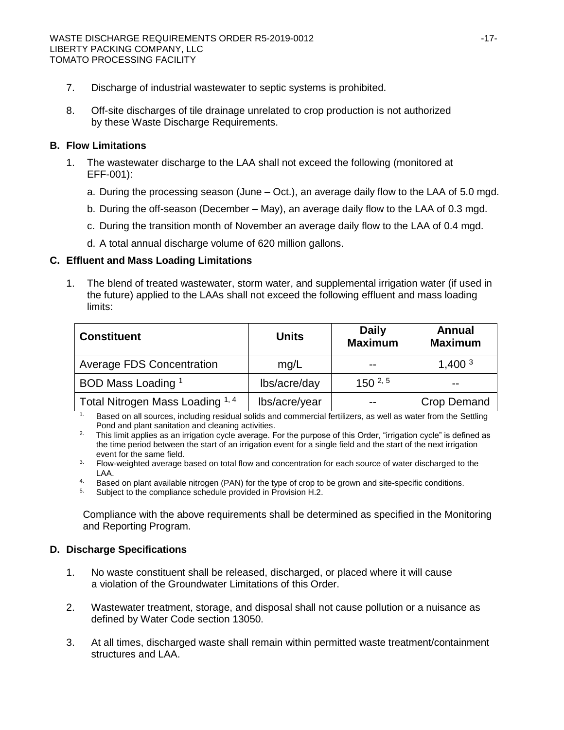7. Discharge of industrial wastewater to septic systems is prohibited.

8. Off-site discharges of tile drainage unrelated to crop production is not authorized by these Waste Discharge Requirements.

**B. Flow Limitations**

1. The wastewater discharge to the LAA shall not exceed the following (monitored at EFF-001):

   a. During the processing season (June – Oct.), an average daily flow to the LAA of 5.0 mgd.

   b. During the off-season (December – May), an average daily flow to the LAA of 0.3 mgd.

   c. During the transition month of November an average daily flow to the LAA of 0.4 mgd.

   d. A total annual discharge volume of 620 million gallons.

**C. Effluent and Mass Loading Limitations**

1. The blend of treated wastewater, storm water, and supplemental irrigation water (if used in the future) applied to the LAAs shall not exceed the following effluent and mass loading limits:

| Constituent | Units | Daily Maximum | Annual Maximum |
|---|---|---|---|
| Average FDS Concentration | mg/L | -- | 1,400 [3] |
| BOD Mass Loading [1] | lbs/acre/day | 150 [2, 5] | -- |
| Total Nitrogen Mass Loading [1, 4] | lbs/acre/year | -- | Crop Demand |

1. Based on all sources, including residual solids and commercial fertilizers, as well as water from the Settling Pond and plant sanitation and cleaning activities.
2. This limit applies as an irrigation cycle average. For the purpose of this Order, "irrigation cycle" is defined as the time period between the start of an irrigation event for a single field and the start of the next irrigation event for the same field.
3. Flow-weighted average based on total flow and concentration for each source of water discharged to the LAA.
4. Based on plant available nitrogen (PAN) for the type of crop to be grown and site-specific conditions.
5. Subject to the compliance schedule provided in Provision H.2.

Compliance with the above requirements shall be determined as specified in the Monitoring and Reporting Program.

**D. Discharge Specifications**

1. No waste constituent shall be released, discharged, or placed where it will cause a violation of the Groundwater Limitations of this Order.

2. Wastewater treatment, storage, and disposal shall not cause pollution or a nuisance as defined by Water Code section 13050.

3. At all times, discharged waste shall remain within permitted waste treatment/containment structures and LAA.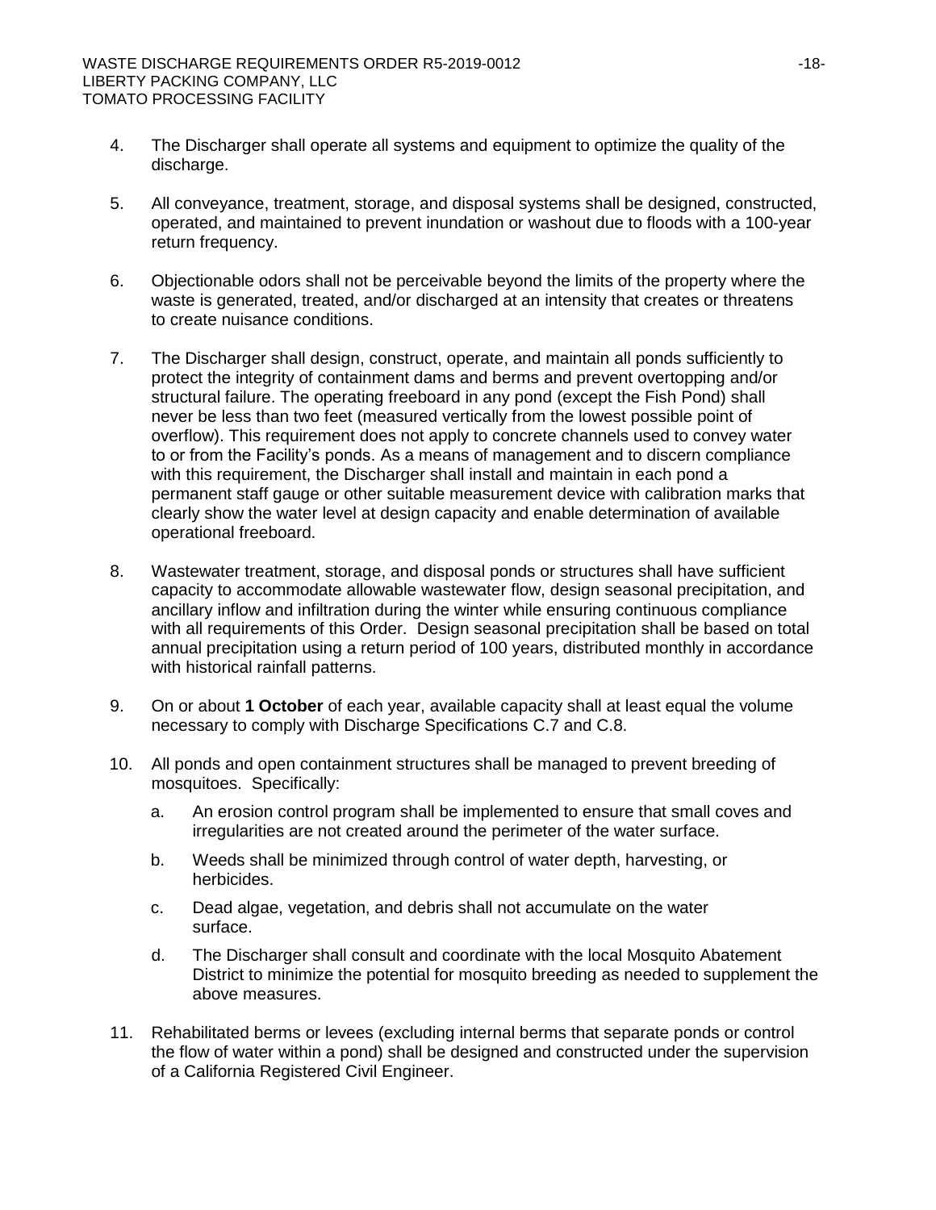4. The Discharger shall operate all systems and equipment to optimize the quality of the discharge.

5. All conveyance, treatment, storage, and disposal systems shall be designed, constructed, operated, and maintained to prevent inundation or washout due to floods with a 100-year return frequency.

6. Objectionable odors shall not be perceivable beyond the limits of the property where the waste is generated, treated, and/or discharged at an intensity that creates or threatens to create nuisance conditions.

7. The Discharger shall design, construct, operate, and maintain all ponds sufficiently to protect the integrity of containment dams and berms and prevent overtopping and/or structural failure. The operating freeboard in any pond (except the Fish Pond) shall never be less than two feet (measured vertically from the lowest possible point of overflow). This requirement does not apply to concrete channels used to convey water to or from the Facility's ponds. As a means of management and to discern compliance with this requirement, the Discharger shall install and maintain in each pond a permanent staff gauge or other suitable measurement device with calibration marks that clearly show the water level at design capacity and enable determination of available operational freeboard.

8. Wastewater treatment, storage, and disposal ponds or structures shall have sufficient capacity to accommodate allowable wastewater flow, design seasonal precipitation, and ancillary inflow and infiltration during the winter while ensuring continuous compliance with all requirements of this Order. Design seasonal precipitation shall be based on total annual precipitation using a return period of 100 years, distributed monthly in accordance with historical rainfall patterns.

9. On or about **1 October** of each year, available capacity shall at least equal the volume necessary to comply with Discharge Specifications C.7 and C.8.

10. All ponds and open containment structures shall be managed to prevent breeding of mosquitoes. Specifically:
    a. An erosion control program shall be implemented to ensure that small coves and irregularities are not created around the perimeter of the water surface.
    b. Weeds shall be minimized through control of water depth, harvesting, or herbicides.
    c. Dead algae, vegetation, and debris shall not accumulate on the water surface.
    d. The Discharger shall consult and coordinate with the local Mosquito Abatement District to minimize the potential for mosquito breeding as needed to supplement the above measures.

11. Rehabilitated berms or levees (excluding internal berms that separate ponds or control the flow of water within a pond) shall be designed and constructed under the supervision of a California Registered Civil Engineer.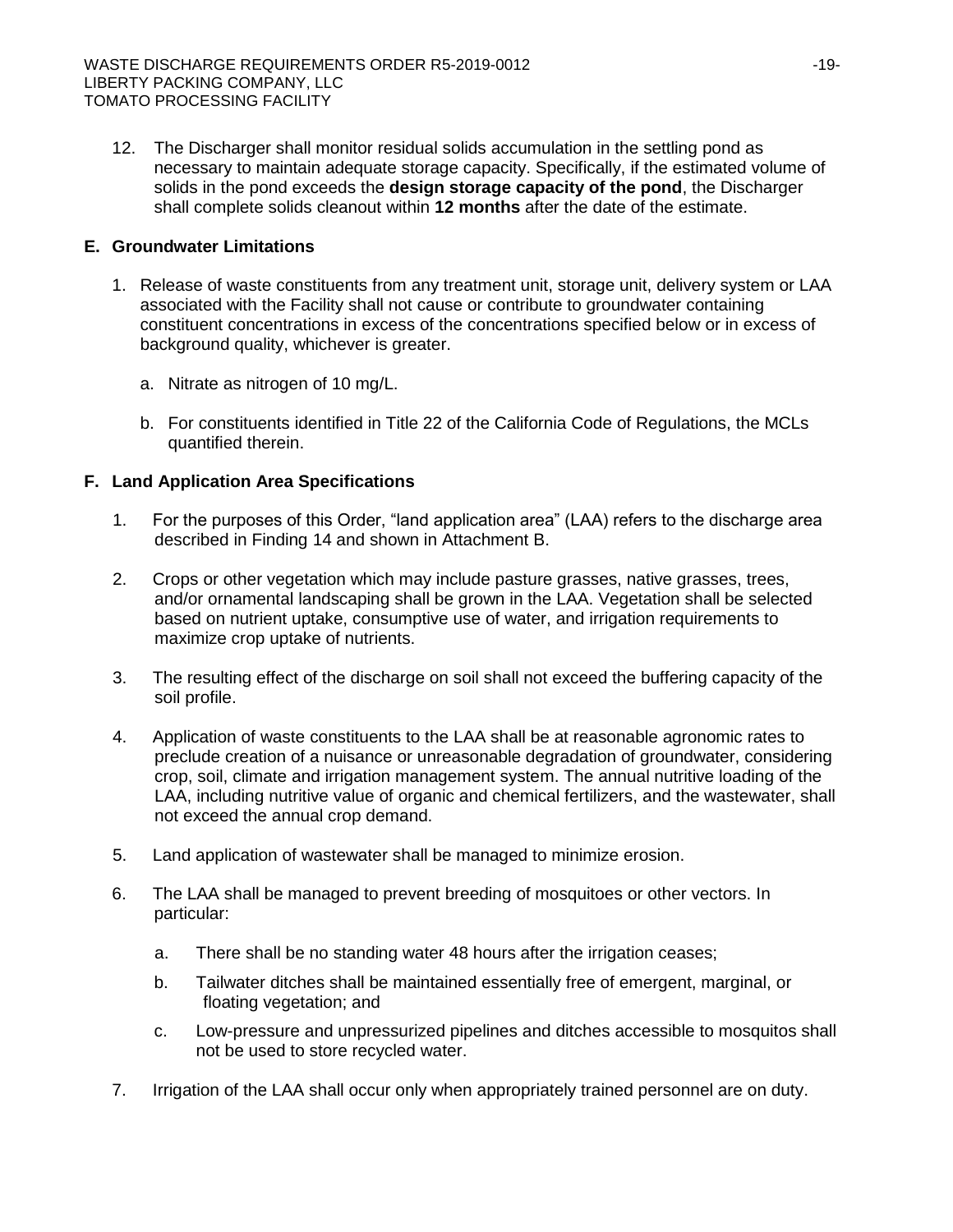12. The Discharger shall monitor residual solids accumulation in the settling pond as necessary to maintain adequate storage capacity. Specifically, if the estimated volume of solids in the pond exceeds the **design storage capacity of the pond**, the Discharger shall complete solids cleanout within **12 months** after the date of the estimate.

## E. Groundwater Limitations

1. Release of waste constituents from any treatment unit, storage unit, delivery system or LAA associated with the Facility shall not cause or contribute to groundwater containing constituent concentrations in excess of the concentrations specified below or in excess of background quality, whichever is greater.

   a. Nitrate as nitrogen of 10 mg/L.

   b. For constituents identified in Title 22 of the California Code of Regulations, the MCLs quantified therein.

## F. Land Application Area Specifications

1. For the purposes of this Order, "land application area" (LAA) refers to the discharge area described in Finding 14 and shown in Attachment B.

2. Crops or other vegetation which may include pasture grasses, native grasses, trees, and/or ornamental landscaping shall be grown in the LAA. Vegetation shall be selected based on nutrient uptake, consumptive use of water, and irrigation requirements to maximize crop uptake of nutrients.

3. The resulting effect of the discharge on soil shall not exceed the buffering capacity of the soil profile.

4. Application of waste constituents to the LAA shall be at reasonable agronomic rates to preclude creation of a nuisance or unreasonable degradation of groundwater, considering crop, soil, climate and irrigation management system. The annual nutritive loading of the LAA, including nutritive value of organic and chemical fertilizers, and the wastewater, shall not exceed the annual crop demand.

5. Land application of wastewater shall be managed to minimize erosion.

6. The LAA shall be managed to prevent breeding of mosquitoes or other vectors. In particular:

   a. There shall be no standing water 48 hours after the irrigation ceases;

   b. Tailwater ditches shall be maintained essentially free of emergent, marginal, or floating vegetation; and

   c. Low-pressure and unpressurized pipelines and ditches accessible to mosquitos shall not be used to store recycled water.

7. Irrigation of the LAA shall occur only when appropriately trained personnel are on duty.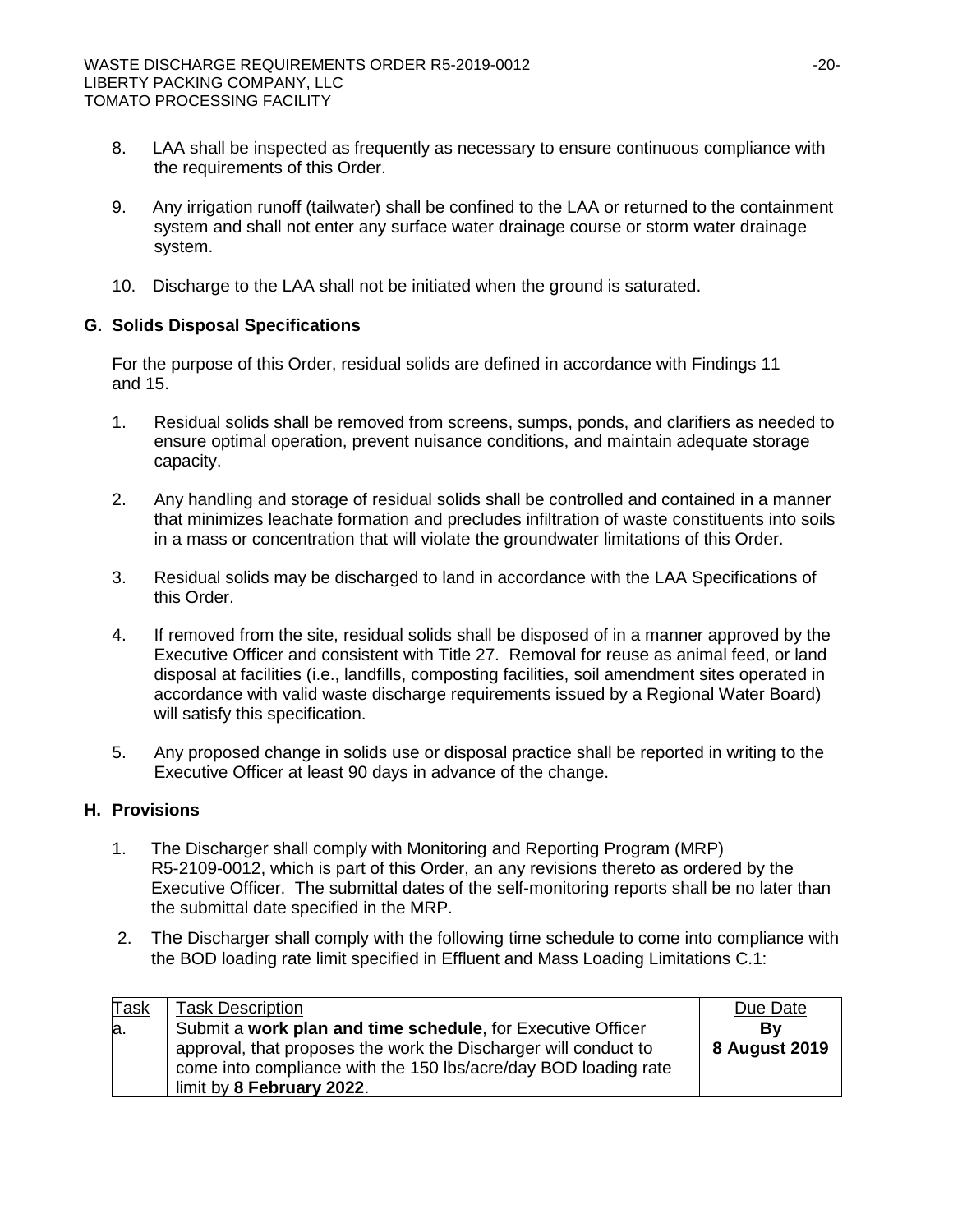8. LAA shall be inspected as frequently as necessary to ensure continuous compliance with the requirements of this Order.

9. Any irrigation runoff (tailwater) shall be confined to the LAA or returned to the containment system and shall not enter any surface water drainage course or storm water drainage system.

10. Discharge to the LAA shall not be initiated when the ground is saturated.

### G. Solids Disposal Specifications

For the purpose of this Order, residual solids are defined in accordance with Findings 11 and 15.

1. Residual solids shall be removed from screens, sumps, ponds, and clarifiers as needed to ensure optimal operation, prevent nuisance conditions, and maintain adequate storage capacity.

2. Any handling and storage of residual solids shall be controlled and contained in a manner that minimizes leachate formation and precludes infiltration of waste constituents into soils in a mass or concentration that will violate the groundwater limitations of this Order.

3. Residual solids may be discharged to land in accordance with the LAA Specifications of this Order.

4. If removed from the site, residual solids shall be disposed of in a manner approved by the Executive Officer and consistent with Title 27. Removal for reuse as animal feed, or land disposal at facilities (i.e., landfills, composting facilities, soil amendment sites operated in accordance with valid waste discharge requirements issued by a Regional Water Board) will satisfy this specification.

5. Any proposed change in solids use or disposal practice shall be reported in writing to the Executive Officer at least 90 days in advance of the change.

### H. Provisions

1. The Discharger shall comply with Monitoring and Reporting Program (MRP) R5-2109-0012, which is part of this Order, an any revisions thereto as ordered by the Executive Officer. The submittal dates of the self-monitoring reports shall be no later than the submittal date specified in the MRP.

2. The Discharger shall comply with the following time schedule to come into compliance with the BOD loading rate limit specified in Effluent and Mass Loading Limitations C.1:

| Task | Task Description | Due Date |
|---|---|---|
| a. | Submit a **work plan and time schedule**, for Executive Officer approval, that proposes the work the Discharger will conduct to come into compliance with the 150 lbs/acre/day BOD loading rate limit by **8 February 2022**. | **By 8 August 2019** |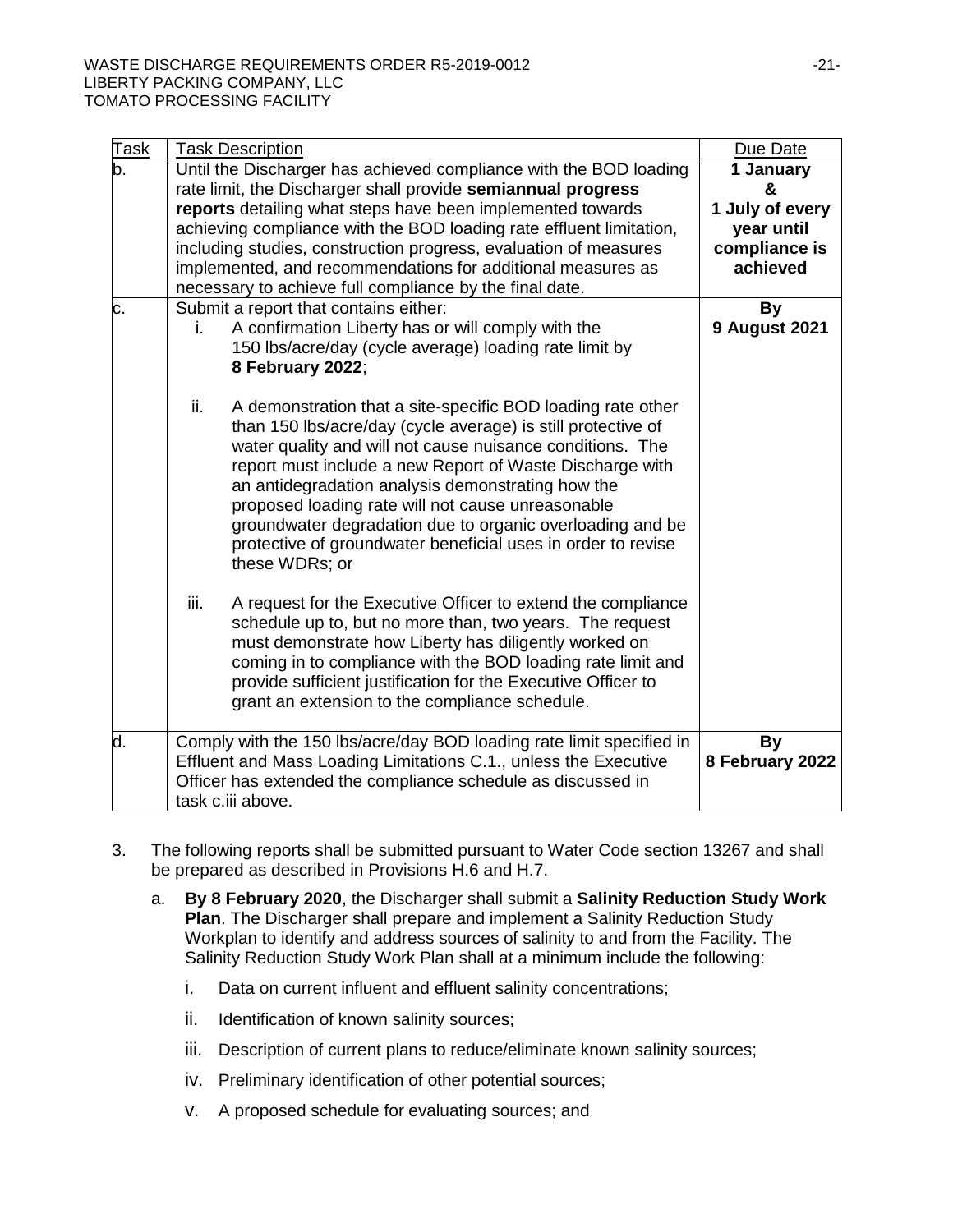| Task | Task Description | Due Date |
|---|---|---|
| b. | Until the Discharger has achieved compliance with the BOD loading rate limit, the Discharger shall provide **semiannual progress reports** detailing what steps have been implemented towards achieving compliance with the BOD loading rate effluent limitation, including studies, construction progress, evaluation of measures implemented, and recommendations for additional measures as necessary to achieve full compliance by the final date. | **1 January & 1 July of every year until compliance is achieved** |
| c. | Submit a report that contains either:<br>i. A confirmation Liberty has or will comply with the 150 lbs/acre/day (cycle average) loading rate limit by **8 February 2022**;<br><br>ii. A demonstration that a site-specific BOD loading rate other than 150 lbs/acre/day (cycle average) is still protective of water quality and will not cause nuisance conditions. The report must include a new Report of Waste Discharge with an antidegradation analysis demonstrating how the proposed loading rate will not cause unreasonable groundwater degradation due to organic overloading and be protective of groundwater beneficial uses in order to revise these WDRs; or<br><br>iii. A request for the Executive Officer to extend the compliance schedule up to, but no more than, two years. The request must demonstrate how Liberty has diligently worked on coming in to compliance with the BOD loading rate limit and provide sufficient justification for the Executive Officer to grant an extension to the compliance schedule. | **By 9 August 2021** |
| d. | Comply with the 150 lbs/acre/day BOD loading rate limit specified in Effluent and Mass Loading Limitations C.1., unless the Executive Officer has extended the compliance schedule as discussed in task c.iii above. | **By 8 February 2022** |

3. The following reports shall be submitted pursuant to Water Code section 13267 and shall be prepared as described in Provisions H.6 and H.7.

   a. **By 8 February 2020**, the Discharger shall submit a **Salinity Reduction Study Work Plan**. The Discharger shall prepare and implement a Salinity Reduction Study Workplan to identify and address sources of salinity to and from the Facility. The Salinity Reduction Study Work Plan shall at a minimum include the following:

      i. Data on current influent and effluent salinity concentrations;

      ii. Identification of known salinity sources;

      iii. Description of current plans to reduce/eliminate known salinity sources;

      iv. Preliminary identification of other potential sources;

      v. A proposed schedule for evaluating sources; and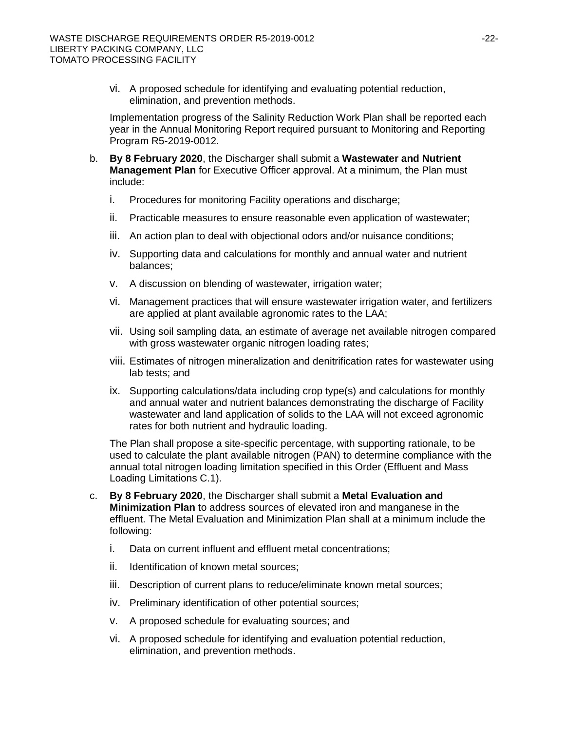vi. A proposed schedule for identifying and evaluating potential reduction, elimination, and prevention methods.

Implementation progress of the Salinity Reduction Work Plan shall be reported each year in the Annual Monitoring Report required pursuant to Monitoring and Reporting Program R5-2019-0012.

b. **By 8 February 2020**, the Discharger shall submit a **Wastewater and Nutrient Management Plan** for Executive Officer approval. At a minimum, the Plan must include:

   i. Procedures for monitoring Facility operations and discharge;

   ii. Practicable measures to ensure reasonable even application of wastewater;

   iii. An action plan to deal with objectional odors and/or nuisance conditions;

   iv. Supporting data and calculations for monthly and annual water and nutrient balances;

   v. A discussion on blending of wastewater, irrigation water;

   vi. Management practices that will ensure wastewater irrigation water, and fertilizers are applied at plant available agronomic rates to the LAA;

   vii. Using soil sampling data, an estimate of average net available nitrogen compared with gross wastewater organic nitrogen loading rates;

   viii. Estimates of nitrogen mineralization and denitrification rates for wastewater using lab tests; and

   ix. Supporting calculations/data including crop type(s) and calculations for monthly and annual water and nutrient balances demonstrating the discharge of Facility wastewater and land application of solids to the LAA will not exceed agronomic rates for both nutrient and hydraulic loading.

   The Plan shall propose a site-specific percentage, with supporting rationale, to be used to calculate the plant available nitrogen (PAN) to determine compliance with the annual total nitrogen loading limitation specified in this Order (Effluent and Mass Loading Limitations C.1).

c. **By 8 February 2020**, the Discharger shall submit a **Metal Evaluation and Minimization Plan** to address sources of elevated iron and manganese in the effluent. The Metal Evaluation and Minimization Plan shall at a minimum include the following:

   i. Data on current influent and effluent metal concentrations;

   ii. Identification of known metal sources;

   iii. Description of current plans to reduce/eliminate known metal sources;

   iv. Preliminary identification of other potential sources;

   v. A proposed schedule for evaluating sources; and

   vi. A proposed schedule for identifying and evaluation potential reduction, elimination, and prevention methods.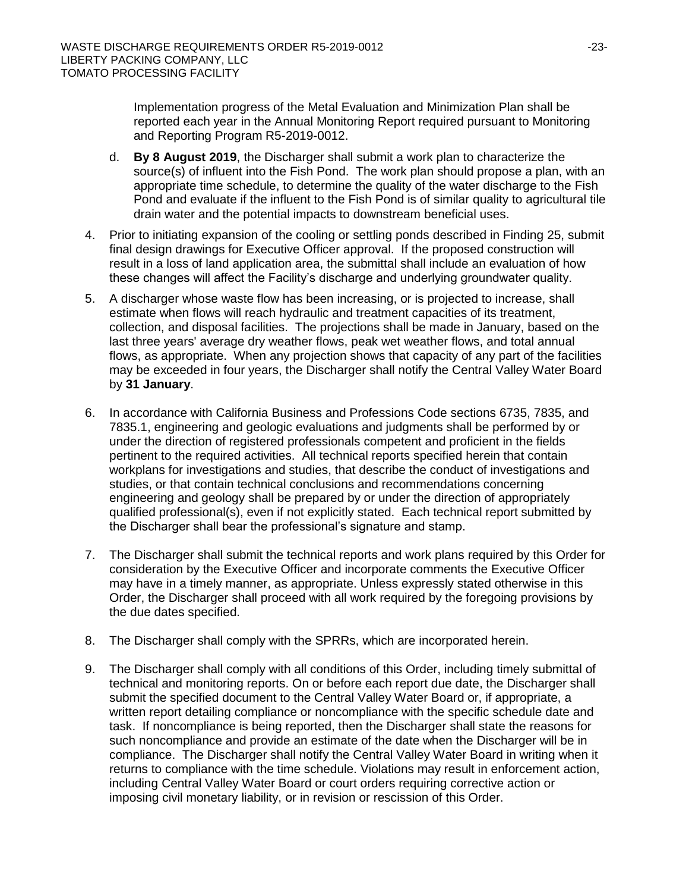Implementation progress of the Metal Evaluation and Minimization Plan shall be reported each year in the Annual Monitoring Report required pursuant to Monitoring and Reporting Program R5-2019-0012.

d. **By 8 August 2019**, the Discharger shall submit a work plan to characterize the source(s) of influent into the Fish Pond. The work plan should propose a plan, with an appropriate time schedule, to determine the quality of the water discharge to the Fish Pond and evaluate if the influent to the Fish Pond is of similar quality to agricultural tile drain water and the potential impacts to downstream beneficial uses.

4. Prior to initiating expansion of the cooling or settling ponds described in Finding 25, submit final design drawings for Executive Officer approval. If the proposed construction will result in a loss of land application area, the submittal shall include an evaluation of how these changes will affect the Facility's discharge and underlying groundwater quality.

5. A discharger whose waste flow has been increasing, or is projected to increase, shall estimate when flows will reach hydraulic and treatment capacities of its treatment, collection, and disposal facilities. The projections shall be made in January, based on the last three years' average dry weather flows, peak wet weather flows, and total annual flows, as appropriate. When any projection shows that capacity of any part of the facilities may be exceeded in four years, the Discharger shall notify the Central Valley Water Board by **31 January**.

6. In accordance with California Business and Professions Code sections 6735, 7835, and 7835.1, engineering and geologic evaluations and judgments shall be performed by or under the direction of registered professionals competent and proficient in the fields pertinent to the required activities. All technical reports specified herein that contain workplans for investigations and studies, that describe the conduct of investigations and studies, or that contain technical conclusions and recommendations concerning engineering and geology shall be prepared by or under the direction of appropriately qualified professional(s), even if not explicitly stated. Each technical report submitted by the Discharger shall bear the professional's signature and stamp.

7. The Discharger shall submit the technical reports and work plans required by this Order for consideration by the Executive Officer and incorporate comments the Executive Officer may have in a timely manner, as appropriate. Unless expressly stated otherwise in this Order, the Discharger shall proceed with all work required by the foregoing provisions by the due dates specified.

8. The Discharger shall comply with the SPRRs, which are incorporated herein.

9. The Discharger shall comply with all conditions of this Order, including timely submittal of technical and monitoring reports. On or before each report due date, the Discharger shall submit the specified document to the Central Valley Water Board or, if appropriate, a written report detailing compliance or noncompliance with the specific schedule date and task. If noncompliance is being reported, then the Discharger shall state the reasons for such noncompliance and provide an estimate of the date when the Discharger will be in compliance. The Discharger shall notify the Central Valley Water Board in writing when it returns to compliance with the time schedule. Violations may result in enforcement action, including Central Valley Water Board or court orders requiring corrective action or imposing civil monetary liability, or in revision or rescission of this Order.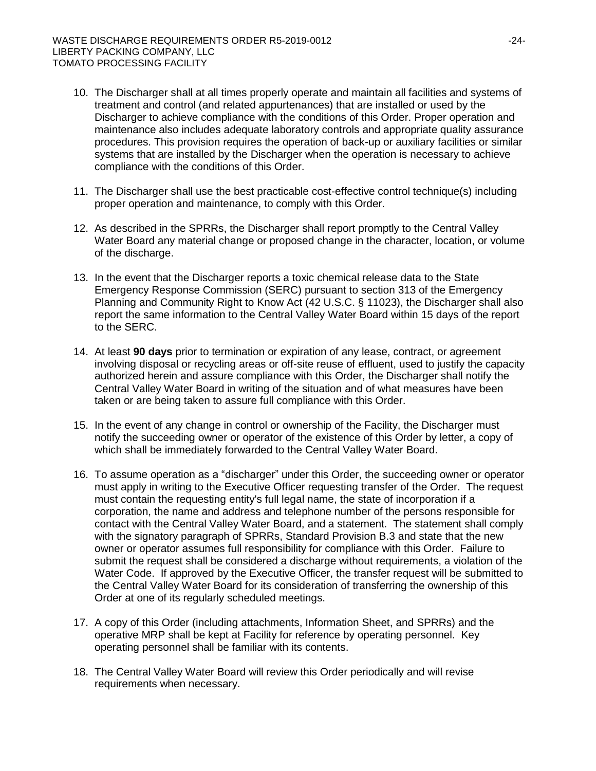10. The Discharger shall at all times properly operate and maintain all facilities and systems of treatment and control (and related appurtenances) that are installed or used by the Discharger to achieve compliance with the conditions of this Order. Proper operation and maintenance also includes adequate laboratory controls and appropriate quality assurance procedures. This provision requires the operation of back-up or auxiliary facilities or similar systems that are installed by the Discharger when the operation is necessary to achieve compliance with the conditions of this Order.

11. The Discharger shall use the best practicable cost-effective control technique(s) including proper operation and maintenance, to comply with this Order.

12. As described in the SPRRs, the Discharger shall report promptly to the Central Valley Water Board any material change or proposed change in the character, location, or volume of the discharge.

13. In the event that the Discharger reports a toxic chemical release data to the State Emergency Response Commission (SERC) pursuant to section 313 of the Emergency Planning and Community Right to Know Act (42 U.S.C. § 11023), the Discharger shall also report the same information to the Central Valley Water Board within 15 days of the report to the SERC.

14. At least **90 days** prior to termination or expiration of any lease, contract, or agreement involving disposal or recycling areas or off-site reuse of effluent, used to justify the capacity authorized herein and assure compliance with this Order, the Discharger shall notify the Central Valley Water Board in writing of the situation and of what measures have been taken or are being taken to assure full compliance with this Order.

15. In the event of any change in control or ownership of the Facility, the Discharger must notify the succeeding owner or operator of the existence of this Order by letter, a copy of which shall be immediately forwarded to the Central Valley Water Board.

16. To assume operation as a "discharger" under this Order, the succeeding owner or operator must apply in writing to the Executive Officer requesting transfer of the Order. The request must contain the requesting entity's full legal name, the state of incorporation if a corporation, the name and address and telephone number of the persons responsible for contact with the Central Valley Water Board, and a statement. The statement shall comply with the signatory paragraph of SPRRs, Standard Provision B.3 and state that the new owner or operator assumes full responsibility for compliance with this Order. Failure to submit the request shall be considered a discharge without requirements, a violation of the Water Code. If approved by the Executive Officer, the transfer request will be submitted to the Central Valley Water Board for its consideration of transferring the ownership of this Order at one of its regularly scheduled meetings.

17. A copy of this Order (including attachments, Information Sheet, and SPRRs) and the operative MRP shall be kept at Facility for reference by operating personnel. Key operating personnel shall be familiar with its contents.

18. The Central Valley Water Board will review this Order periodically and will revise requirements when necessary.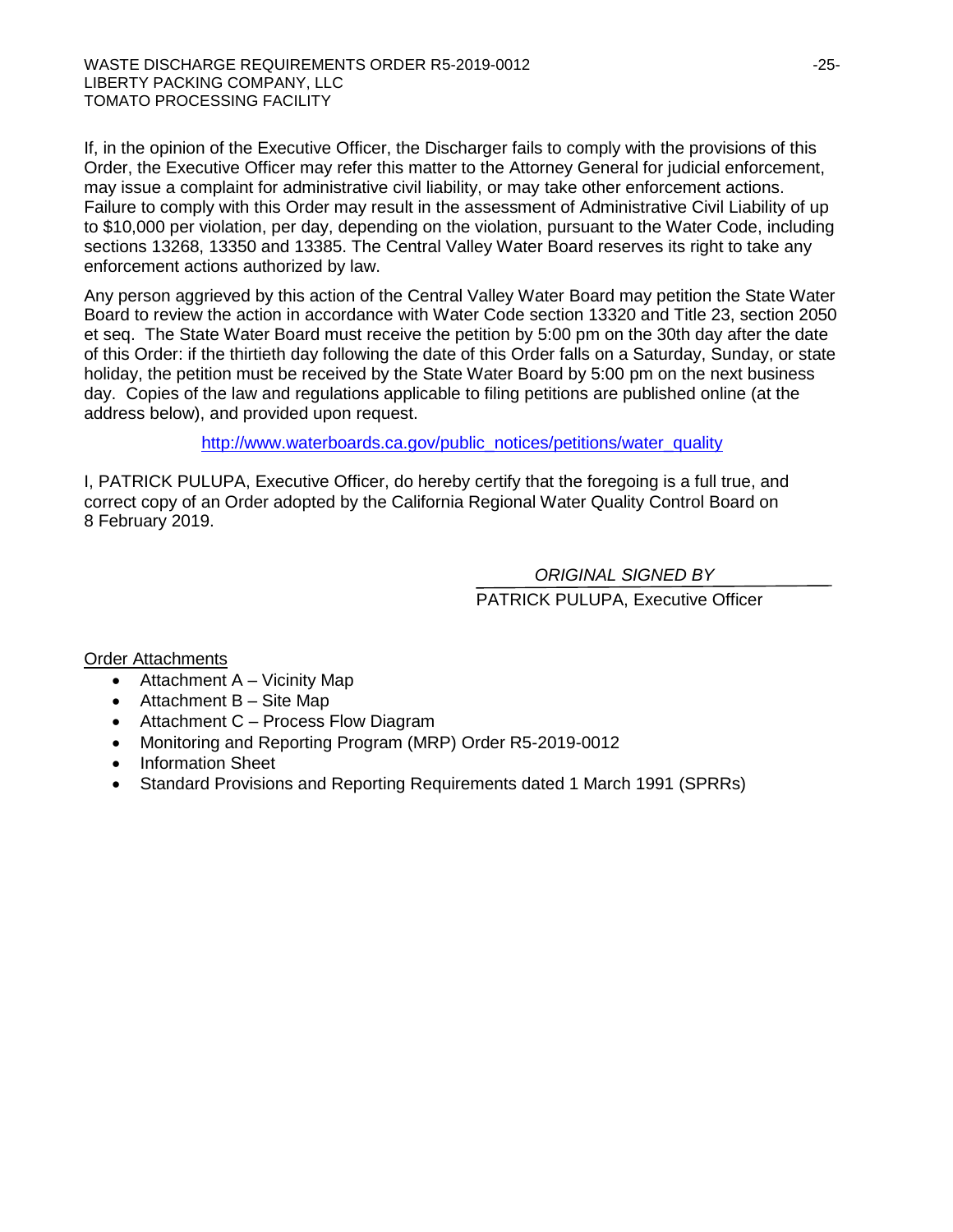If, in the opinion of the Executive Officer, the Discharger fails to comply with the provisions of this Order, the Executive Officer may refer this matter to the Attorney General for judicial enforcement, may issue a complaint for administrative civil liability, or may take other enforcement actions. Failure to comply with this Order may result in the assessment of Administrative Civil Liability of up to $10,000 per violation, per day, depending on the violation, pursuant to the Water Code, including sections 13268, 13350 and 13385. The Central Valley Water Board reserves its right to take any enforcement actions authorized by law.

Any person aggrieved by this action of the Central Valley Water Board may petition the State Water Board to review the action in accordance with Water Code section 13320 and Title 23, section 2050 et seq. The State Water Board must receive the petition by 5:00 pm on the 30th day after the date of this Order: if the thirtieth day following the date of this Order falls on a Saturday, Sunday, or state holiday, the petition must be received by the State Water Board by 5:00 pm on the next business day. Copies of the law and regulations applicable to filing petitions are published online (at the address below), and provided upon request.

http://www.waterboards.ca.gov/public_notices/petitions/water_quality

I, PATRICK PULUPA, Executive Officer, do hereby certify that the foregoing is a full true, and correct copy of an Order adopted by the California Regional Water Quality Control Board on 8 February 2019.

*ORIGINAL SIGNED BY*

PATRICK PULUPA, Executive Officer

Order Attachments

- Attachment A – Vicinity Map
- Attachment B – Site Map
- Attachment C – Process Flow Diagram
- Monitoring and Reporting Program (MRP) Order R5-2019-0012
- Information Sheet
- Standard Provisions and Reporting Requirements dated 1 March 1991 (SPRRs)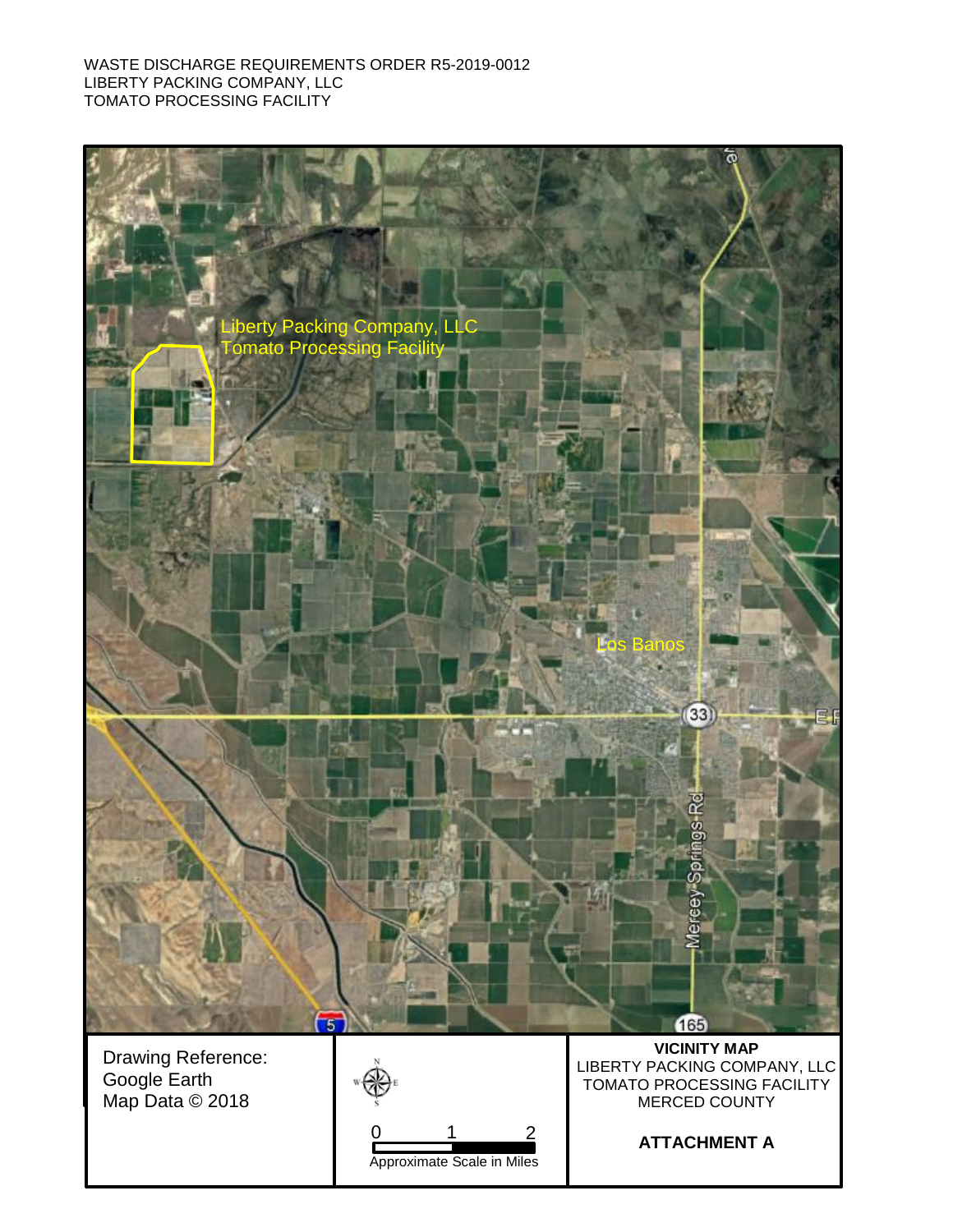WASTE DISCHARGE REQUIREMENTS ORDER R5-2019-0012
LIBERTY PACKING COMPANY, LLC
TOMATO PROCESSING FACILITY

Liberty Packing Company, LLC
Tomato Processing Facility

Los Banos

33

Mercey Springs Rd

5

165

| Drawing Reference: Google Earth Map Data © 2018 | 0 1 2 Approximate Scale in Miles | **VICINITY MAP** LIBERTY PACKING COMPANY, LLC TOMATO PROCESSING FACILITY MERCED COUNTY **ATTACHMENT A** |
|---|---|---|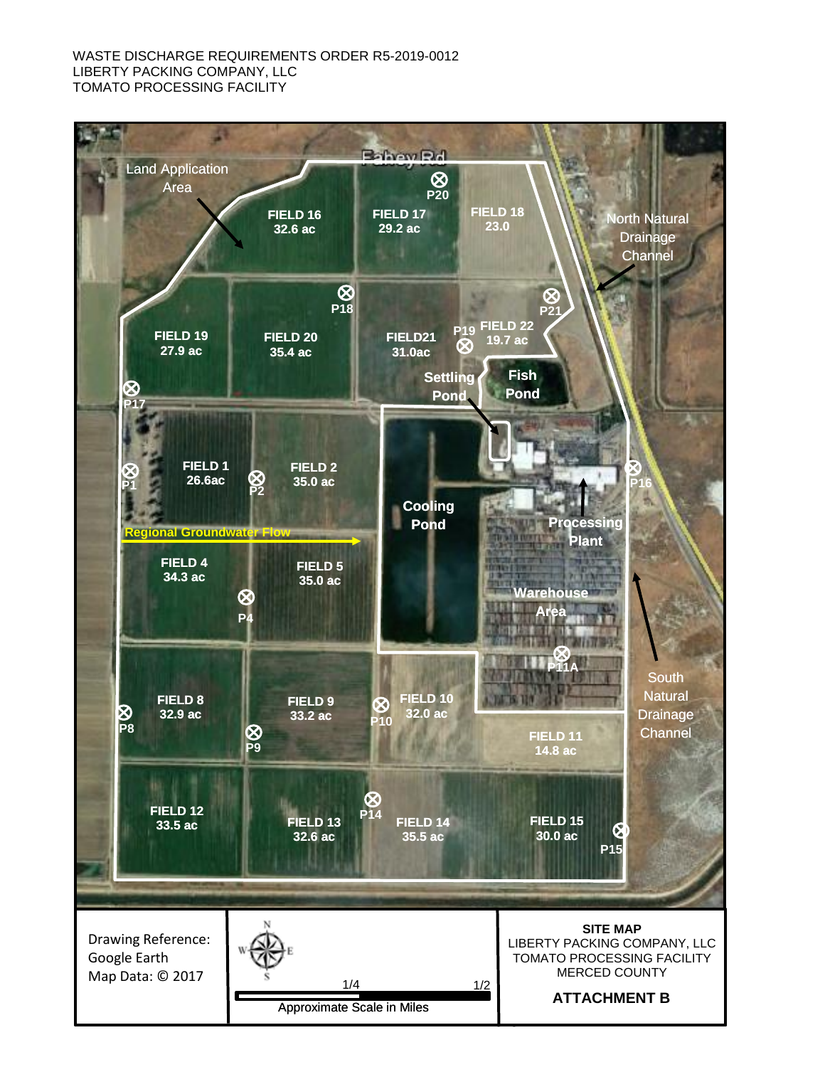WASTE DISCHARGE REQUIREMENTS ORDER R5-2019-0012
LIBERTY PACKING COMPANY, LLC
TOMATO PROCESSING FACILITY

Land Application Area

Fahey Rd

FIELD 16 32.6 ac

FIELD 17 29.2 ac

FIELD 18 23.0

P20

North Natural Drainage Channel

P18

P21

FIELD 19 27.9 ac

FIELD 20 35.4 ac

FIELD21 31.0ac

P19

FIELD 22 19.7 ac

Settling Pond

Fish Pond

P17

FIELD 1 26.6ac

FIELD 2 35.0 ac

P1

P2

Cooling Pond

P16

Processing Plant

Regional Groundwater Flow

FIELD 4 34.3 ac

FIELD 5 35.0 ac

P4

Warehouse Area

P11A

South Natural Drainage Channel

FIELD 8 32.9 ac

FIELD 9 33.2 ac

FIELD 10 32.0 ac

P8

P9

P10

FIELD 11 14.8 ac

FIELD 12 33.5 ac

FIELD 13 32.6 ac

P14

FIELD 14 35.5 ac

FIELD 15 30.0 ac

P15

Drawing Reference:
Google Earth
Map Data: © 2017

N
W E
S

1/4 1/2

Approximate Scale in Miles

**SITE MAP**
LIBERTY PACKING COMPANY, LLC
TOMATO PROCESSING FACILITY
MERCED COUNTY

**ATTACHMENT B**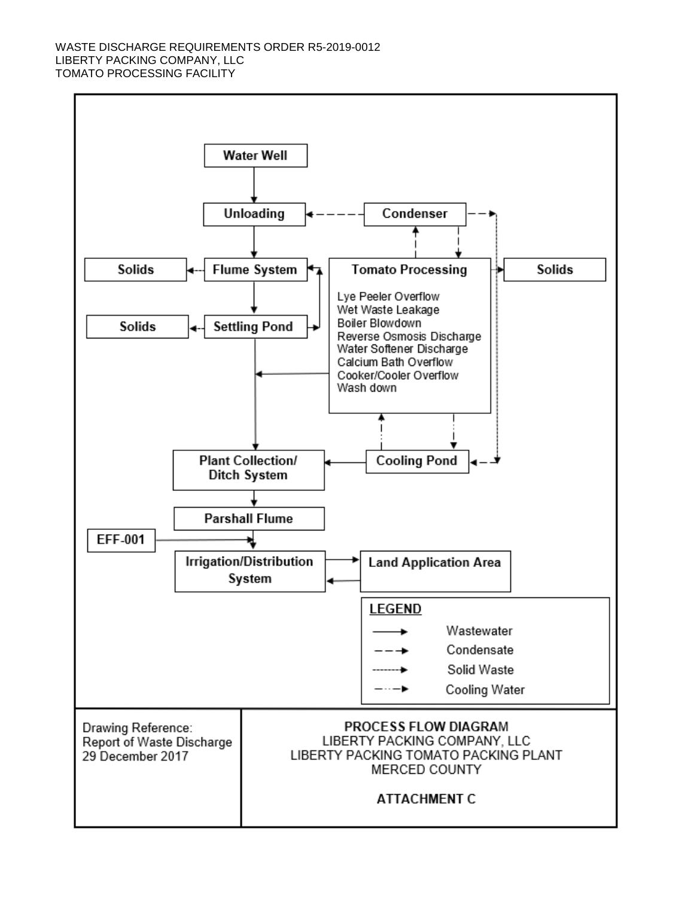WASTE DISCHARGE REQUIREMENTS ORDER R5-2019-0012
LIBERTY PACKING COMPANY, LLC
TOMATO PROCESSING FACILITY

Water Well

Unloading

Condenser

Solids

Flume System

Tomato Processing

Solids

Lye Peeler Overflow
Wet Waste Leakage
Boiler Blowdown
Reverse Osmosis Discharge
Water Softener Discharge
Calcium Bath Overflow
Cooker/Cooler Overflow
Wash down

Solids

Settling Pond

Plant Collection/ Ditch System

Cooling Pond

Parshall Flume

EFF-001

Irrigation/Distribution System

Land Application Area

**LEGEND**

| Symbol | Meaning |
| --- | --- |
| ——→ | Wastewater |
| – – → | Condensate |
| ········→ | Solid Waste |
| –··–→ | Cooling Water |

Drawing Reference:
Report of Waste Discharge
29 December 2017

**PROCESS FLOW DIAGRAM**
LIBERTY PACKING COMPANY, LLC
LIBERTY PACKING TOMATO PACKING PLANT
MERCED COUNTY

**ATTACHMENT C**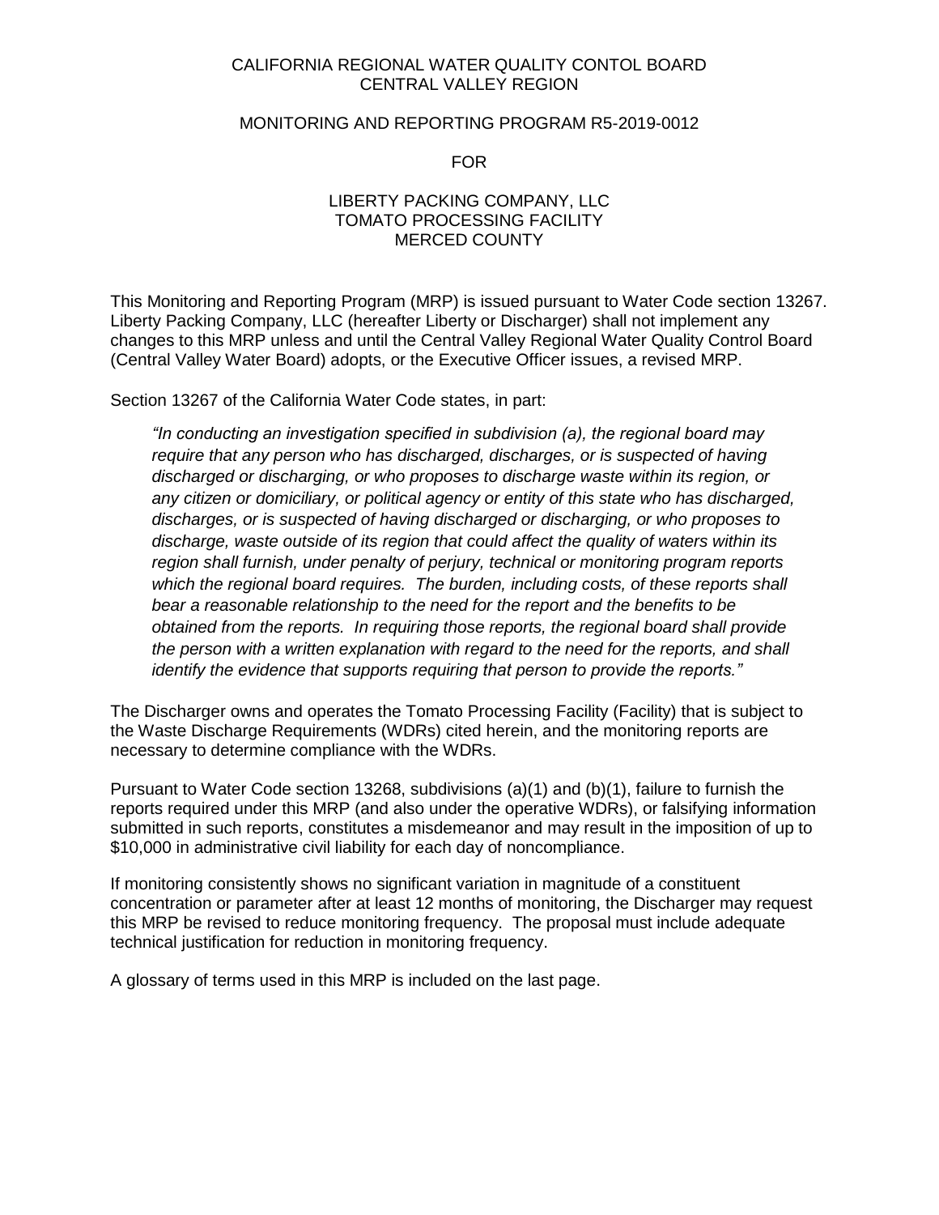CALIFORNIA REGIONAL WATER QUALITY CONTOL BOARD
CENTRAL VALLEY REGION

MONITORING AND REPORTING PROGRAM R5-2019-0012

FOR

LIBERTY PACKING COMPANY, LLC
TOMATO PROCESSING FACILITY
MERCED COUNTY

This Monitoring and Reporting Program (MRP) is issued pursuant to Water Code section 13267. Liberty Packing Company, LLC (hereafter Liberty or Discharger) shall not implement any changes to this MRP unless and until the Central Valley Regional Water Quality Control Board (Central Valley Water Board) adopts, or the Executive Officer issues, a revised MRP.

Section 13267 of the California Water Code states, in part:

> *"In conducting an investigation specified in subdivision (a), the regional board may require that any person who has discharged, discharges, or is suspected of having discharged or discharging, or who proposes to discharge waste within its region, or any citizen or domiciliary, or political agency or entity of this state who has discharged, discharges, or is suspected of having discharged or discharging, or who proposes to discharge, waste outside of its region that could affect the quality of waters within its region shall furnish, under penalty of perjury, technical or monitoring program reports which the regional board requires. The burden, including costs, of these reports shall bear a reasonable relationship to the need for the report and the benefits to be obtained from the reports. In requiring those reports, the regional board shall provide the person with a written explanation with regard to the need for the reports, and shall identify the evidence that supports requiring that person to provide the reports."*

The Discharger owns and operates the Tomato Processing Facility (Facility) that is subject to the Waste Discharge Requirements (WDRs) cited herein, and the monitoring reports are necessary to determine compliance with the WDRs.

Pursuant to Water Code section 13268, subdivisions (a)(1) and (b)(1), failure to furnish the reports required under this MRP (and also under the operative WDRs), or falsifying information submitted in such reports, constitutes a misdemeanor and may result in the imposition of up to $10,000 in administrative civil liability for each day of noncompliance.

If monitoring consistently shows no significant variation in magnitude of a constituent concentration or parameter after at least 12 months of monitoring, the Discharger may request this MRP be revised to reduce monitoring frequency. The proposal must include adequate technical justification for reduction in monitoring frequency.

A glossary of terms used in this MRP is included on the last page.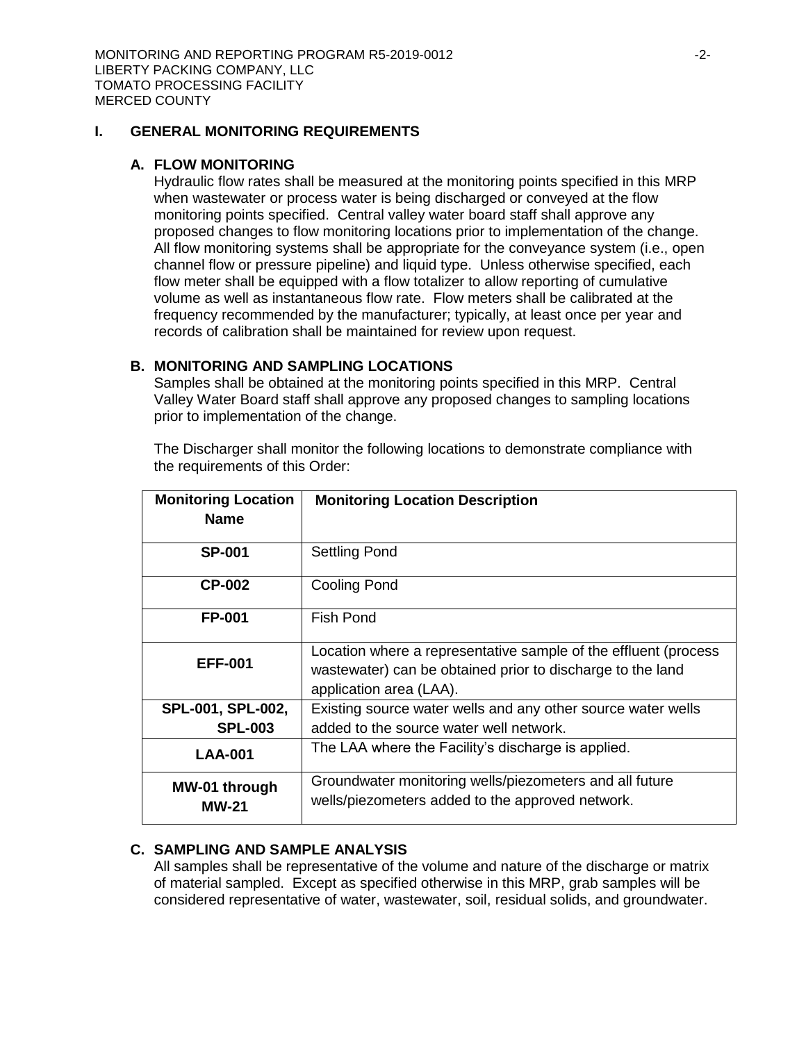## I. GENERAL MONITORING REQUIREMENTS

### A. FLOW MONITORING

Hydraulic flow rates shall be measured at the monitoring points specified in this MRP when wastewater or process water is being discharged or conveyed at the flow monitoring points specified. Central valley water board staff shall approve any proposed changes to flow monitoring locations prior to implementation of the change. All flow monitoring systems shall be appropriate for the conveyance system (i.e., open channel flow or pressure pipeline) and liquid type. Unless otherwise specified, each flow meter shall be equipped with a flow totalizer to allow reporting of cumulative volume as well as instantaneous flow rate. Flow meters shall be calibrated at the frequency recommended by the manufacturer; typically, at least once per year and records of calibration shall be maintained for review upon request.

### B. MONITORING AND SAMPLING LOCATIONS

Samples shall be obtained at the monitoring points specified in this MRP. Central Valley Water Board staff shall approve any proposed changes to sampling locations prior to implementation of the change.

The Discharger shall monitor the following locations to demonstrate compliance with the requirements of this Order:

| Monitoring Location Name | Monitoring Location Description |
|---|---|
| **SP-001** | Settling Pond |
| **CP-002** | Cooling Pond |
| **FP-001** | Fish Pond |
| **EFF-001** | Location where a representative sample of the effluent (process wastewater) can be obtained prior to discharge to the land application area (LAA). |
| **SPL-001, SPL-002, SPL-003** | Existing source water wells and any other source water wells added to the source water well network. |
| **LAA-001** | The LAA where the Facility's discharge is applied. |
| **MW-01 through MW-21** | Groundwater monitoring wells/piezometers and all future wells/piezometers added to the approved network. |

### C. SAMPLING AND SAMPLE ANALYSIS

All samples shall be representative of the volume and nature of the discharge or matrix of material sampled. Except as specified otherwise in this MRP, grab samples will be considered representative of water, wastewater, soil, residual solids, and groundwater.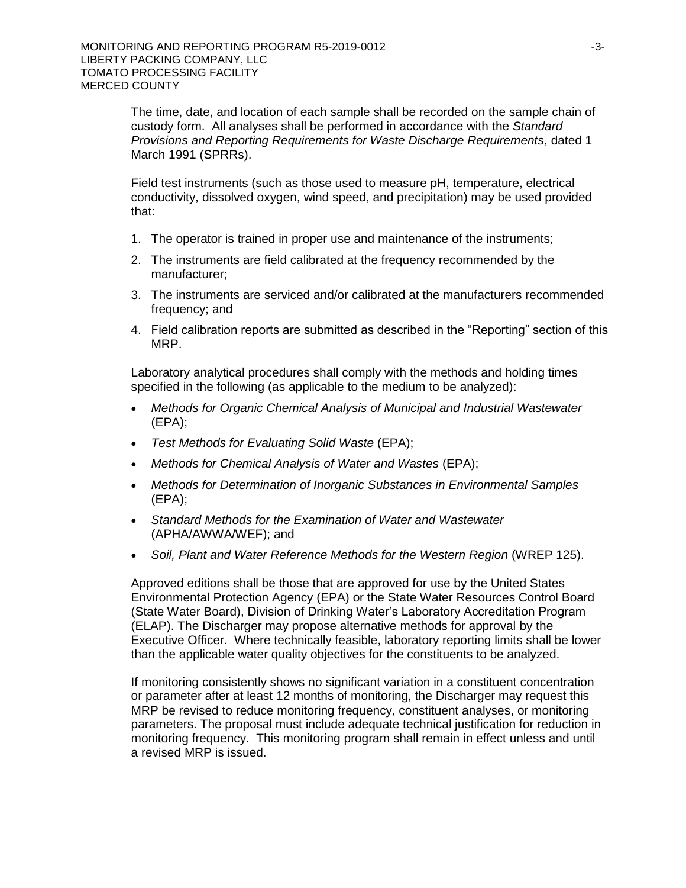The time, date, and location of each sample shall be recorded on the sample chain of custody form. All analyses shall be performed in accordance with the *Standard Provisions and Reporting Requirements for Waste Discharge Requirements*, dated 1 March 1991 (SPRRs).

Field test instruments (such as those used to measure pH, temperature, electrical conductivity, dissolved oxygen, wind speed, and precipitation) may be used provided that:

1. The operator is trained in proper use and maintenance of the instruments;
2. The instruments are field calibrated at the frequency recommended by the manufacturer;
3. The instruments are serviced and/or calibrated at the manufacturers recommended frequency; and
4. Field calibration reports are submitted as described in the "Reporting" section of this MRP.

Laboratory analytical procedures shall comply with the methods and holding times specified in the following (as applicable to the medium to be analyzed):

- *Methods for Organic Chemical Analysis of Municipal and Industrial Wastewater* (EPA);
- *Test Methods for Evaluating Solid Waste* (EPA);
- *Methods for Chemical Analysis of Water and Wastes* (EPA);
- *Methods for Determination of Inorganic Substances in Environmental Samples* (EPA);
- *Standard Methods for the Examination of Water and Wastewater* (APHA/AWWA/WEF); and
- *Soil, Plant and Water Reference Methods for the Western Region* (WREP 125).

Approved editions shall be those that are approved for use by the United States Environmental Protection Agency (EPA) or the State Water Resources Control Board (State Water Board), Division of Drinking Water's Laboratory Accreditation Program (ELAP). The Discharger may propose alternative methods for approval by the Executive Officer. Where technically feasible, laboratory reporting limits shall be lower than the applicable water quality objectives for the constituents to be analyzed.

If monitoring consistently shows no significant variation in a constituent concentration or parameter after at least 12 months of monitoring, the Discharger may request this MRP be revised to reduce monitoring frequency, constituent analyses, or monitoring parameters. The proposal must include adequate technical justification for reduction in monitoring frequency. This monitoring program shall remain in effect unless and until a revised MRP is issued.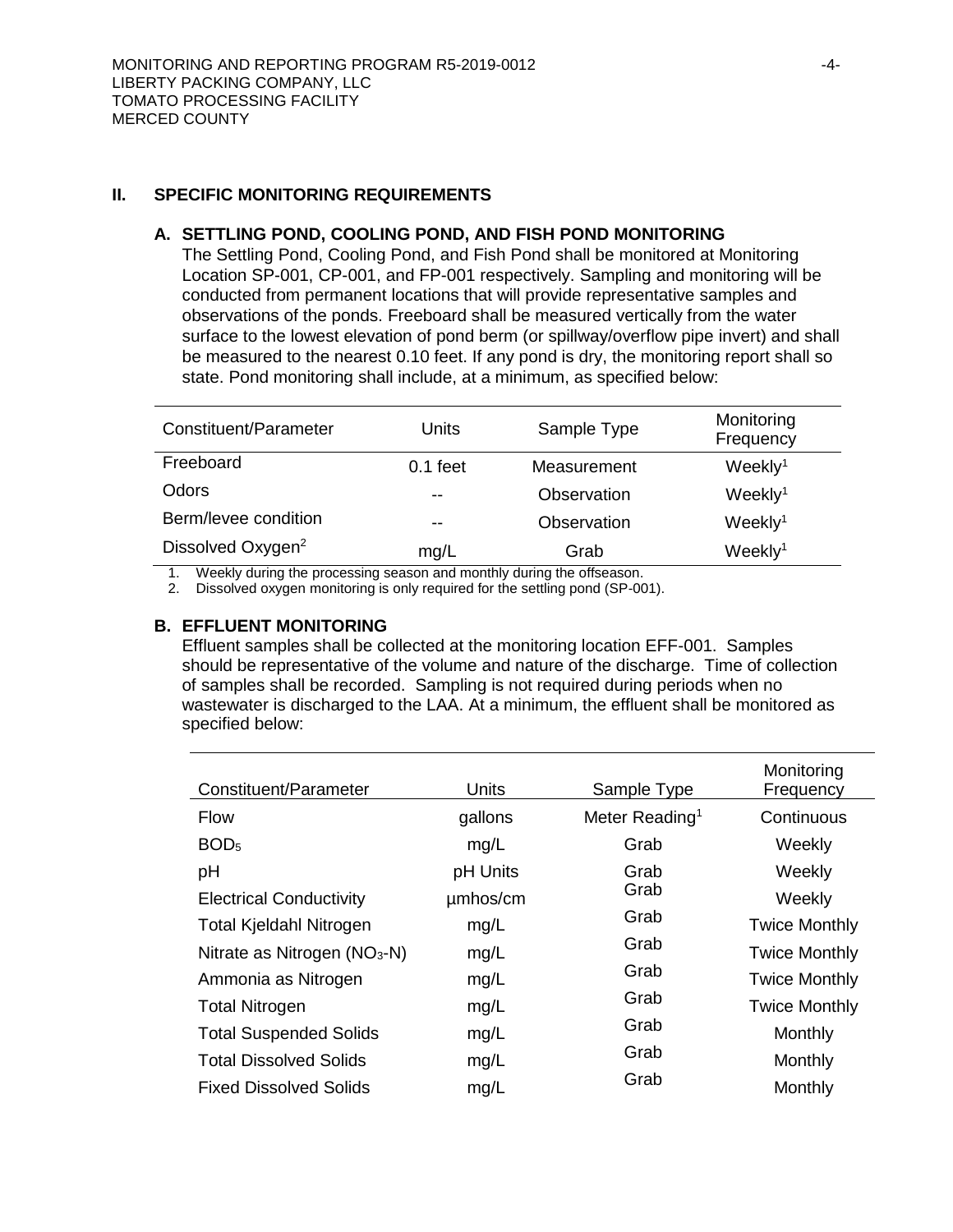## II. SPECIFIC MONITORING REQUIREMENTS

### A. SETTLING POND, COOLING POND, AND FISH POND MONITORING

The Settling Pond, Cooling Pond, and Fish Pond shall be monitored at Monitoring Location SP-001, CP-001, and FP-001 respectively. Sampling and monitoring will be conducted from permanent locations that will provide representative samples and observations of the ponds. Freeboard shall be measured vertically from the water surface to the lowest elevation of pond berm (or spillway/overflow pipe invert) and shall be measured to the nearest 0.10 feet. If any pond is dry, the monitoring report shall so state. Pond monitoring shall include, at a minimum, as specified below:

| Constituent/Parameter | Units | Sample Type | Monitoring Frequency |
|---|---|---|---|
| Freeboard | 0.1 feet | Measurement | Weekly[1] |
| Odors | -- | Observation | Weekly[1] |
| Berm/levee condition | -- | Observation | Weekly[1] |
| Dissolved Oxygen[2] | mg/L | Grab | Weekly[1] |

1. Weekly during the processing season and monthly during the offseason.
2. Dissolved oxygen monitoring is only required for the settling pond (SP-001).

### B. EFFLUENT MONITORING

Effluent samples shall be collected at the monitoring location EFF-001. Samples should be representative of the volume and nature of the discharge. Time of collection of samples shall be recorded. Sampling is not required during periods when no wastewater is discharged to the LAA. At a minimum, the effluent shall be monitored as specified below:

| Constituent/Parameter | Units | Sample Type | Monitoring Frequency |
|---|---|---|---|
| Flow | gallons | Meter Reading[1] | Continuous |
| $BOD_5$ | mg/L | Grab | Weekly |
| pH | pH Units | Grab | Weekly |
| Electrical Conductivity | µmhos/cm | Grab | Weekly |
| Total Kjeldahl Nitrogen | mg/L | Grab | Twice Monthly |
| Nitrate as Nitrogen ($NO_3$-N) | mg/L | Grab | Twice Monthly |
| Ammonia as Nitrogen | mg/L | Grab | Twice Monthly |
| Total Nitrogen | mg/L | Grab | Twice Monthly |
| Total Suspended Solids | mg/L | Grab | Monthly |
| Total Dissolved Solids | mg/L | Grab | Monthly |
| Fixed Dissolved Solids | mg/L | Grab | Monthly |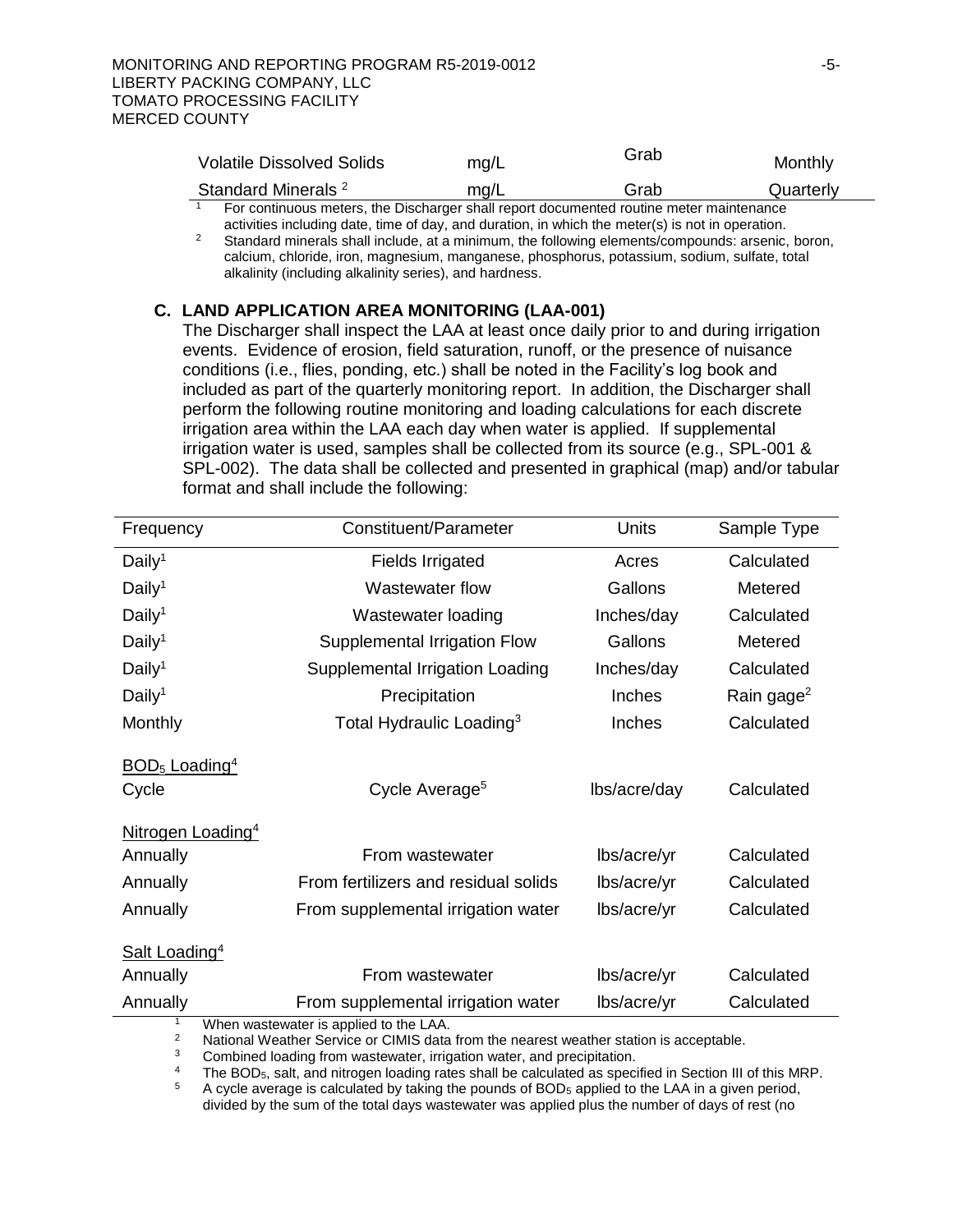| Volatile Dissolved Solids | mg/L | Grab | Monthly |
| --- | --- | --- | --- |
| Standard Minerals [2] | mg/L | Grab | Quarterly |

[1] For continuous meters, the Discharger shall report documented routine meter maintenance activities including date, time of day, and duration, in which the meter(s) is not in operation.

[2] Standard minerals shall include, at a minimum, the following elements/compounds: arsenic, boron, calcium, chloride, iron, magnesium, manganese, phosphorus, potassium, sodium, sulfate, total alkalinity (including alkalinity series), and hardness.

### C. LAND APPLICATION AREA MONITORING (LAA-001)

The Discharger shall inspect the LAA at least once daily prior to and during irrigation events. Evidence of erosion, field saturation, runoff, or the presence of nuisance conditions (i.e., flies, ponding, etc.) shall be noted in the Facility's log book and included as part of the quarterly monitoring report. In addition, the Discharger shall perform the following routine monitoring and loading calculations for each discrete irrigation area within the LAA each day when water is applied. If supplemental irrigation water is used, samples shall be collected from its source (e.g., SPL-001 & SPL-002). The data shall be collected and presented in graphical (map) and/or tabular format and shall include the following:

| Frequency | Constituent/Parameter | Units | Sample Type |
| --- | --- | --- | --- |
| Daily[1] | Fields Irrigated | Acres | Calculated |
| Daily[1] | Wastewater flow | Gallons | Metered |
| Daily[1] | Wastewater loading | Inches/day | Calculated |
| Daily[1] | Supplemental Irrigation Flow | Gallons | Metered |
| Daily[1] | Supplemental Irrigation Loading | Inches/day | Calculated |
| Daily[1] | Precipitation | Inches | Rain gage[2] |
| Monthly | Total Hydraulic Loading[3] | Inches | Calculated |
| <u>$BOD_5$ Loading[4]</u> | | | |
| Cycle | Cycle Average[5] | lbs/acre/day | Calculated |
| <u>Nitrogen Loading[4]</u> | | | |
| Annually | From wastewater | lbs/acre/yr | Calculated |
| Annually | From fertilizers and residual solids | lbs/acre/yr | Calculated |
| Annually | From supplemental irrigation water | lbs/acre/yr | Calculated |
| <u>Salt Loading[4]</u> | | | |
| Annually | From wastewater | lbs/acre/yr | Calculated |
| Annually | From supplemental irrigation water | lbs/acre/yr | Calculated |

[1] When wastewater is applied to the LAA.

[2] National Weather Service or CIMIS data from the nearest weather station is acceptable.

[3] Combined loading from wastewater, irrigation water, and precipitation.

[4] The $BOD_5$, salt, and nitrogen loading rates shall be calculated as specified in Section III of this MRP.

[5] A cycle average is calculated by taking the pounds of $BOD_5$ applied to the LAA in a given period, divided by the sum of the total days wastewater was applied plus the number of days of rest (no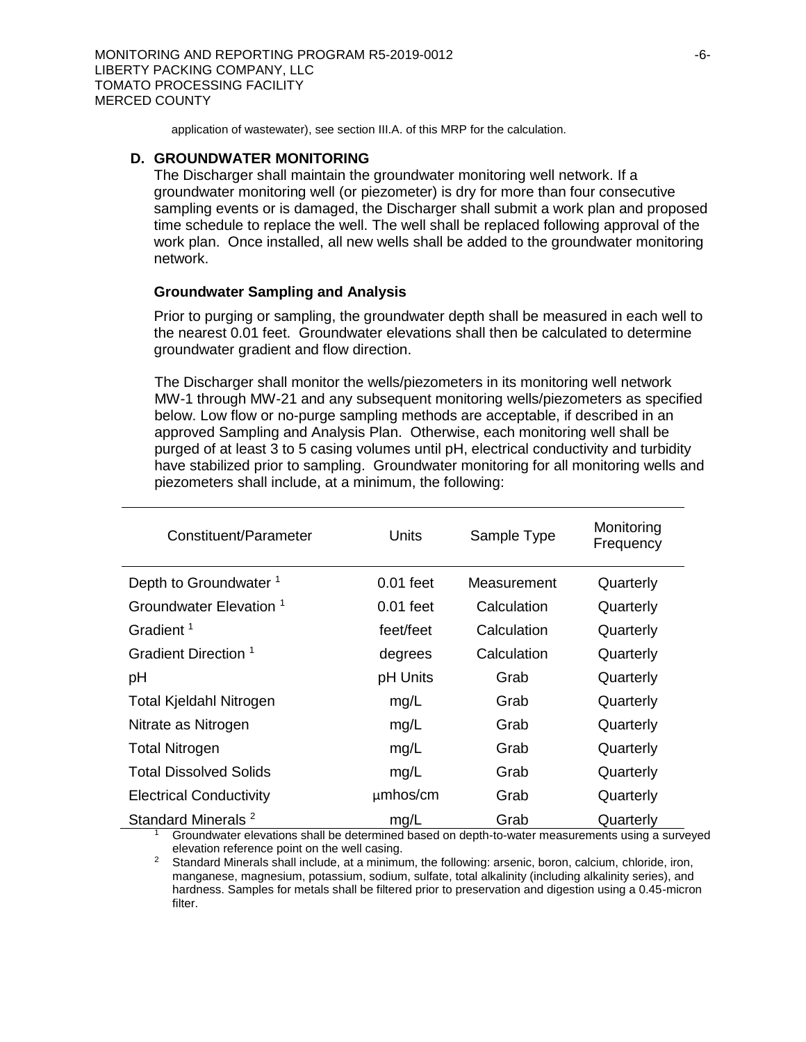application of wastewater), see section III.A. of this MRP for the calculation.

### D. GROUNDWATER MONITORING

The Discharger shall maintain the groundwater monitoring well network. If a groundwater monitoring well (or piezometer) is dry for more than four consecutive sampling events or is damaged, the Discharger shall submit a work plan and proposed time schedule to replace the well. The well shall be replaced following approval of the work plan. Once installed, all new wells shall be added to the groundwater monitoring network.

#### Groundwater Sampling and Analysis

Prior to purging or sampling, the groundwater depth shall be measured in each well to the nearest 0.01 feet. Groundwater elevations shall then be calculated to determine groundwater gradient and flow direction.

The Discharger shall monitor the wells/piezometers in its monitoring well network MW-1 through MW-21 and any subsequent monitoring wells/piezometers as specified below. Low flow or no-purge sampling methods are acceptable, if described in an approved Sampling and Analysis Plan. Otherwise, each monitoring well shall be purged of at least 3 to 5 casing volumes until pH, electrical conductivity and turbidity have stabilized prior to sampling. Groundwater monitoring for all monitoring wells and piezometers shall include, at a minimum, the following:

| Constituent/Parameter | Units | Sample Type | Monitoring Frequency |
|---|---|---|---|
| Depth to Groundwater [1] | 0.01 feet | Measurement | Quarterly |
| Groundwater Elevation [1] | 0.01 feet | Calculation | Quarterly |
| Gradient [1] | feet/feet | Calculation | Quarterly |
| Gradient Direction [1] | degrees | Calculation | Quarterly |
| pH | pH Units | Grab | Quarterly |
| Total Kjeldahl Nitrogen | mg/L | Grab | Quarterly |
| Nitrate as Nitrogen | mg/L | Grab | Quarterly |
| Total Nitrogen | mg/L | Grab | Quarterly |
| Total Dissolved Solids | mg/L | Grab | Quarterly |
| Electrical Conductivity | µmhos/cm | Grab | Quarterly |
| Standard Minerals [2] | mg/L | Grab | Quarterly |

[1] Groundwater elevations shall be determined based on depth-to-water measurements using a surveyed elevation reference point on the well casing.

[2] Standard Minerals shall include, at a minimum, the following: arsenic, boron, calcium, chloride, iron, manganese, magnesium, potassium, sodium, sulfate, total alkalinity (including alkalinity series), and hardness. Samples for metals shall be filtered prior to preservation and digestion using a 0.45-micron filter.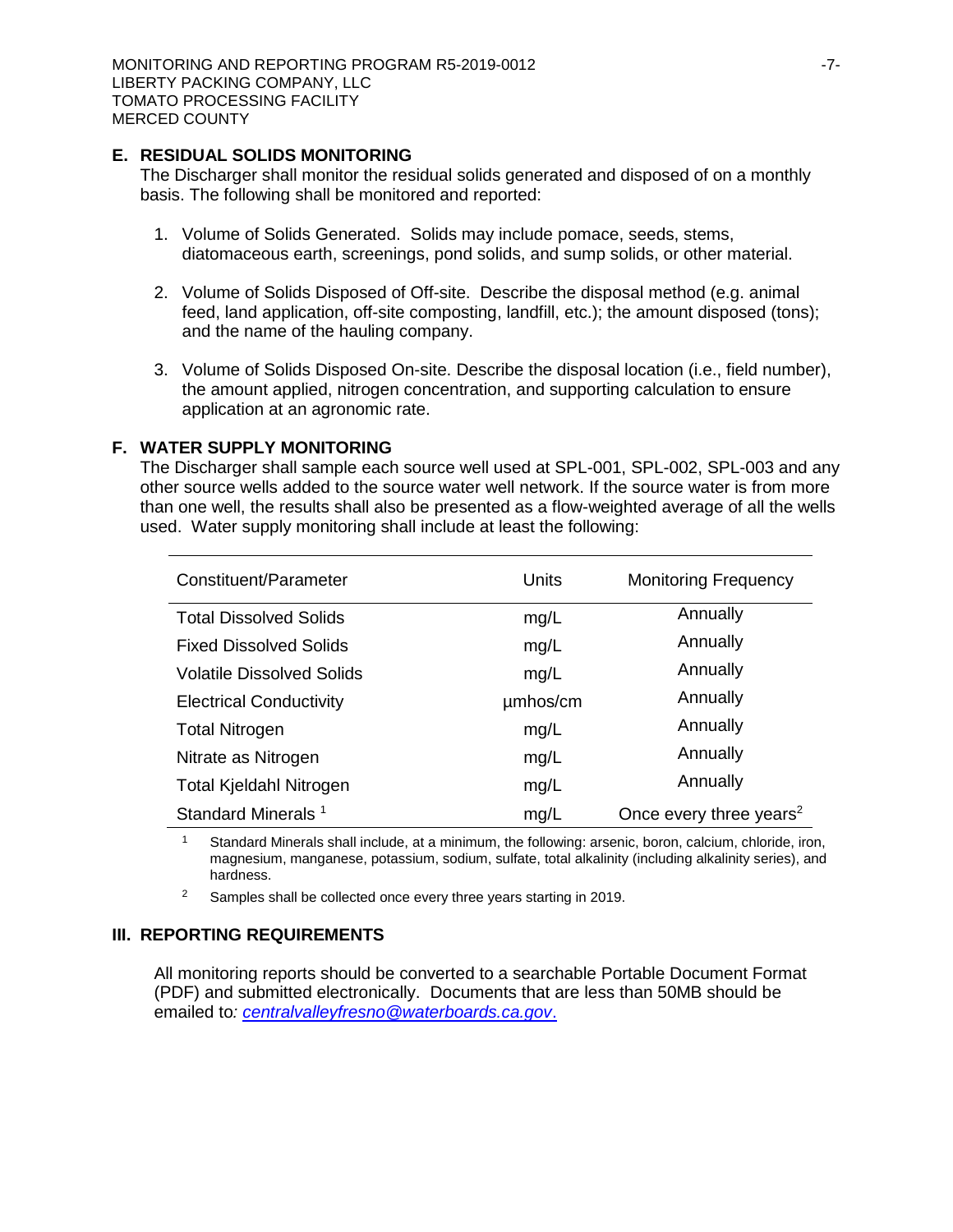### E. RESIDUAL SOLIDS MONITORING

The Discharger shall monitor the residual solids generated and disposed of on a monthly basis. The following shall be monitored and reported:

1. Volume of Solids Generated. Solids may include pomace, seeds, stems, diatomaceous earth, screenings, pond solids, and sump solids, or other material.

2. Volume of Solids Disposed of Off-site. Describe the disposal method (e.g. animal feed, land application, off-site composting, landfill, etc.); the amount disposed (tons); and the name of the hauling company.

3. Volume of Solids Disposed On-site. Describe the disposal location (i.e., field number), the amount applied, nitrogen concentration, and supporting calculation to ensure application at an agronomic rate.

### F. WATER SUPPLY MONITORING

The Discharger shall sample each source well used at SPL-001, SPL-002, SPL-003 and any other source wells added to the source water well network. If the source water is from more than one well, the results shall also be presented as a flow-weighted average of all the wells used. Water supply monitoring shall include at least the following:

| Constituent/Parameter | Units | Monitoring Frequency |
|---|---|---|
| Total Dissolved Solids | mg/L | Annually |
| Fixed Dissolved Solids | mg/L | Annually |
| Volatile Dissolved Solids | mg/L | Annually |
| Electrical Conductivity | µmhos/cm | Annually |
| Total Nitrogen | mg/L | Annually |
| Nitrate as Nitrogen | mg/L | Annually |
| Total Kjeldahl Nitrogen | mg/L | Annually |
| Standard Minerals [1] | mg/L | Once every three years[2] |

[1] Standard Minerals shall include, at a minimum, the following: arsenic, boron, calcium, chloride, iron, magnesium, manganese, potassium, sodium, sulfate, total alkalinity (including alkalinity series), and hardness.

[2] Samples shall be collected once every three years starting in 2019.

## III. REPORTING REQUIREMENTS

All monitoring reports should be converted to a searchable Portable Document Format (PDF) and submitted electronically. Documents that are less than 50MB should be emailed to*: centralvalleyfresno@waterboards.ca.gov*.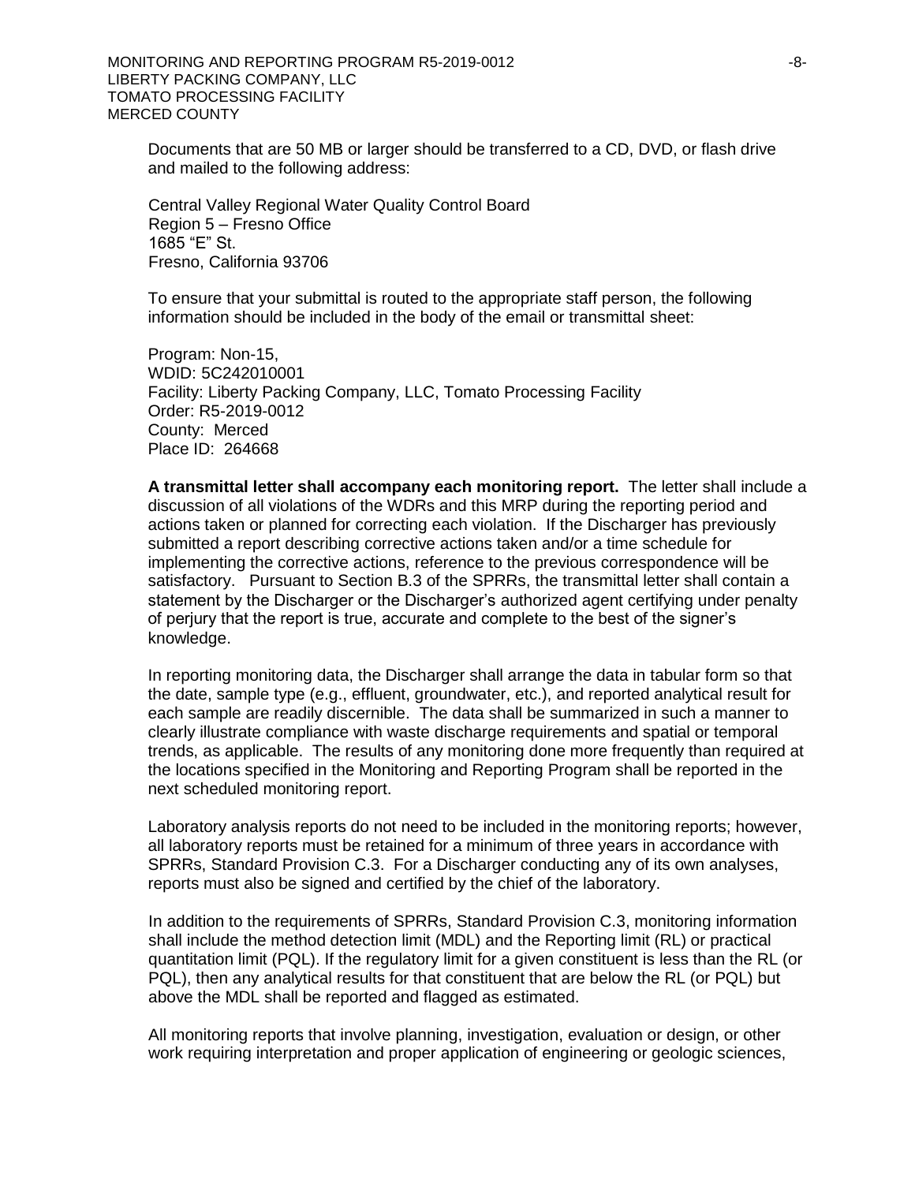Documents that are 50 MB or larger should be transferred to a CD, DVD, or flash drive and mailed to the following address:

Central Valley Regional Water Quality Control Board
Region 5 – Fresno Office
1685 "E" St.
Fresno, California 93706

To ensure that your submittal is routed to the appropriate staff person, the following information should be included in the body of the email or transmittal sheet:

Program: Non-15,
WDID: 5C242010001
Facility: Liberty Packing Company, LLC, Tomato Processing Facility
Order: R5-2019-0012
County: Merced
Place ID: 264668

**A transmittal letter shall accompany each monitoring report.** The letter shall include a discussion of all violations of the WDRs and this MRP during the reporting period and actions taken or planned for correcting each violation. If the Discharger has previously submitted a report describing corrective actions taken and/or a time schedule for implementing the corrective actions, reference to the previous correspondence will be satisfactory. Pursuant to Section B.3 of the SPRRs, the transmittal letter shall contain a statement by the Discharger or the Discharger's authorized agent certifying under penalty of perjury that the report is true, accurate and complete to the best of the signer's knowledge.

In reporting monitoring data, the Discharger shall arrange the data in tabular form so that the date, sample type (e.g., effluent, groundwater, etc.), and reported analytical result for each sample are readily discernible. The data shall be summarized in such a manner to clearly illustrate compliance with waste discharge requirements and spatial or temporal trends, as applicable. The results of any monitoring done more frequently than required at the locations specified in the Monitoring and Reporting Program shall be reported in the next scheduled monitoring report.

Laboratory analysis reports do not need to be included in the monitoring reports; however, all laboratory reports must be retained for a minimum of three years in accordance with SPRRs, Standard Provision C.3. For a Discharger conducting any of its own analyses, reports must also be signed and certified by the chief of the laboratory.

In addition to the requirements of SPRRs, Standard Provision C.3, monitoring information shall include the method detection limit (MDL) and the Reporting limit (RL) or practical quantitation limit (PQL). If the regulatory limit for a given constituent is less than the RL (or PQL), then any analytical results for that constituent that are below the RL (or PQL) but above the MDL shall be reported and flagged as estimated.

All monitoring reports that involve planning, investigation, evaluation or design, or other work requiring interpretation and proper application of engineering or geologic sciences,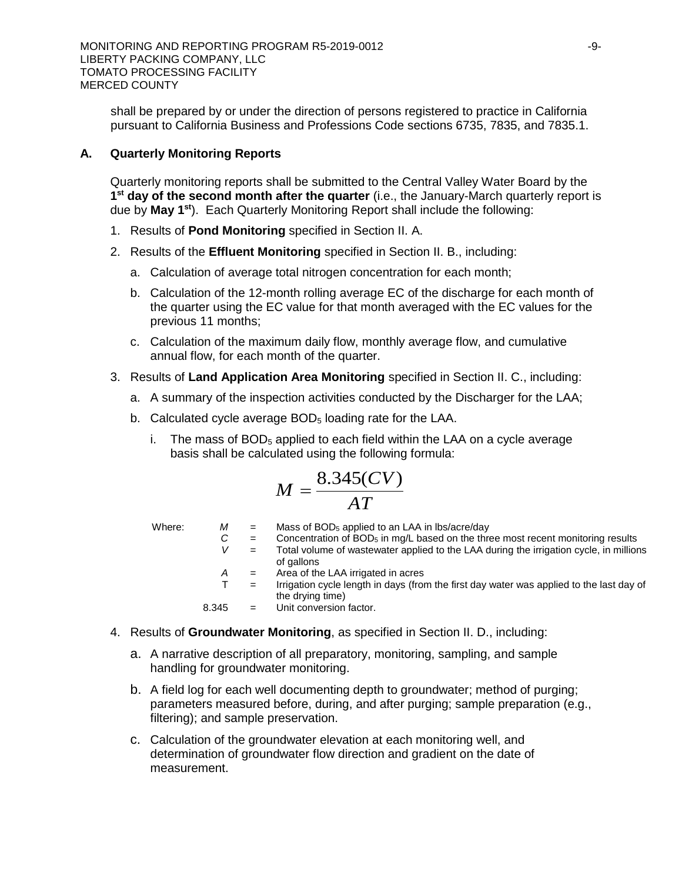shall be prepared by or under the direction of persons registered to practice in California pursuant to California Business and Professions Code sections 6735, 7835, and 7835.1.

### A. Quarterly Monitoring Reports

Quarterly monitoring reports shall be submitted to the Central Valley Water Board by the **1st day of the second month after the quarter** (i.e., the January-March quarterly report is due by **May 1st**). Each Quarterly Monitoring Report shall include the following:

1. Results of **Pond Monitoring** specified in Section II. A.
2. Results of the **Effluent Monitoring** specified in Section II. B., including:
   a. Calculation of average total nitrogen concentration for each month;
   b. Calculation of the 12-month rolling average EC of the discharge for each month of the quarter using the EC value for that month averaged with the EC values for the previous 11 months;
   c. Calculation of the maximum daily flow, monthly average flow, and cumulative annual flow, for each month of the quarter.
3. Results of **Land Application Area Monitoring** specified in Section II. C., including:
   a. A summary of the inspection activities conducted by the Discharger for the LAA;
   b. Calculated cycle average $BOD_5$ loading rate for the LAA.
      i. The mass of $BOD_5$ applied to each field within the LAA on a cycle average basis shall be calculated using the following formula:

$$M = \frac{8.345(CV)}{AT}$$

Where:

- $M$ = Mass of $BOD_5$ applied to an LAA in lbs/acre/day
- $C$ = Concentration of $BOD_5$ in mg/L based on the three most recent monitoring results
- $V$ = Total volume of wastewater applied to the LAA during the irrigation cycle, in millions of gallons
- $A$ = Area of the LAA irrigated in acres
- $T$ = Irrigation cycle length in days (from the first day water was applied to the last day of the drying time)
- 8.345 = Unit conversion factor.

4. Results of **Groundwater Monitoring**, as specified in Section II. D., including:
   a. A narrative description of all preparatory, monitoring, sampling, and sample handling for groundwater monitoring.
   b. A field log for each well documenting depth to groundwater; method of purging; parameters measured before, during, and after purging; sample preparation (e.g., filtering); and sample preservation.
   c. Calculation of the groundwater elevation at each monitoring well, and determination of groundwater flow direction and gradient on the date of measurement.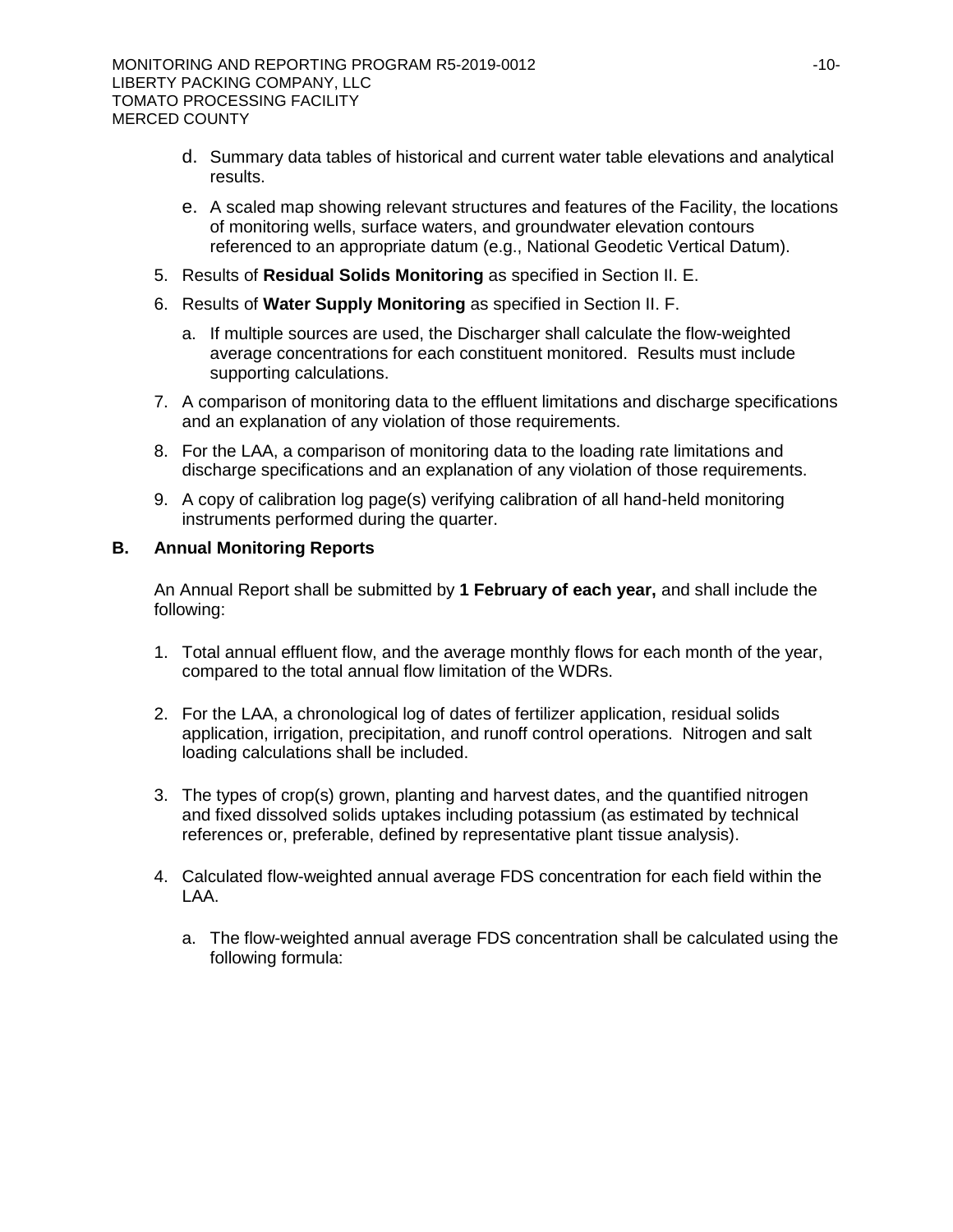d. Summary data tables of historical and current water table elevations and analytical results.

e. A scaled map showing relevant structures and features of the Facility, the locations of monitoring wells, surface waters, and groundwater elevation contours referenced to an appropriate datum (e.g., National Geodetic Vertical Datum).

5. Results of **Residual Solids Monitoring** as specified in Section II. E.

6. Results of **Water Supply Monitoring** as specified in Section II. F.

   a. If multiple sources are used, the Discharger shall calculate the flow-weighted average concentrations for each constituent monitored. Results must include supporting calculations.

7. A comparison of monitoring data to the effluent limitations and discharge specifications and an explanation of any violation of those requirements.

8. For the LAA, a comparison of monitoring data to the loading rate limitations and discharge specifications and an explanation of any violation of those requirements.

9. A copy of calibration log page(s) verifying calibration of all hand-held monitoring instruments performed during the quarter.

## B. Annual Monitoring Reports

An Annual Report shall be submitted by **1 February of each year,** and shall include the following:

1. Total annual effluent flow, and the average monthly flows for each month of the year, compared to the total annual flow limitation of the WDRs.

2. For the LAA, a chronological log of dates of fertilizer application, residual solids application, irrigation, precipitation, and runoff control operations. Nitrogen and salt loading calculations shall be included.

3. The types of crop(s) grown, planting and harvest dates, and the quantified nitrogen and fixed dissolved solids uptakes including potassium (as estimated by technical references or, preferable, defined by representative plant tissue analysis).

4. Calculated flow-weighted annual average FDS concentration for each field within the LAA.

   a. The flow-weighted annual average FDS concentration shall be calculated using the following formula: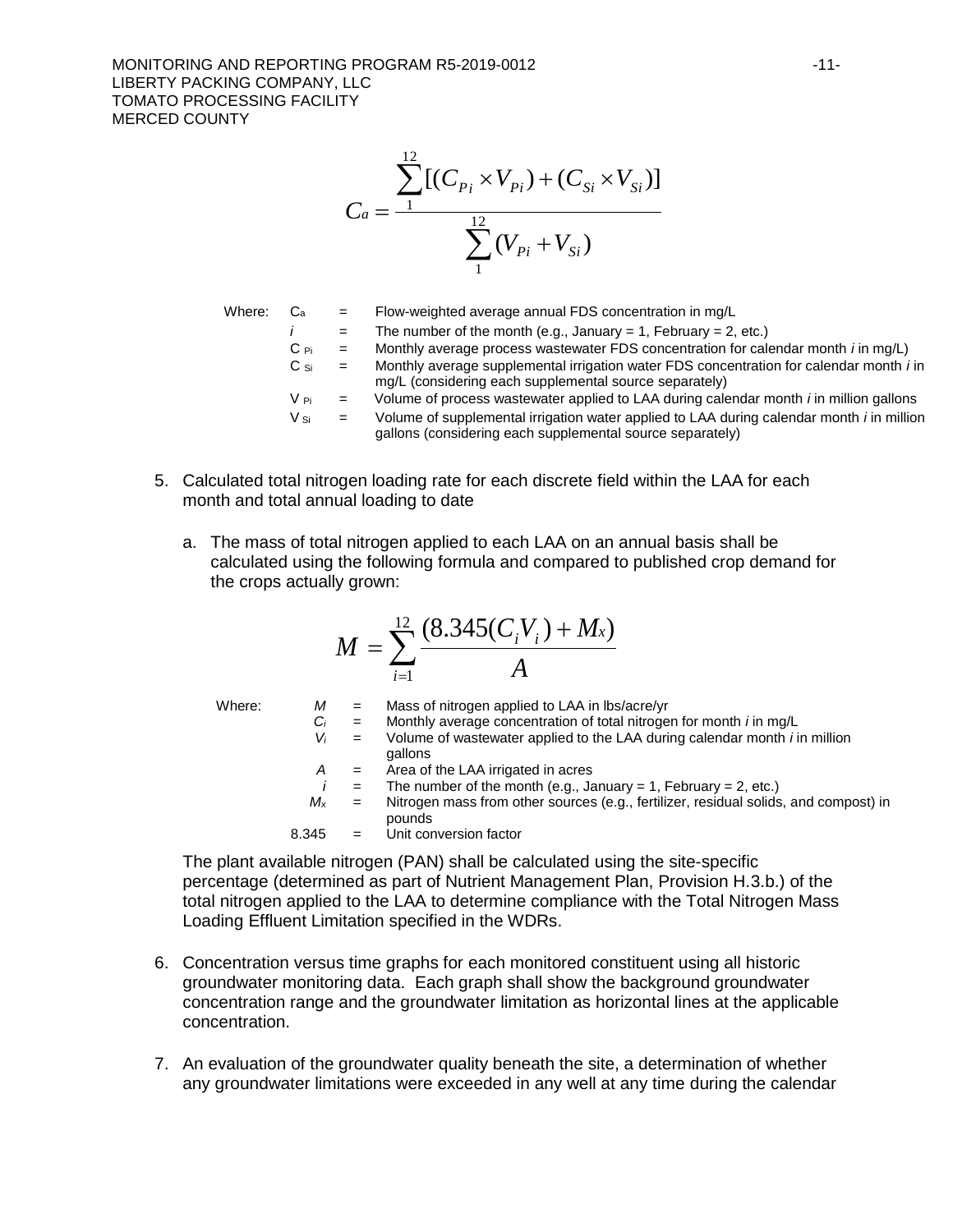$$C_a = \frac{\sum_{1}^{12}[(C_{Pi} \times V_{Pi}) + (C_{Si} \times V_{Si})]}{\sum_{1}^{12}(V_{Pi} + V_{Si})}$$

Where:

- $C_a$ = Flow-weighted average annual FDS concentration in mg/L
- $i$ = The number of the month (e.g., January = 1, February = 2, etc.)
- $C_{Pi}$ = Monthly average process wastewater FDS concentration for calendar month *i* in mg/L)
- $C_{Si}$ = Monthly average supplemental irrigation water FDS concentration for calendar month *i* in mg/L (considering each supplemental source separately)
- $V_{Pi}$ = Volume of process wastewater applied to LAA during calendar month *i* in million gallons
- $V_{Si}$ = Volume of supplemental irrigation water applied to LAA during calendar month *i* in million gallons (considering each supplemental source separately)

5. Calculated total nitrogen loading rate for each discrete field within the LAA for each month and total annual loading to date

   a. The mass of total nitrogen applied to each LAA on an annual basis shall be calculated using the following formula and compared to published crop demand for the crops actually grown:

$$M = \sum_{i=1}^{12} \frac{(8.345(C_i V_i) + M_x)}{A}$$

Where:

- $M$ = Mass of nitrogen applied to LAA in lbs/acre/yr
- $C_i$ = Monthly average concentration of total nitrogen for month *i* in mg/L
- $V_i$ = Volume of wastewater applied to the LAA during calendar month *i* in million gallons
- $A$ = Area of the LAA irrigated in acres
- $i$ = The number of the month (e.g., January = 1, February = 2, etc.)
- $M_x$ = Nitrogen mass from other sources (e.g., fertilizer, residual solids, and compost) in pounds
- 8.345 = Unit conversion factor

The plant available nitrogen (PAN) shall be calculated using the site-specific percentage (determined as part of Nutrient Management Plan, Provision H.3.b.) of the total nitrogen applied to the LAA to determine compliance with the Total Nitrogen Mass Loading Effluent Limitation specified in the WDRs.

6. Concentration versus time graphs for each monitored constituent using all historic groundwater monitoring data. Each graph shall show the background groundwater concentration range and the groundwater limitation as horizontal lines at the applicable concentration.

7. An evaluation of the groundwater quality beneath the site, a determination of whether any groundwater limitations were exceeded in any well at any time during the calendar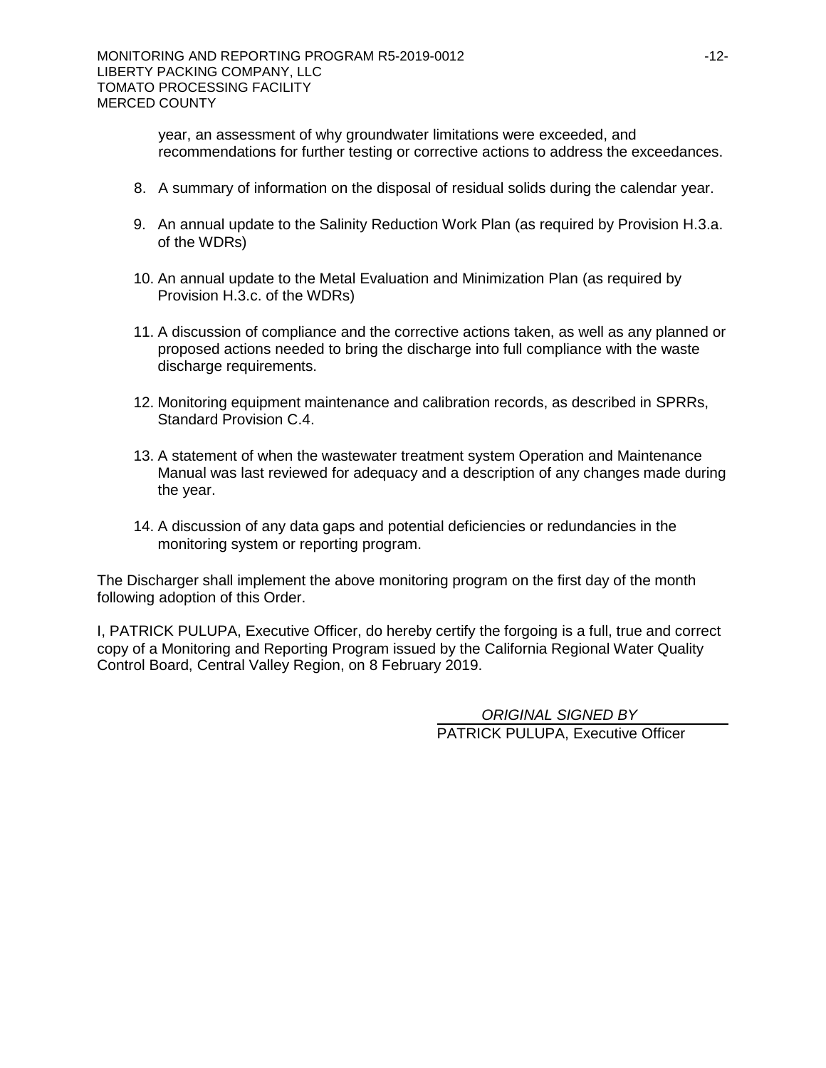year, an assessment of why groundwater limitations were exceeded, and recommendations for further testing or corrective actions to address the exceedances.

8. A summary of information on the disposal of residual solids during the calendar year.

9. An annual update to the Salinity Reduction Work Plan (as required by Provision H.3.a. of the WDRs)

10. An annual update to the Metal Evaluation and Minimization Plan (as required by Provision H.3.c. of the WDRs)

11. A discussion of compliance and the corrective actions taken, as well as any planned or proposed actions needed to bring the discharge into full compliance with the waste discharge requirements.

12. Monitoring equipment maintenance and calibration records, as described in SPRRs, Standard Provision C.4.

13. A statement of when the wastewater treatment system Operation and Maintenance Manual was last reviewed for adequacy and a description of any changes made during the year.

14. A discussion of any data gaps and potential deficiencies or redundancies in the monitoring system or reporting program.

The Discharger shall implement the above monitoring program on the first day of the month following adoption of this Order.

I, PATRICK PULUPA, Executive Officer, do hereby certify the forgoing is a full, true and correct copy of a Monitoring and Reporting Program issued by the California Regional Water Quality Control Board, Central Valley Region, on 8 February 2019.

*ORIGINAL SIGNED BY*

PATRICK PULUPA, Executive Officer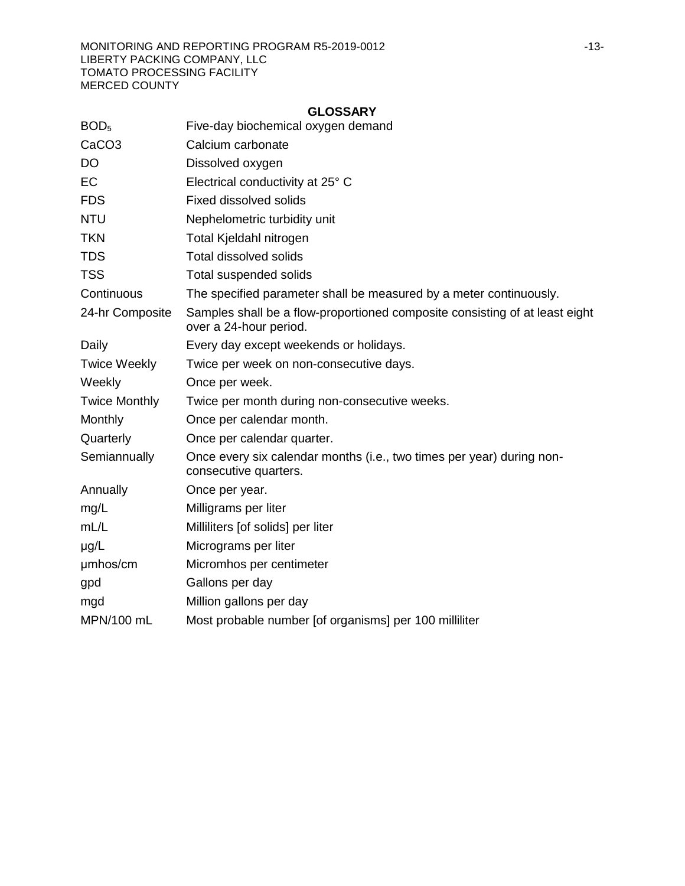## GLOSSARY

| | |
|---|---|
| $BOD_5$ | Five-day biochemical oxygen demand |
| CaCO3 | Calcium carbonate |
| DO | Dissolved oxygen |
| EC | Electrical conductivity at 25° C |
| FDS | Fixed dissolved solids |
| NTU | Nephelometric turbidity unit |
| TKN | Total Kjeldahl nitrogen |
| TDS | Total dissolved solids |
| TSS | Total suspended solids |
| Continuous | The specified parameter shall be measured by a meter continuously. |
| 24-hr Composite | Samples shall be a flow-proportioned composite consisting of at least eight over a 24-hour period. |
| Daily | Every day except weekends or holidays. |
| Twice Weekly | Twice per week on non-consecutive days. |
| Weekly | Once per week. |
| Twice Monthly | Twice per month during non-consecutive weeks. |
| Monthly | Once per calendar month. |
| Quarterly | Once per calendar quarter. |
| Semiannually | Once every six calendar months (i.e., two times per year) during non-consecutive quarters. |
| Annually | Once per year. |
| mg/L | Milligrams per liter |
| mL/L | Milliliters [of solids] per liter |
| µg/L | Micrograms per liter |
| µmhos/cm | Micromhos per centimeter |
| gpd | Gallons per day |
| mgd | Million gallons per day |
| MPN/100 mL | Most probable number [of organisms] per 100 milliliter |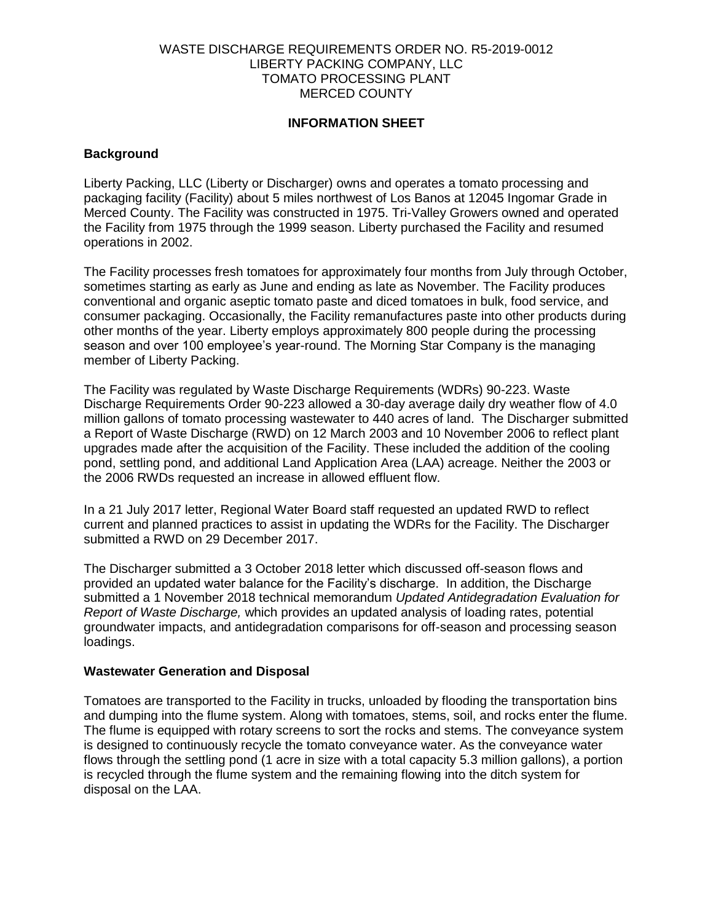WASTE DISCHARGE REQUIREMENTS ORDER NO. R5-2019-0012
LIBERTY PACKING COMPANY, LLC
TOMATO PROCESSING PLANT
MERCED COUNTY

## INFORMATION SHEET

### Background

Liberty Packing, LLC (Liberty or Discharger) owns and operates a tomato processing and packaging facility (Facility) about 5 miles northwest of Los Banos at 12045 Ingomar Grade in Merced County. The Facility was constructed in 1975. Tri-Valley Growers owned and operated the Facility from 1975 through the 1999 season. Liberty purchased the Facility and resumed operations in 2002.

The Facility processes fresh tomatoes for approximately four months from July through October, sometimes starting as early as June and ending as late as November. The Facility produces conventional and organic aseptic tomato paste and diced tomatoes in bulk, food service, and consumer packaging. Occasionally, the Facility remanufactures paste into other products during other months of the year. Liberty employs approximately 800 people during the processing season and over 100 employee's year-round. The Morning Star Company is the managing member of Liberty Packing.

The Facility was regulated by Waste Discharge Requirements (WDRs) 90-223. Waste Discharge Requirements Order 90-223 allowed a 30-day average daily dry weather flow of 4.0 million gallons of tomato processing wastewater to 440 acres of land. The Discharger submitted a Report of Waste Discharge (RWD) on 12 March 2003 and 10 November 2006 to reflect plant upgrades made after the acquisition of the Facility. These included the addition of the cooling pond, settling pond, and additional Land Application Area (LAA) acreage. Neither the 2003 or the 2006 RWDs requested an increase in allowed effluent flow.

In a 21 July 2017 letter, Regional Water Board staff requested an updated RWD to reflect current and planned practices to assist in updating the WDRs for the Facility. The Discharger submitted a RWD on 29 December 2017.

The Discharger submitted a 3 October 2018 letter which discussed off-season flows and provided an updated water balance for the Facility's discharge. In addition, the Discharge submitted a 1 November 2018 technical memorandum *Updated Antidegradation Evaluation for Report of Waste Discharge,* which provides an updated analysis of loading rates, potential groundwater impacts, and antidegradation comparisons for off-season and processing season loadings.

### Wastewater Generation and Disposal

Tomatoes are transported to the Facility in trucks, unloaded by flooding the transportation bins and dumping into the flume system. Along with tomatoes, stems, soil, and rocks enter the flume. The flume is equipped with rotary screens to sort the rocks and stems. The conveyance system is designed to continuously recycle the tomato conveyance water. As the conveyance water flows through the settling pond (1 acre in size with a total capacity 5.3 million gallons), a portion is recycled through the flume system and the remaining flowing into the ditch system for disposal on the LAA.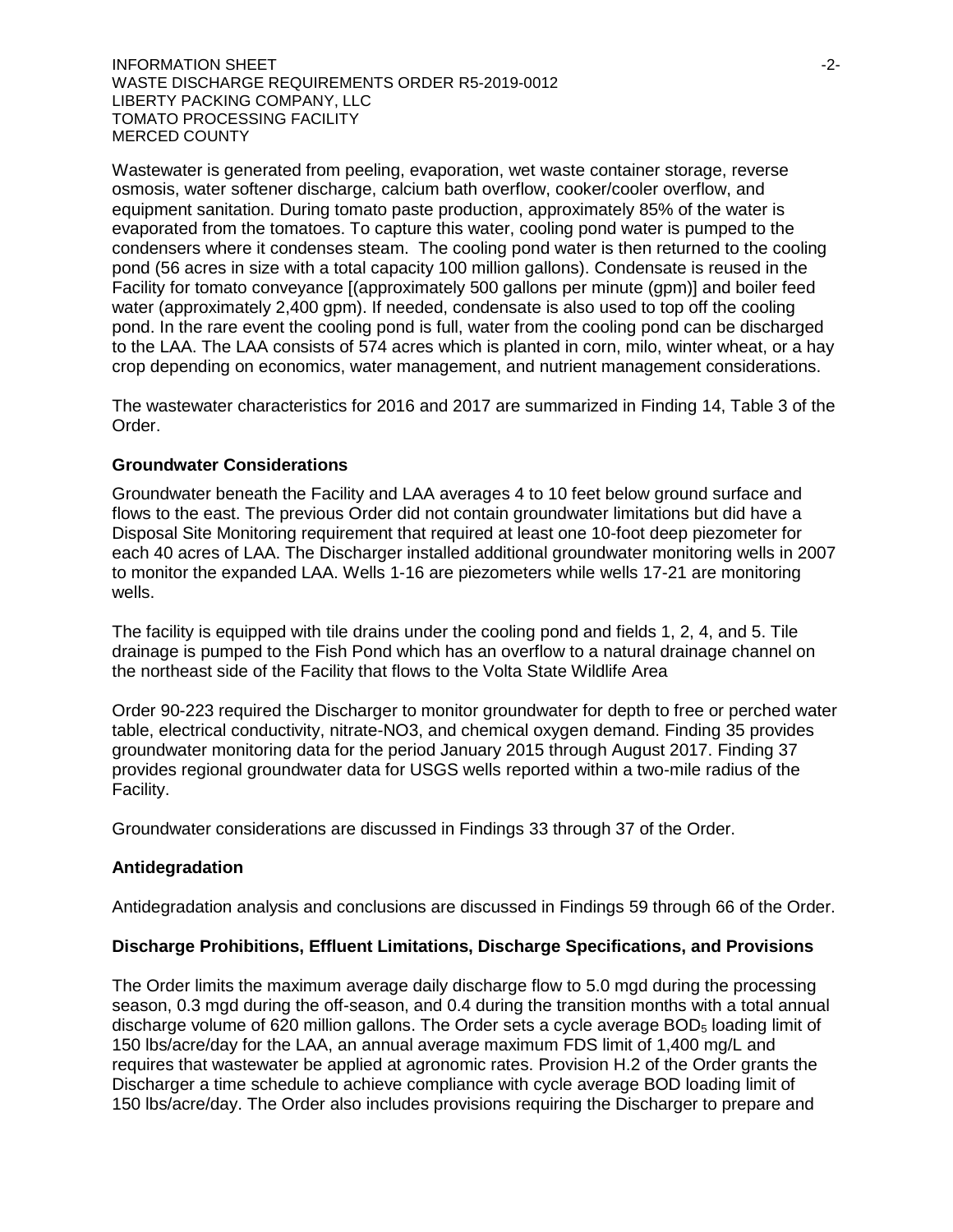Wastewater is generated from peeling, evaporation, wet waste container storage, reverse osmosis, water softener discharge, calcium bath overflow, cooker/cooler overflow, and equipment sanitation. During tomato paste production, approximately 85% of the water is evaporated from the tomatoes. To capture this water, cooling pond water is pumped to the condensers where it condenses steam. The cooling pond water is then returned to the cooling pond (56 acres in size with a total capacity 100 million gallons). Condensate is reused in the Facility for tomato conveyance [(approximately 500 gallons per minute (gpm)] and boiler feed water (approximately 2,400 gpm). If needed, condensate is also used to top off the cooling pond. In the rare event the cooling pond is full, water from the cooling pond can be discharged to the LAA. The LAA consists of 574 acres which is planted in corn, milo, winter wheat, or a hay crop depending on economics, water management, and nutrient management considerations.

The wastewater characteristics for 2016 and 2017 are summarized in Finding 14, Table 3 of the Order.

## Groundwater Considerations

Groundwater beneath the Facility and LAA averages 4 to 10 feet below ground surface and flows to the east. The previous Order did not contain groundwater limitations but did have a Disposal Site Monitoring requirement that required at least one 10-foot deep piezometer for each 40 acres of LAA. The Discharger installed additional groundwater monitoring wells in 2007 to monitor the expanded LAA. Wells 1-16 are piezometers while wells 17-21 are monitoring wells.

The facility is equipped with tile drains under the cooling pond and fields 1, 2, 4, and 5. Tile drainage is pumped to the Fish Pond which has an overflow to a natural drainage channel on the northeast side of the Facility that flows to the Volta State Wildlife Area

Order 90-223 required the Discharger to monitor groundwater for depth to free or perched water table, electrical conductivity, nitrate-NO3, and chemical oxygen demand. Finding 35 provides groundwater monitoring data for the period January 2015 through August 2017. Finding 37 provides regional groundwater data for USGS wells reported within a two-mile radius of the Facility.

Groundwater considerations are discussed in Findings 33 through 37 of the Order.

## Antidegradation

Antidegradation analysis and conclusions are discussed in Findings 59 through 66 of the Order.

## Discharge Prohibitions, Effluent Limitations, Discharge Specifications, and Provisions

The Order limits the maximum average daily discharge flow to 5.0 mgd during the processing season, 0.3 mgd during the off-season, and 0.4 during the transition months with a total annual discharge volume of 620 million gallons. The Order sets a cycle average $BOD_5$ loading limit of 150 lbs/acre/day for the LAA, an annual average maximum FDS limit of 1,400 mg/L and requires that wastewater be applied at agronomic rates. Provision H.2 of the Order grants the Discharger a time schedule to achieve compliance with cycle average BOD loading limit of 150 lbs/acre/day. The Order also includes provisions requiring the Discharger to prepare and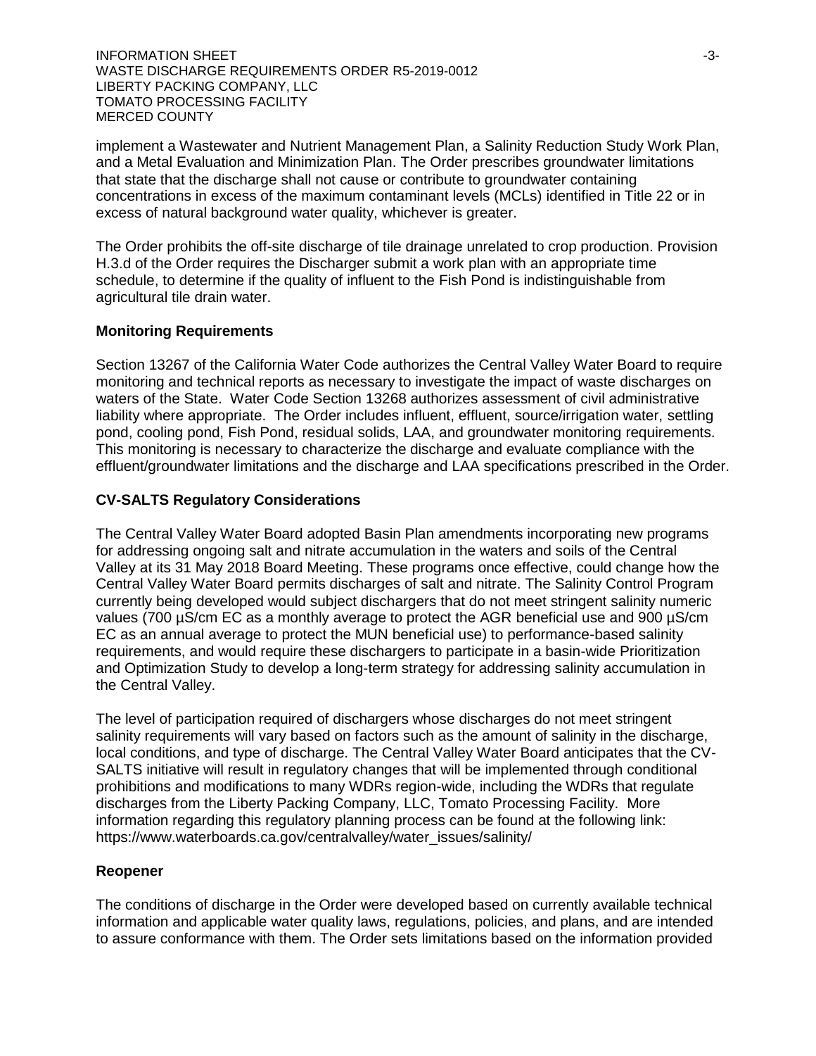implement a Wastewater and Nutrient Management Plan, a Salinity Reduction Study Work Plan, and a Metal Evaluation and Minimization Plan. The Order prescribes groundwater limitations that state that the discharge shall not cause or contribute to groundwater containing concentrations in excess of the maximum contaminant levels (MCLs) identified in Title 22 or in excess of natural background water quality, whichever is greater.

The Order prohibits the off-site discharge of tile drainage unrelated to crop production. Provision H.3.d of the Order requires the Discharger submit a work plan with an appropriate time schedule, to determine if the quality of influent to the Fish Pond is indistinguishable from agricultural tile drain water.

## Monitoring Requirements

Section 13267 of the California Water Code authorizes the Central Valley Water Board to require monitoring and technical reports as necessary to investigate the impact of waste discharges on waters of the State. Water Code Section 13268 authorizes assessment of civil administrative liability where appropriate. The Order includes influent, effluent, source/irrigation water, settling pond, cooling pond, Fish Pond, residual solids, LAA, and groundwater monitoring requirements. This monitoring is necessary to characterize the discharge and evaluate compliance with the effluent/groundwater limitations and the discharge and LAA specifications prescribed in the Order.

## CV-SALTS Regulatory Considerations

The Central Valley Water Board adopted Basin Plan amendments incorporating new programs for addressing ongoing salt and nitrate accumulation in the waters and soils of the Central Valley at its 31 May 2018 Board Meeting. These programs once effective, could change how the Central Valley Water Board permits discharges of salt and nitrate. The Salinity Control Program currently being developed would subject dischargers that do not meet stringent salinity numeric values (700 µS/cm EC as a monthly average to protect the AGR beneficial use and 900 µS/cm EC as an annual average to protect the MUN beneficial use) to performance-based salinity requirements, and would require these dischargers to participate in a basin-wide Prioritization and Optimization Study to develop a long-term strategy for addressing salinity accumulation in the Central Valley.

The level of participation required of dischargers whose discharges do not meet stringent salinity requirements will vary based on factors such as the amount of salinity in the discharge, local conditions, and type of discharge. The Central Valley Water Board anticipates that the CV-SALTS initiative will result in regulatory changes that will be implemented through conditional prohibitions and modifications to many WDRs region-wide, including the WDRs that regulate discharges from the Liberty Packing Company, LLC, Tomato Processing Facility. More information regarding this regulatory planning process can be found at the following link: https://www.waterboards.ca.gov/centralvalley/water_issues/salinity/

## Reopener

The conditions of discharge in the Order were developed based on currently available technical information and applicable water quality laws, regulations, policies, and plans, and are intended to assure conformance with them. The Order sets limitations based on the information provided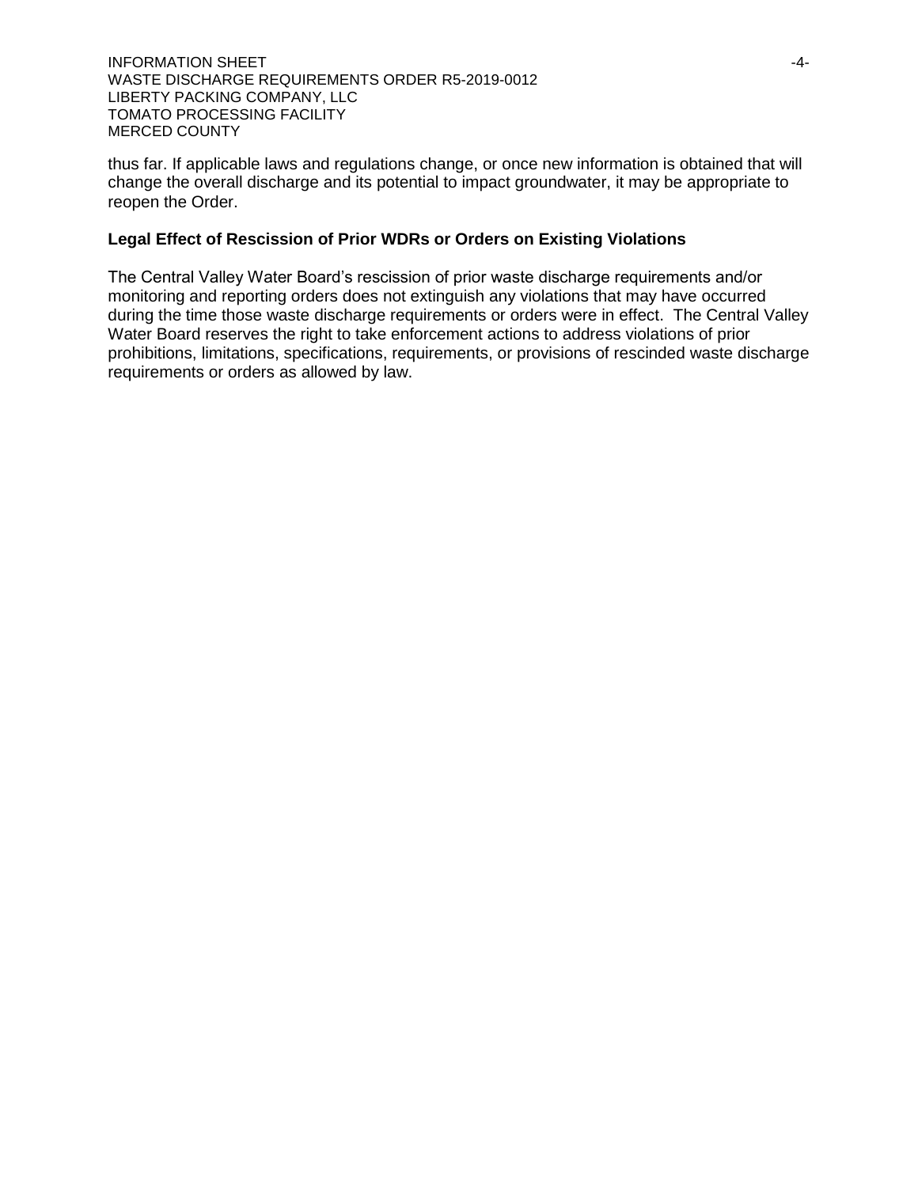thus far. If applicable laws and regulations change, or once new information is obtained that will change the overall discharge and its potential to impact groundwater, it may be appropriate to reopen the Order.

**Legal Effect of Rescission of Prior WDRs or Orders on Existing Violations**

The Central Valley Water Board's rescission of prior waste discharge requirements and/or monitoring and reporting orders does not extinguish any violations that may have occurred during the time those waste discharge requirements or orders were in effect. The Central Valley Water Board reserves the right to take enforcement actions to address violations of prior prohibitions, limitations, specifications, requirements, or provisions of rescinded waste discharge requirements or orders as allowed by law.